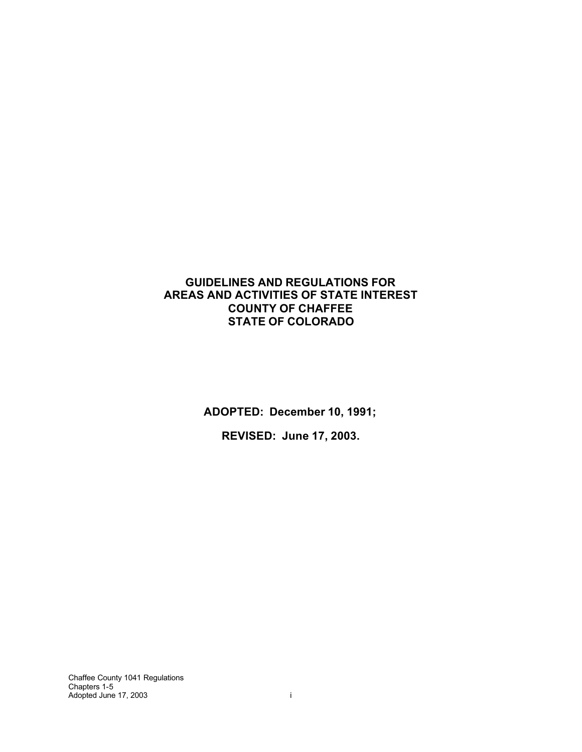# GUIDELINES AND REGULATIONS FOR AREAS AND ACTIVITIES OF STATE INTEREST COUNTY OF CHAFFEE STATE OF COLORADO

**ADOPTED: December 10, 1991;**

**REVISED: June 17, 2003.**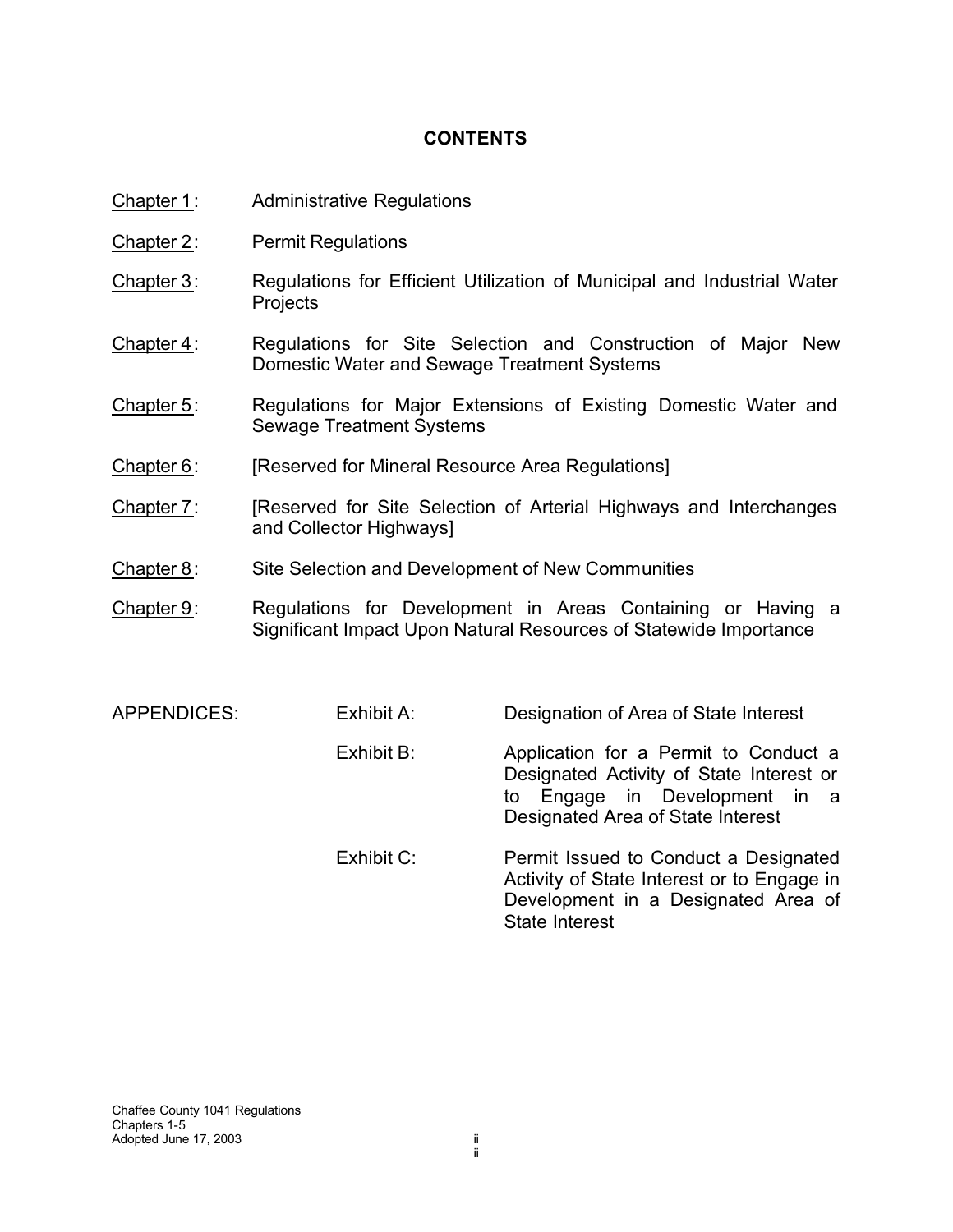# CONTENTS

Chapter 1: Administrative Regulations

Chapter 2: Permit Regulations

Chapter 3: Regulations for Efficient Utilization of Municipal and Industrial Water Projects

Chapter 4: Regulations for Site Selection and Construction of Major New Domestic Water and Sewage Treatment Systems

Chapter 5: Regulations for Major Extensions of Existing Domestic Water and Sewage Treatment Systems

Chapter 6: [Reserved for Mineral Resource Area Regulations]

Chapter 7: [Reserved for Site Selection of Arterial Highways and Interchanges and Collector Highways]

Chapter 8: Site Selection and Development of New Communities

Chapter 9: Regulations for Development in Areas Containing or Having a Significant Impact Upon Natural Resources of Statewide Importance

APPENDICES:

| | | |
|---|---|---|
| | Exhibit A: | Designation of Area of State Interest |
| | Exhibit B: | Application for a Permit to Conduct a Designated Activity of State Interest or to Engage in Development in a Designated Area of State Interest |
| | Exhibit C: | Permit Issued to Conduct a Designated Activity of State Interest or to Engage in Development in a Designated Area of State Interest |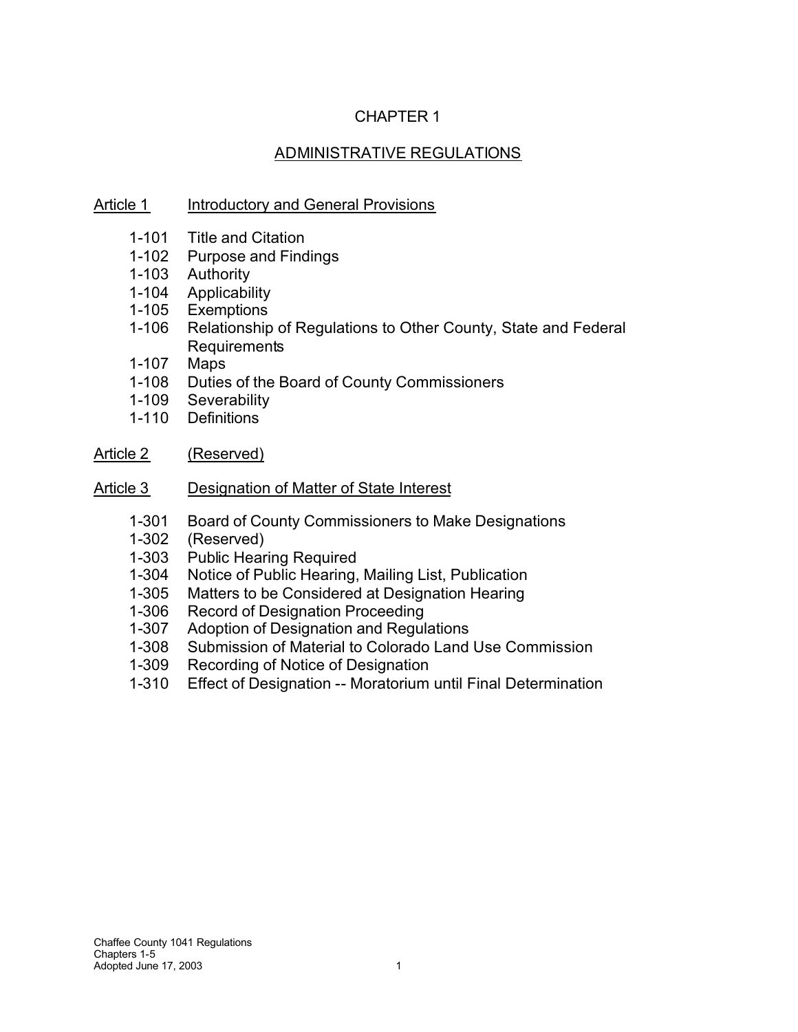# CHAPTER 1

## ADMINISTRATIVE REGULATIONS

### Article 1 Introductory and General Provisions

- 1-101 Title and Citation
- 1-102 Purpose and Findings
- 1-103 Authority
- 1-104 Applicability
- 1-105 Exemptions
- 1-106 Relationship of Regulations to Other County, State and Federal Requirements
- 1-107 Maps
- 1-108 Duties of the Board of County Commissioners
- 1-109 Severability
- 1-110 Definitions

### Article 2 (Reserved)

### Article 3 Designation of Matter of State Interest

- 1-301 Board of County Commissioners to Make Designations
- 1-302 (Reserved)
- 1-303 Public Hearing Required
- 1-304 Notice of Public Hearing, Mailing List, Publication
- 1-305 Matters to be Considered at Designation Hearing
- 1-306 Record of Designation Proceeding
- 1-307 Adoption of Designation and Regulations
- 1-308 Submission of Material to Colorado Land Use Commission
- 1-309 Recording of Notice of Designation
- 1-310 Effect of Designation -- Moratorium until Final Determination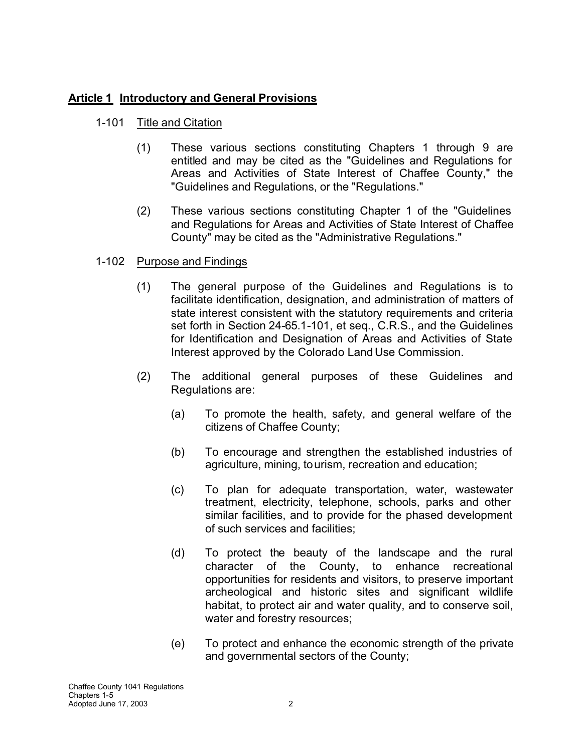## **Article 1 Introductory and General Provisions**

1-101 Title and Citation

(1) These various sections constituting Chapters 1 through 9 are entitled and may be cited as the "Guidelines and Regulations for Areas and Activities of State Interest of Chaffee County," the "Guidelines and Regulations, or the "Regulations."

(2) These various sections constituting Chapter 1 of the "Guidelines and Regulations for Areas and Activities of State Interest of Chaffee County" may be cited as the "Administrative Regulations."

1-102 Purpose and Findings

(1) The general purpose of the Guidelines and Regulations is to facilitate identification, designation, and administration of matters of state interest consistent with the statutory requirements and criteria set forth in Section 24-65.1-101, et seq., C.R.S., and the Guidelines for Identification and Designation of Areas and Activities of State Interest approved by the Colorado Land Use Commission.

(2) The additional general purposes of these Guidelines and Regulations are:

(a) To promote the health, safety, and general welfare of the citizens of Chaffee County;

(b) To encourage and strengthen the established industries of agriculture, mining, tourism, recreation and education;

(c) To plan for adequate transportation, water, wastewater treatment, electricity, telephone, schools, parks and other similar facilities, and to provide for the phased development of such services and facilities;

(d) To protect the beauty of the landscape and the rural character of the County, to enhance recreational opportunities for residents and visitors, to preserve important archeological and historic sites and significant wildlife habitat, to protect air and water quality, and to conserve soil, water and forestry resources;

(e) To protect and enhance the economic strength of the private and governmental sectors of the County;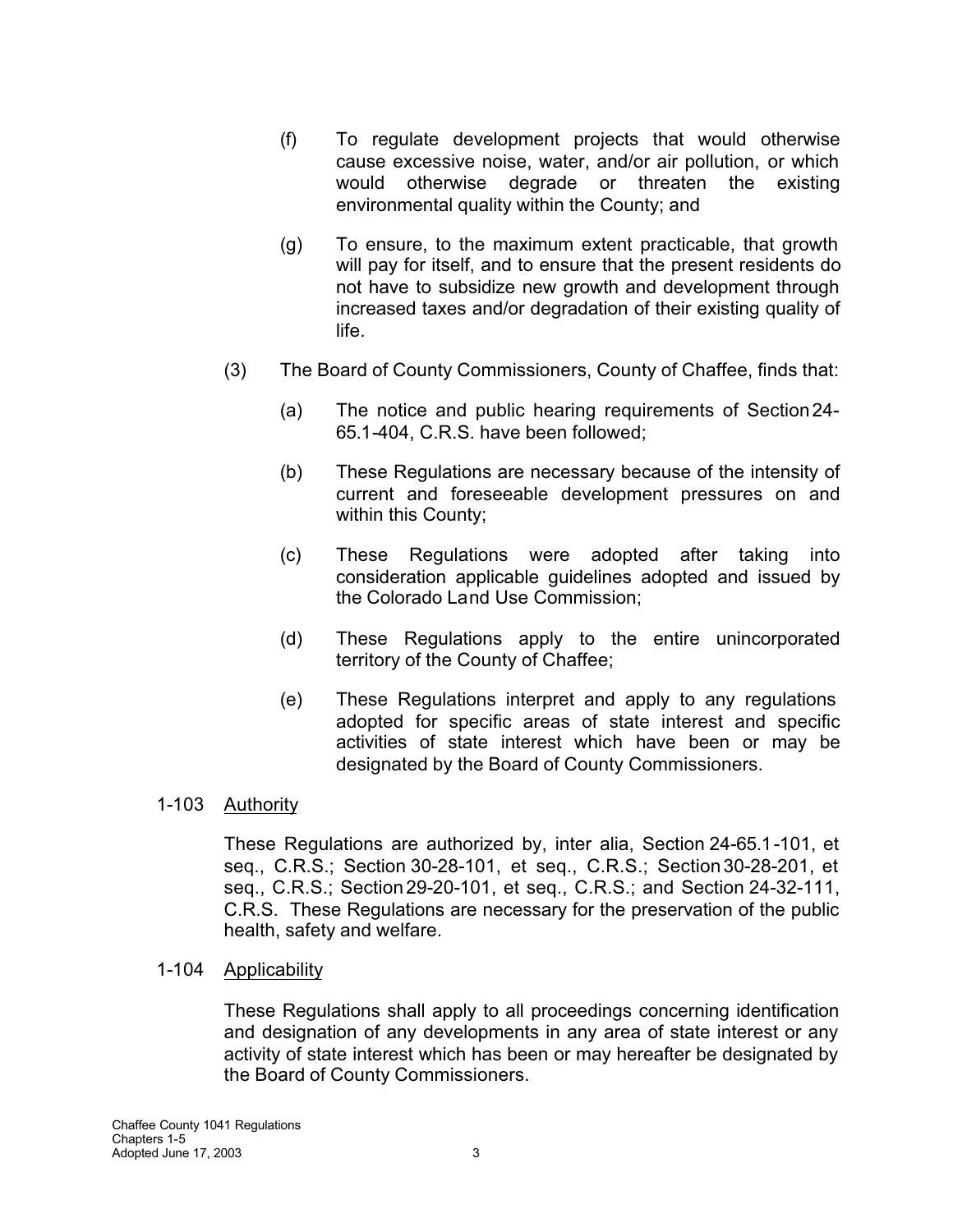(f) To regulate development projects that would otherwise cause excessive noise, water, and/or air pollution, or which would otherwise degrade or threaten the existing environmental quality within the County; and

(g) To ensure, to the maximum extent practicable, that growth will pay for itself, and to ensure that the present residents do not have to subsidize new growth and development through increased taxes and/or degradation of their existing quality of life.

(3) The Board of County Commissioners, County of Chaffee, finds that:

(a) The notice and public hearing requirements of Section 24-65.1-404, C.R.S. have been followed;

(b) These Regulations are necessary because of the intensity of current and foreseeable development pressures on and within this County;

(c) These Regulations were adopted after taking into consideration applicable guidelines adopted and issued by the Colorado Land Use Commission;

(d) These Regulations apply to the entire unincorporated territory of the County of Chaffee;

(e) These Regulations interpret and apply to any regulations adopted for specific areas of state interest and specific activities of state interest which have been or may be designated by the Board of County Commissioners.

1-103 Authority

These Regulations are authorized by, inter alia, Section 24-65.1-101, et seq., C.R.S.; Section 30-28-101, et seq., C.R.S.; Section 30-28-201, et seq., C.R.S.; Section 29-20-101, et seq., C.R.S.; and Section 24-32-111, C.R.S. These Regulations are necessary for the preservation of the public health, safety and welfare.

1-104 Applicability

These Regulations shall apply to all proceedings concerning identification and designation of any developments in any area of state interest or any activity of state interest which has been or may hereafter be designated by the Board of County Commissioners.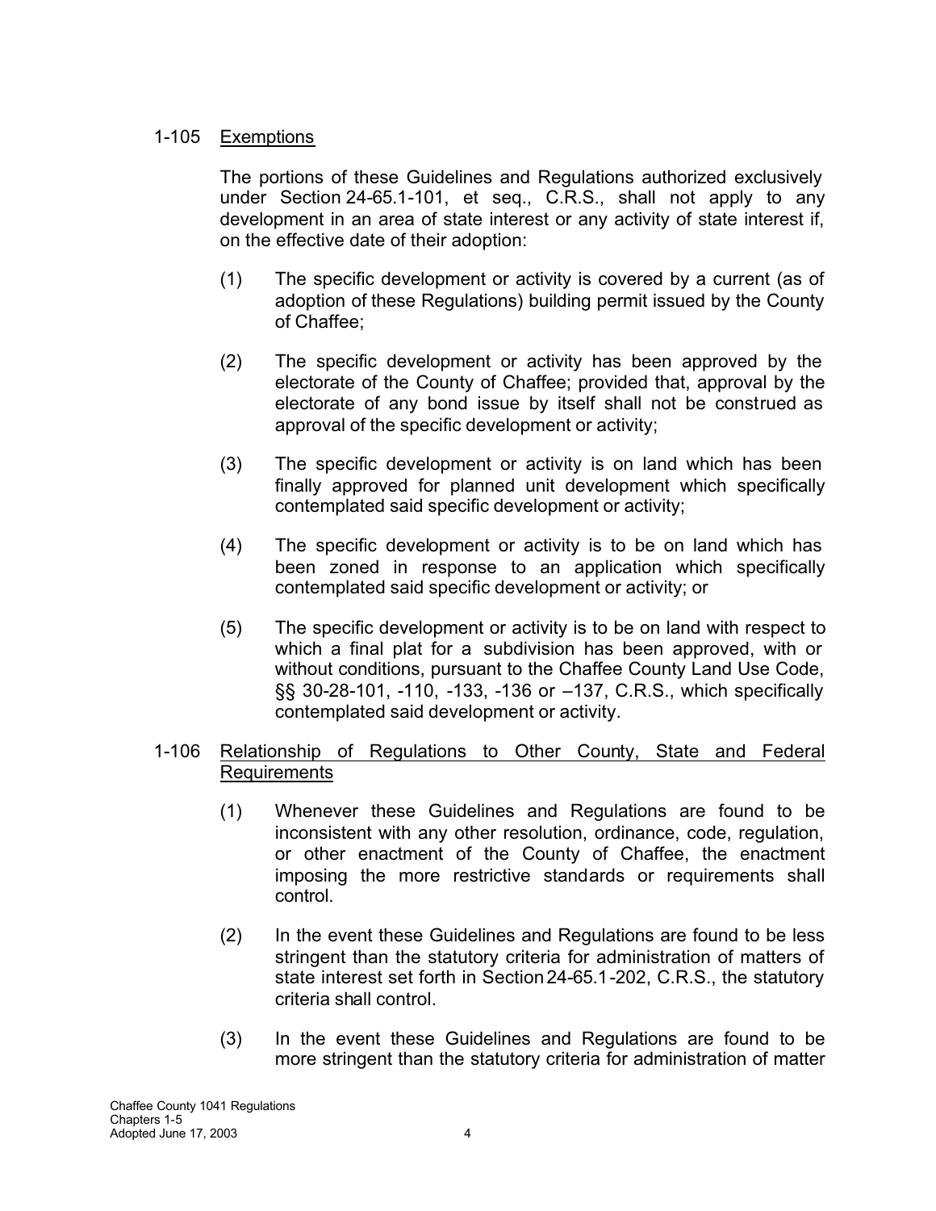1-105 <u>Exemptions</u>

The portions of these Guidelines and Regulations authorized exclusively under Section 24-65.1-101, et seq., C.R.S., shall not apply to any development in an area of state interest or any activity of state interest if, on the effective date of their adoption:

(1) The specific development or activity is covered by a current (as of adoption of these Regulations) building permit issued by the County of Chaffee;

(2) The specific development or activity has been approved by the electorate of the County of Chaffee; provided that, approval by the electorate of any bond issue by itself shall not be construed as approval of the specific development or activity;

(3) The specific development or activity is on land which has been finally approved for planned unit development which specifically contemplated said specific development or activity;

(4) The specific development or activity is to be on land which has been zoned in response to an application which specifically contemplated said specific development or activity; or

(5) The specific development or activity is to be on land with respect to which a final plat for a subdivision has been approved, with or without conditions, pursuant to the Chaffee County Land Use Code, §§ 30-28-101, -110, -133, -136 or –137, C.R.S., which specifically contemplated said development or activity.

1-106 <u>Relationship of Regulations to Other County, State and Federal Requirements</u>

(1) Whenever these Guidelines and Regulations are found to be inconsistent with any other resolution, ordinance, code, regulation, or other enactment of the County of Chaffee, the enactment imposing the more restrictive standards or requirements shall control.

(2) In the event these Guidelines and Regulations are found to be less stringent than the statutory criteria for administration of matters of state interest set forth in Section 24-65.1-202, C.R.S., the statutory criteria shall control.

(3) In the event these Guidelines and Regulations are found to be more stringent than the statutory criteria for administration of matter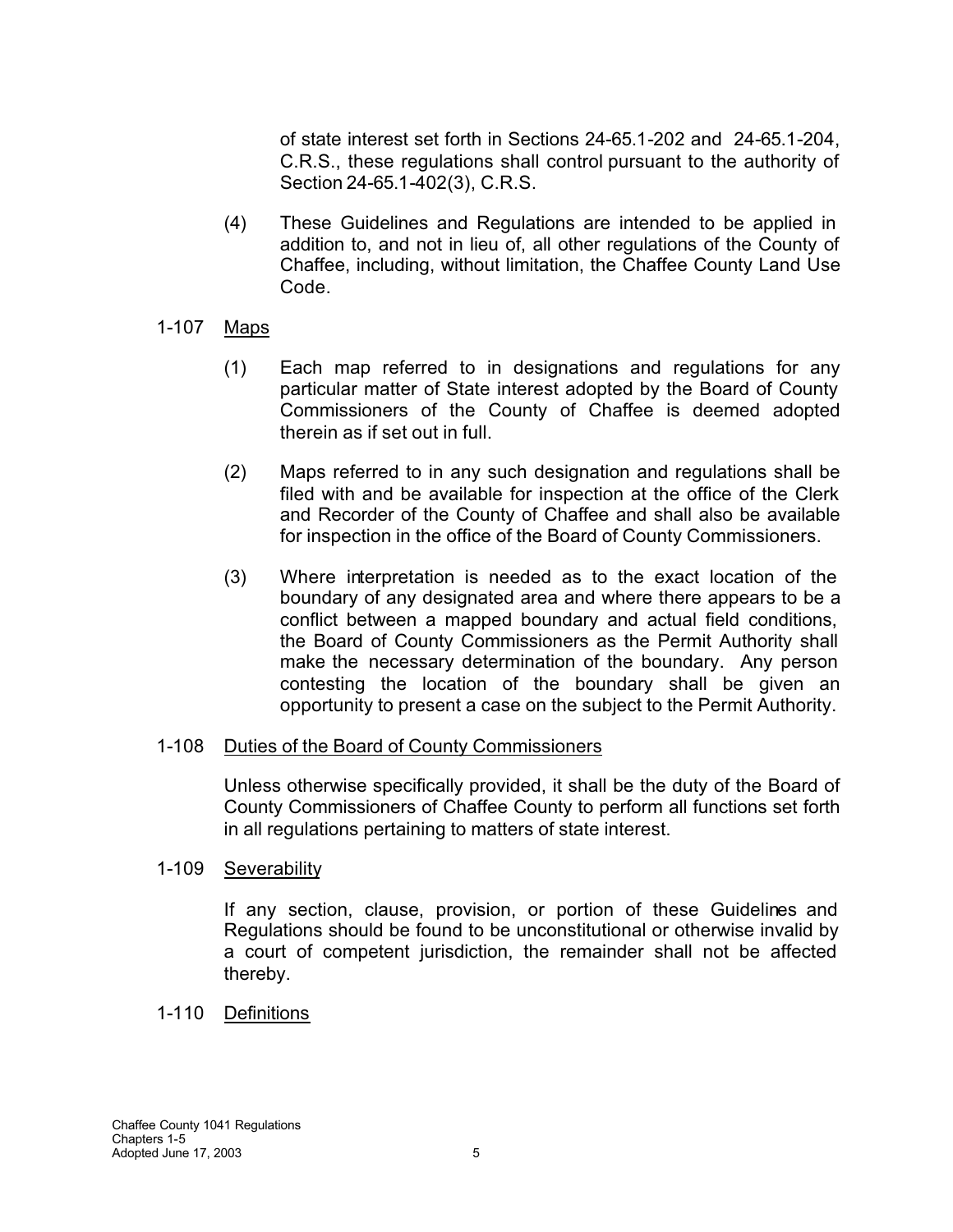of state interest set forth in Sections 24-65.1-202 and 24-65.1-204, C.R.S., these regulations shall control pursuant to the authority of Section 24-65.1-402(3), C.R.S.

(4) These Guidelines and Regulations are intended to be applied in addition to, and not in lieu of, all other regulations of the County of Chaffee, including, without limitation, the Chaffee County Land Use Code.

1-107 Maps

(1) Each map referred to in designations and regulations for any particular matter of State interest adopted by the Board of County Commissioners of the County of Chaffee is deemed adopted therein as if set out in full.

(2) Maps referred to in any such designation and regulations shall be filed with and be available for inspection at the office of the Clerk and Recorder of the County of Chaffee and shall also be available for inspection in the office of the Board of County Commissioners.

(3) Where interpretation is needed as to the exact location of the boundary of any designated area and where there appears to be a conflict between a mapped boundary and actual field conditions, the Board of County Commissioners as the Permit Authority shall make the necessary determination of the boundary. Any person contesting the location of the boundary shall be given an opportunity to present a case on the subject to the Permit Authority.

1-108 Duties of the Board of County Commissioners

Unless otherwise specifically provided, it shall be the duty of the Board of County Commissioners of Chaffee County to perform all functions set forth in all regulations pertaining to matters of state interest.

1-109 Severability

If any section, clause, provision, or portion of these Guidelines and Regulations should be found to be unconstitutional or otherwise invalid by a court of competent jurisdiction, the remainder shall not be affected thereby.

1-110 Definitions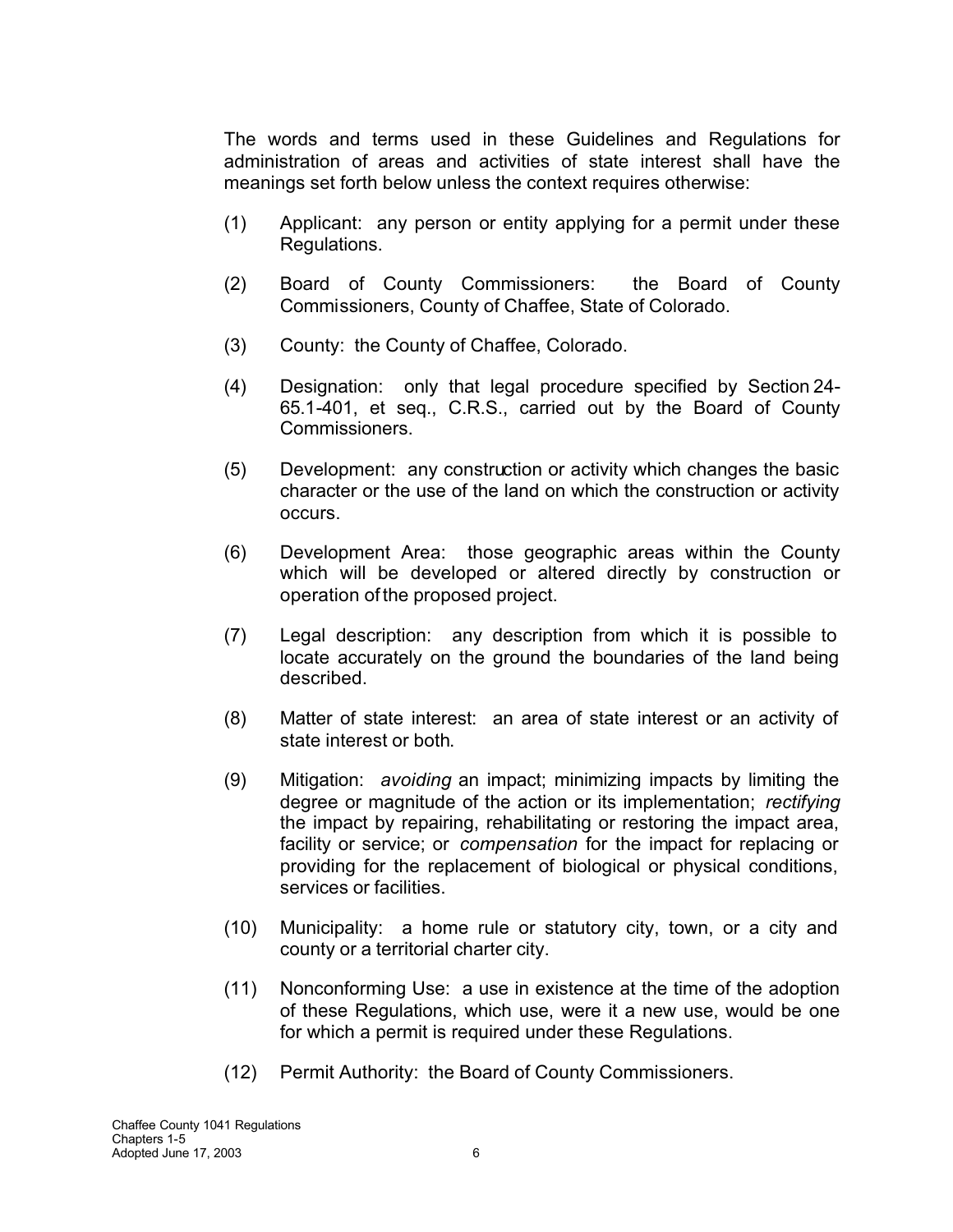The words and terms used in these Guidelines and Regulations for administration of areas and activities of state interest shall have the meanings set forth below unless the context requires otherwise:

(1) Applicant: any person or entity applying for a permit under these Regulations.

(2) Board of County Commissioners: the Board of County Commissioners, County of Chaffee, State of Colorado.

(3) County: the County of Chaffee, Colorado.

(4) Designation: only that legal procedure specified by Section 24-65.1-401, et seq., C.R.S., carried out by the Board of County Commissioners.

(5) Development: any construction or activity which changes the basic character or the use of the land on which the construction or activity occurs.

(6) Development Area: those geographic areas within the County which will be developed or altered directly by construction or operation of the proposed project.

(7) Legal description: any description from which it is possible to locate accurately on the ground the boundaries of the land being described.

(8) Matter of state interest: an area of state interest or an activity of state interest or both.

(9) Mitigation: *avoiding* an impact; minimizing impacts by limiting the degree or magnitude of the action or its implementation; *rectifying* the impact by repairing, rehabilitating or restoring the impact area, facility or service; or *compensation* for the impact for replacing or providing for the replacement of biological or physical conditions, services or facilities.

(10) Municipality: a home rule or statutory city, town, or a city and county or a territorial charter city.

(11) Nonconforming Use: a use in existence at the time of the adoption of these Regulations, which use, were it a new use, would be one for which a permit is required under these Regulations.

(12) Permit Authority: the Board of County Commissioners.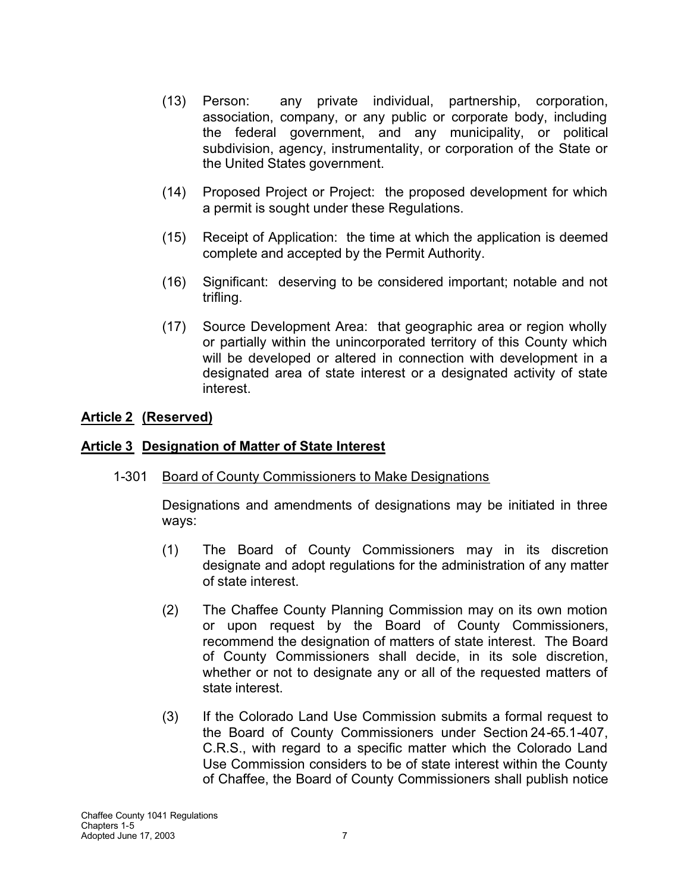(13) Person: any private individual, partnership, corporation, association, company, or any public or corporate body, including the federal government, and any municipality, or political subdivision, agency, instrumentality, or corporation of the State or the United States government.

(14) Proposed Project or Project: the proposed development for which a permit is sought under these Regulations.

(15) Receipt of Application: the time at which the application is deemed complete and accepted by the Permit Authority.

(16) Significant: deserving to be considered important; notable and not trifling.

(17) Source Development Area: that geographic area or region wholly or partially within the unincorporated territory of this County which will be developed or altered in connection with development in a designated area of state interest or a designated activity of state interest.

## **Article 2 (Reserved)**

## **Article 3 Designation of Matter of State Interest**

1-301 Board of County Commissioners to Make Designations

Designations and amendments of designations may be initiated in three ways:

(1) The Board of County Commissioners may in its discretion designate and adopt regulations for the administration of any matter of state interest.

(2) The Chaffee County Planning Commission may on its own motion or upon request by the Board of County Commissioners, recommend the designation of matters of state interest. The Board of County Commissioners shall decide, in its sole discretion, whether or not to designate any or all of the requested matters of state interest.

(3) If the Colorado Land Use Commission submits a formal request to the Board of County Commissioners under Section 24-65.1-407, C.R.S., with regard to a specific matter which the Colorado Land Use Commission considers to be of state interest within the County of Chaffee, the Board of County Commissioners shall publish notice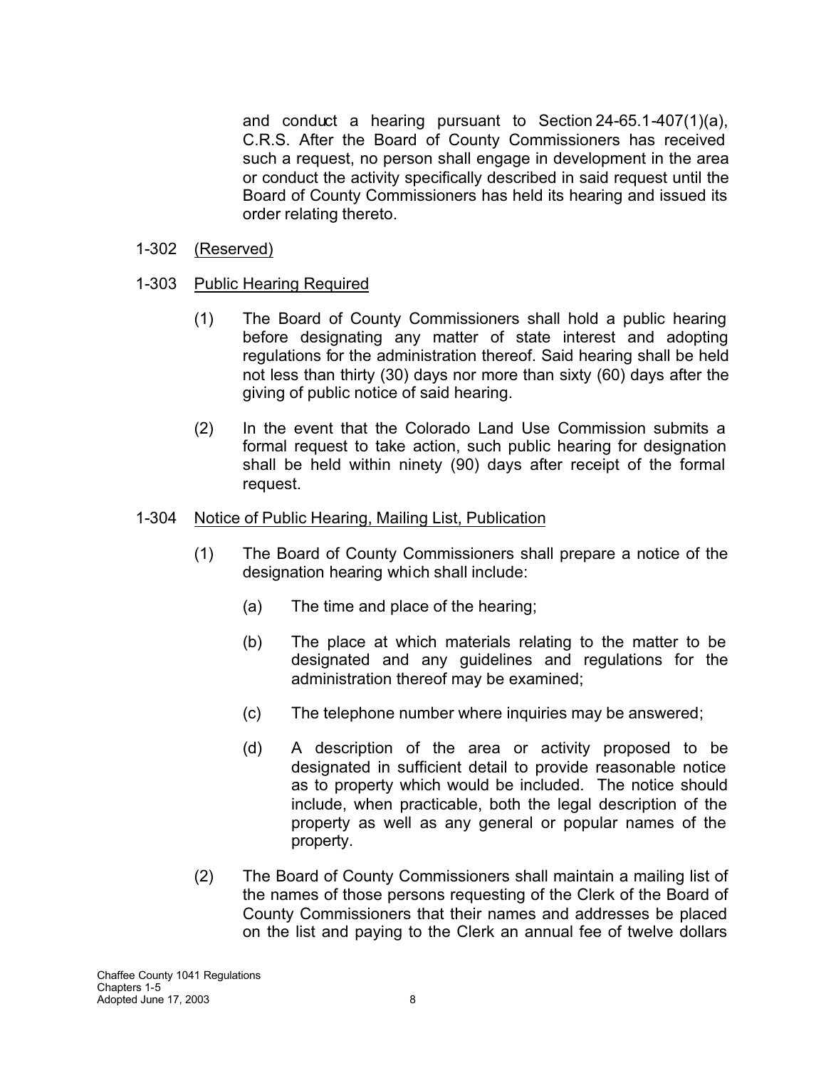and conduct a hearing pursuant to Section 24-65.1-407(1)(a), C.R.S. After the Board of County Commissioners has received such a request, no person shall engage in development in the area or conduct the activity specifically described in said request until the Board of County Commissioners has held its hearing and issued its order relating thereto.

1-302 (Reserved)

1-303 Public Hearing Required

(1) The Board of County Commissioners shall hold a public hearing before designating any matter of state interest and adopting regulations for the administration thereof. Said hearing shall be held not less than thirty (30) days nor more than sixty (60) days after the giving of public notice of said hearing.

(2) In the event that the Colorado Land Use Commission submits a formal request to take action, such public hearing for designation shall be held within ninety (90) days after receipt of the formal request.

1-304 Notice of Public Hearing, Mailing List, Publication

(1) The Board of County Commissioners shall prepare a notice of the designation hearing which shall include:

(a) The time and place of the hearing;

(b) The place at which materials relating to the matter to be designated and any guidelines and regulations for the administration thereof may be examined;

(c) The telephone number where inquiries may be answered;

(d) A description of the area or activity proposed to be designated in sufficient detail to provide reasonable notice as to property which would be included. The notice should include, when practicable, both the legal description of the property as well as any general or popular names of the property.

(2) The Board of County Commissioners shall maintain a mailing list of the names of those persons requesting of the Clerk of the Board of County Commissioners that their names and addresses be placed on the list and paying to the Clerk an annual fee of twelve dollars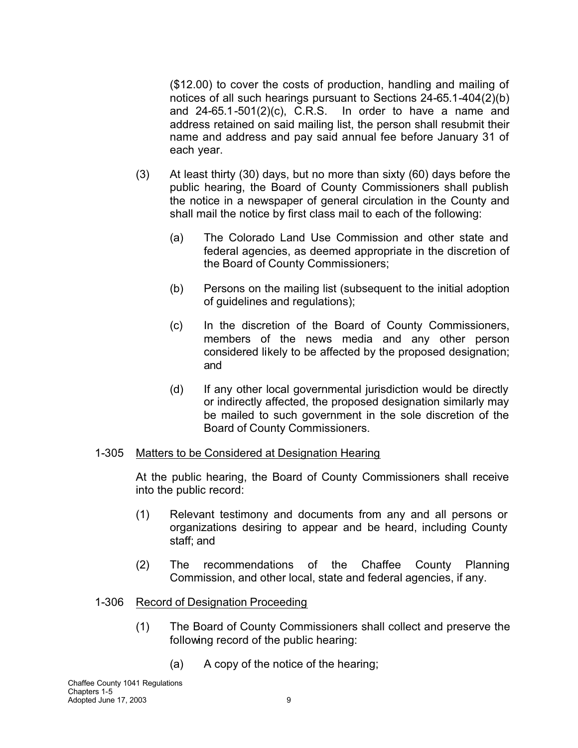($12.00) to cover the costs of production, handling and mailing of notices of all such hearings pursuant to Sections 24-65.1-404(2)(b) and 24-65.1-501(2)(c), C.R.S. In order to have a name and address retained on said mailing list, the person shall resubmit their name and address and pay said annual fee before January 31 of each year.

(3) At least thirty (30) days, but no more than sixty (60) days before the public hearing, the Board of County Commissioners shall publish the notice in a newspaper of general circulation in the County and shall mail the notice by first class mail to each of the following:

(a) The Colorado Land Use Commission and other state and federal agencies, as deemed appropriate in the discretion of the Board of County Commissioners;

(b) Persons on the mailing list (subsequent to the initial adoption of guidelines and regulations);

(c) In the discretion of the Board of County Commissioners, members of the news media and any other person considered likely to be affected by the proposed designation; and

(d) If any other local governmental jurisdiction would be directly or indirectly affected, the proposed designation similarly may be mailed to such government in the sole discretion of the Board of County Commissioners.

1-305 Matters to be Considered at Designation Hearing

At the public hearing, the Board of County Commissioners shall receive into the public record:

(1) Relevant testimony and documents from any and all persons or organizations desiring to appear and be heard, including County staff; and

(2) The recommendations of the Chaffee County Planning Commission, and other local, state and federal agencies, if any.

1-306 Record of Designation Proceeding

(1) The Board of County Commissioners shall collect and preserve the following record of the public hearing:

(a) A copy of the notice of the hearing;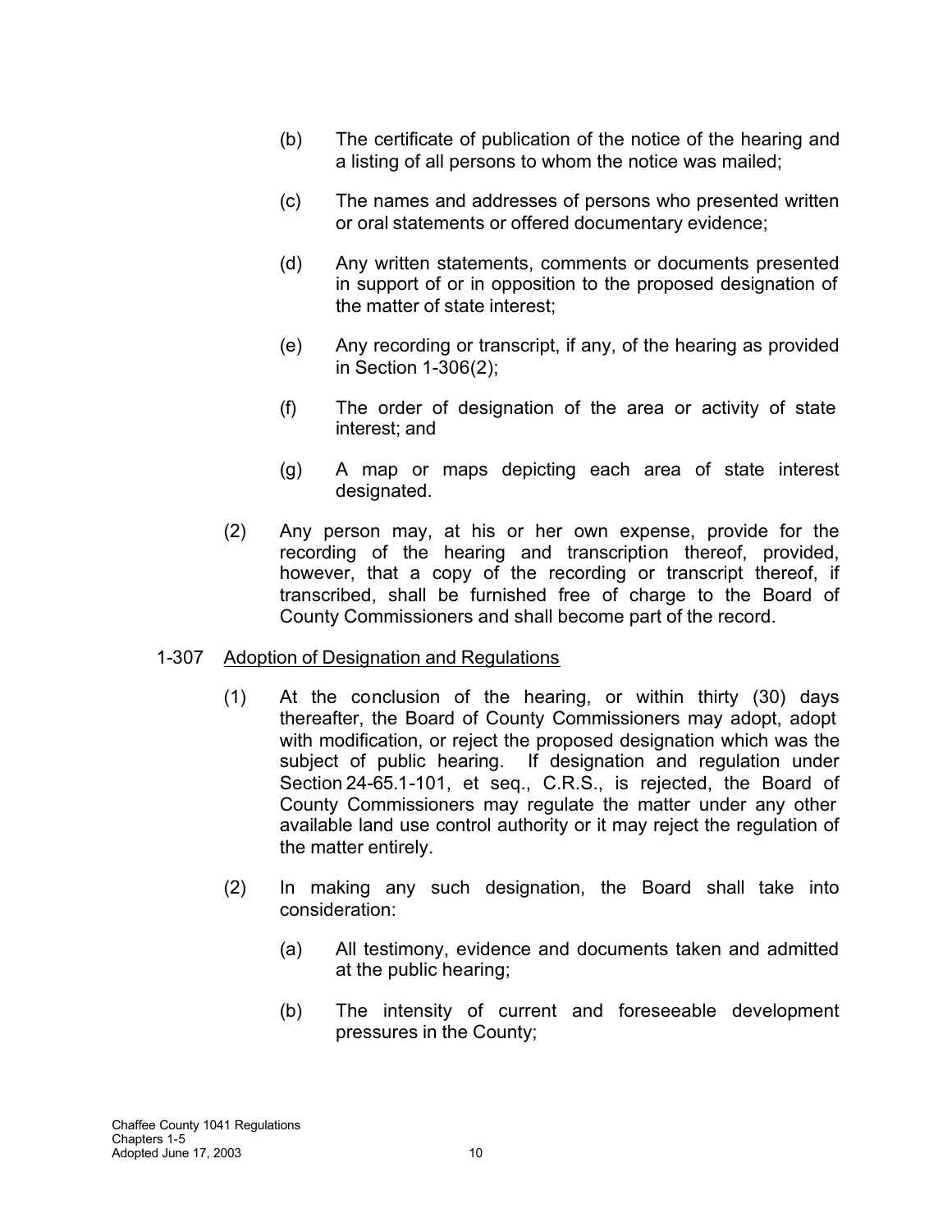(b) The certificate of publication of the notice of the hearing and a listing of all persons to whom the notice was mailed;

(c) The names and addresses of persons who presented written or oral statements or offered documentary evidence;

(d) Any written statements, comments or documents presented in support of or in opposition to the proposed designation of the matter of state interest;

(e) Any recording or transcript, if any, of the hearing as provided in Section 1-306(2);

(f) The order of designation of the area or activity of state interest; and

(g) A map or maps depicting each area of state interest designated.

(2) Any person may, at his or her own expense, provide for the recording of the hearing and transcription thereof, provided, however, that a copy of the recording or transcript thereof, if transcribed, shall be furnished free of charge to the Board of County Commissioners and shall become part of the record.

1-307 Adoption of Designation and Regulations

(1) At the conclusion of the hearing, or within thirty (30) days thereafter, the Board of County Commissioners may adopt, adopt with modification, or reject the proposed designation which was the subject of public hearing. If designation and regulation under Section 24-65.1-101, et seq., C.R.S., is rejected, the Board of County Commissioners may regulate the matter under any other available land use control authority or it may reject the regulation of the matter entirely.

(2) In making any such designation, the Board shall take into consideration:

(a) All testimony, evidence and documents taken and admitted at the public hearing;

(b) The intensity of current and foreseeable development pressures in the County;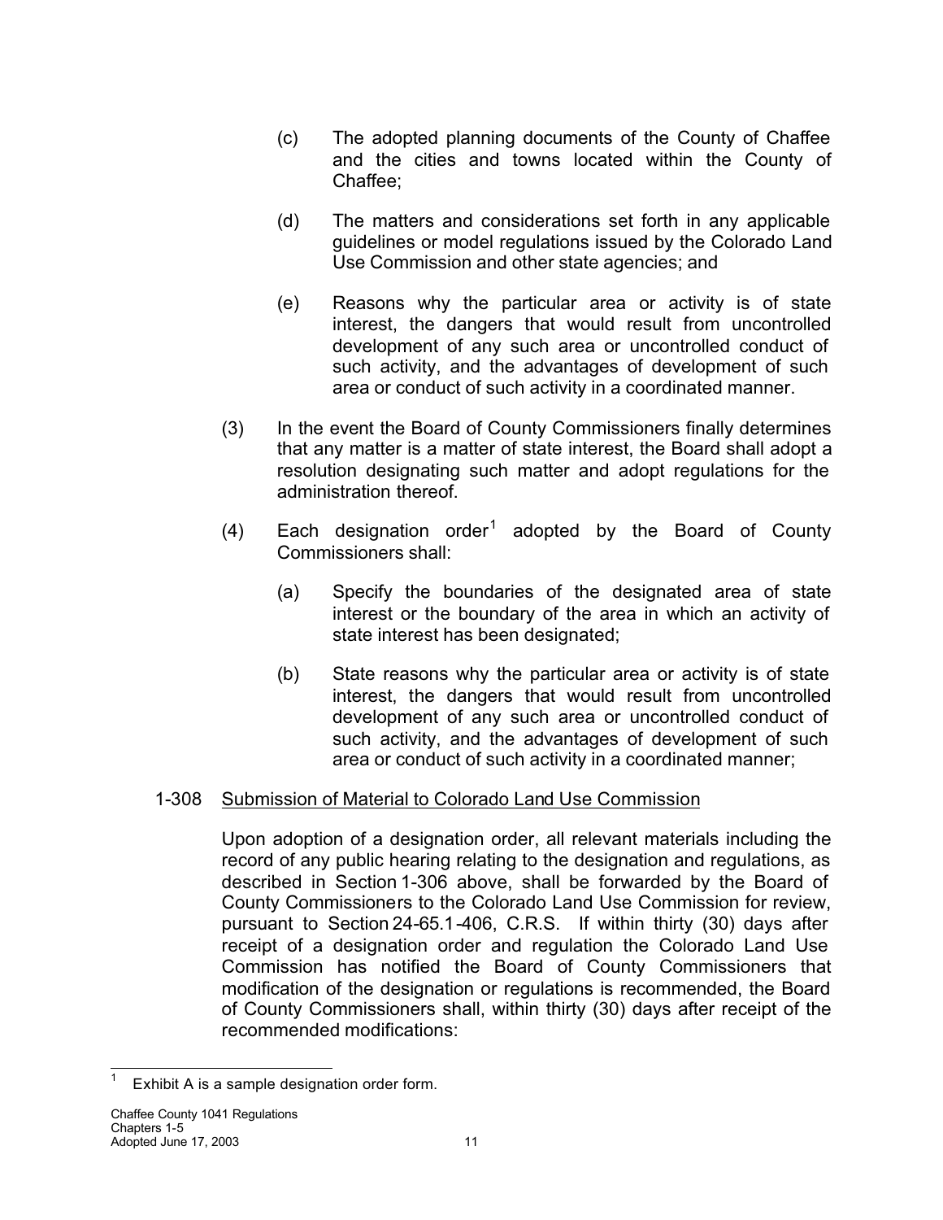(c) The adopted planning documents of the County of Chaffee and the cities and towns located within the County of Chaffee;

(d) The matters and considerations set forth in any applicable guidelines or model regulations issued by the Colorado Land Use Commission and other state agencies; and

(e) Reasons why the particular area or activity is of state interest, the dangers that would result from uncontrolled development of any such area or uncontrolled conduct of such activity, and the advantages of development of such area or conduct of such activity in a coordinated manner.

(3) In the event the Board of County Commissioners finally determines that any matter is a matter of state interest, the Board shall adopt a resolution designating such matter and adopt regulations for the administration thereof.

(4) Each designation order[1] adopted by the Board of County Commissioners shall:

(a) Specify the boundaries of the designated area of state interest or the boundary of the area in which an activity of state interest has been designated;

(b) State reasons why the particular area or activity is of state interest, the dangers that would result from uncontrolled development of any such area or uncontrolled conduct of such activity, and the advantages of development of such area or conduct of such activity in a coordinated manner;

1-308 Submission of Material to Colorado Land Use Commission

Upon adoption of a designation order, all relevant materials including the record of any public hearing relating to the designation and regulations, as described in Section 1-306 above, shall be forwarded by the Board of County Commissioners to the Colorado Land Use Commission for review, pursuant to Section 24-65.1-406, C.R.S. If within thirty (30) days after receipt of a designation order and regulation the Colorado Land Use Commission has notified the Board of County Commissioners that modification of the designation or regulations is recommended, the Board of County Commissioners shall, within thirty (30) days after receipt of the recommended modifications:

[1] Exhibit A is a sample designation order form.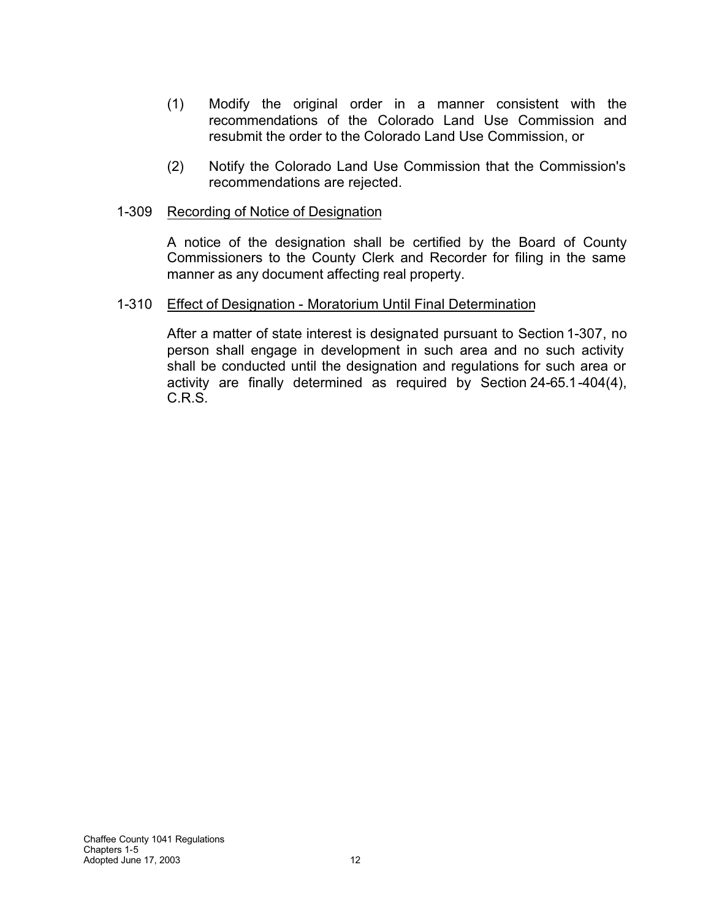(1) Modify the original order in a manner consistent with the recommendations of the Colorado Land Use Commission and resubmit the order to the Colorado Land Use Commission, or

(2) Notify the Colorado Land Use Commission that the Commission's recommendations are rejected.

1-309 Recording of Notice of Designation

A notice of the designation shall be certified by the Board of County Commissioners to the County Clerk and Recorder for filing in the same manner as any document affecting real property.

1-310 Effect of Designation - Moratorium Until Final Determination

After a matter of state interest is designated pursuant to Section 1-307, no person shall engage in development in such area and no such activity shall be conducted until the designation and regulations for such area or activity are finally determined as required by Section 24-65.1-404(4), C.R.S.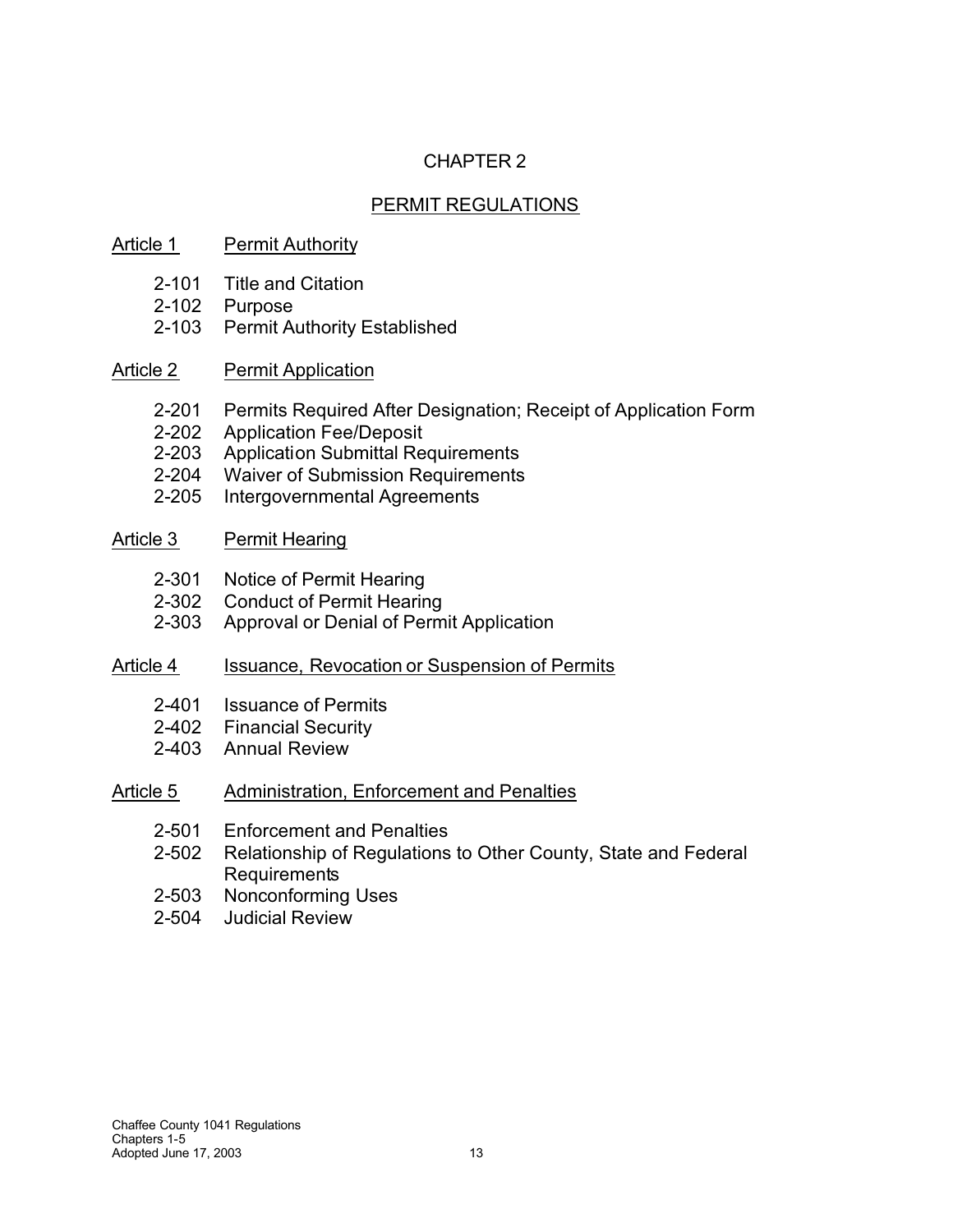# CHAPTER 2

## PERMIT REGULATIONS

### Article 1 Permit Authority

- 2-101 Title and Citation
- 2-102 Purpose
- 2-103 Permit Authority Established

### Article 2 Permit Application

- 2-201 Permits Required After Designation; Receipt of Application Form
- 2-202 Application Fee/Deposit
- 2-203 Application Submittal Requirements
- 2-204 Waiver of Submission Requirements
- 2-205 Intergovernmental Agreements

### Article 3 Permit Hearing

- 2-301 Notice of Permit Hearing
- 2-302 Conduct of Permit Hearing
- 2-303 Approval or Denial of Permit Application

### Article 4 Issuance, Revocation or Suspension of Permits

- 2-401 Issuance of Permits
- 2-402 Financial Security
- 2-403 Annual Review

### Article 5 Administration, Enforcement and Penalties

- 2-501 Enforcement and Penalties
- 2-502 Relationship of Regulations to Other County, State and Federal Requirements
- 2-503 Nonconforming Uses
- 2-504 Judicial Review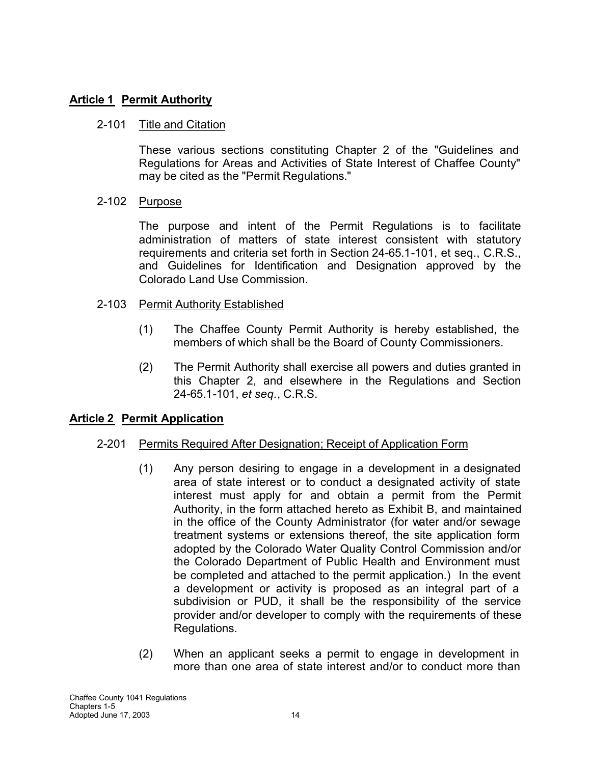## **Article 1 Permit Authority**

2-101 Title and Citation

These various sections constituting Chapter 2 of the "Guidelines and Regulations for Areas and Activities of State Interest of Chaffee County" may be cited as the "Permit Regulations."

2-102 Purpose

The purpose and intent of the Permit Regulations is to facilitate administration of matters of state interest consistent with statutory requirements and criteria set forth in Section 24-65.1-101, et seq., C.R.S., and Guidelines for Identification and Designation approved by the Colorado Land Use Commission.

2-103 Permit Authority Established

(1) The Chaffee County Permit Authority is hereby established, the members of which shall be the Board of County Commissioners.

(2) The Permit Authority shall exercise all powers and duties granted in this Chapter 2, and elsewhere in the Regulations and Section 24-65.1-101, *et seq.*, C.R.S.

## **Article 2 Permit Application**

2-201 Permits Required After Designation; Receipt of Application Form

(1) Any person desiring to engage in a development in a designated area of state interest or to conduct a designated activity of state interest must apply for and obtain a permit from the Permit Authority, in the form attached hereto as Exhibit B, and maintained in the office of the County Administrator (for water and/or sewage treatment systems or extensions thereof, the site application form adopted by the Colorado Water Quality Control Commission and/or the Colorado Department of Public Health and Environment must be completed and attached to the permit application.) In the event a development or activity is proposed as an integral part of a subdivision or PUD, it shall be the responsibility of the service provider and/or developer to comply with the requirements of these Regulations.

(2) When an applicant seeks a permit to engage in development in more than one area of state interest and/or to conduct more than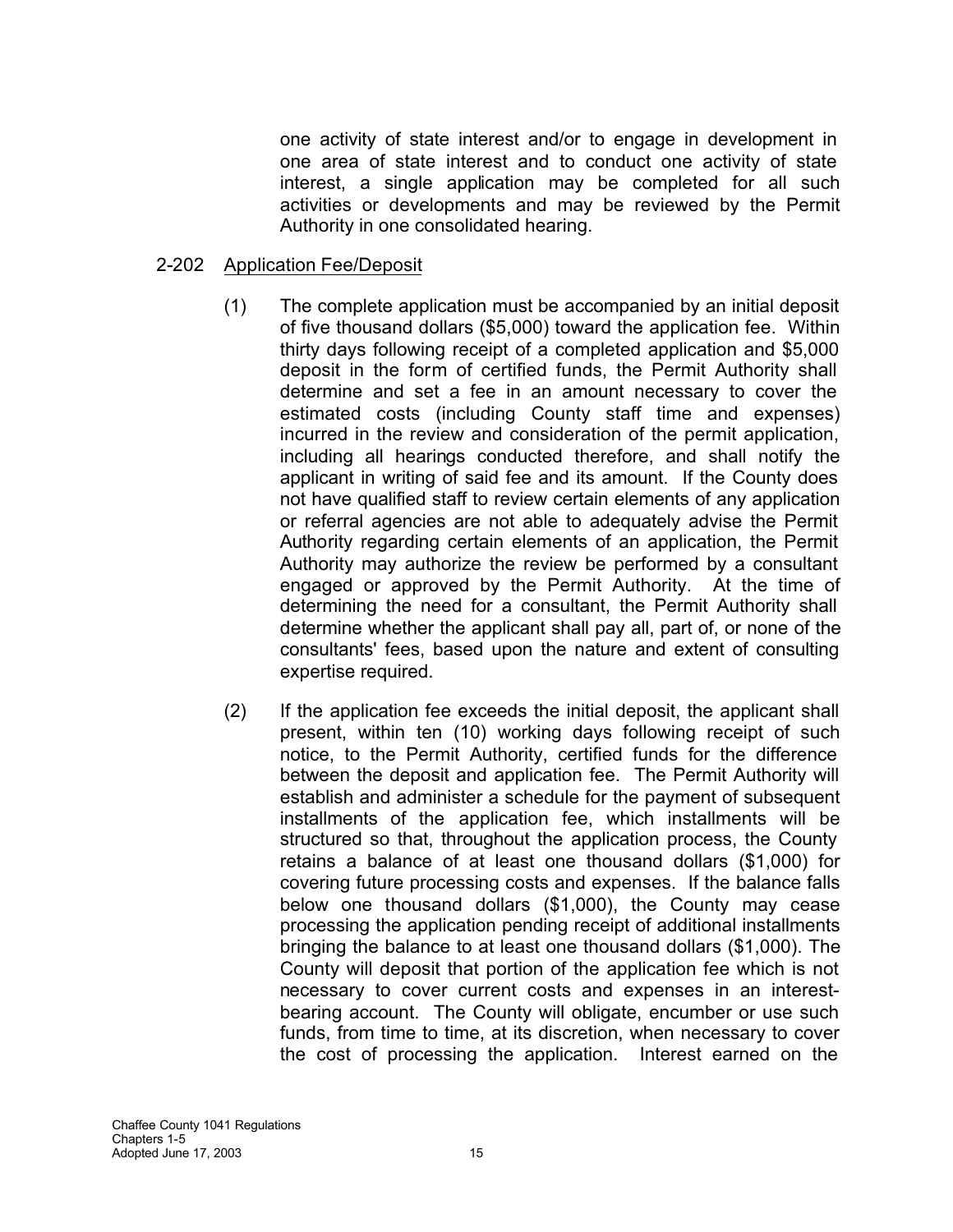one activity of state interest and/or to engage in development in one area of state interest and to conduct one activity of state interest, a single application may be completed for all such activities or developments and may be reviewed by the Permit Authority in one consolidated hearing.

2-202 Application Fee/Deposit

(1) The complete application must be accompanied by an initial deposit of five thousand dollars ($5,000) toward the application fee. Within thirty days following receipt of a completed application and $5,000 deposit in the form of certified funds, the Permit Authority shall determine and set a fee in an amount necessary to cover the estimated costs (including County staff time and expenses) incurred in the review and consideration of the permit application, including all hearings conducted therefore, and shall notify the applicant in writing of said fee and its amount. If the County does not have qualified staff to review certain elements of any application or referral agencies are not able to adequately advise the Permit Authority regarding certain elements of an application, the Permit Authority may authorize the review be performed by a consultant engaged or approved by the Permit Authority. At the time of determining the need for a consultant, the Permit Authority shall determine whether the applicant shall pay all, part of, or none of the consultants' fees, based upon the nature and extent of consulting expertise required.

(2) If the application fee exceeds the initial deposit, the applicant shall present, within ten (10) working days following receipt of such notice, to the Permit Authority, certified funds for the difference between the deposit and application fee. The Permit Authority will establish and administer a schedule for the payment of subsequent installments of the application fee, which installments will be structured so that, throughout the application process, the County retains a balance of at least one thousand dollars ($1,000) for covering future processing costs and expenses. If the balance falls below one thousand dollars ($1,000), the County may cease processing the application pending receipt of additional installments bringing the balance to at least one thousand dollars ($1,000). The County will deposit that portion of the application fee which is not necessary to cover current costs and expenses in an interest-bearing account. The County will obligate, encumber or use such funds, from time to time, at its discretion, when necessary to cover the cost of processing the application. Interest earned on the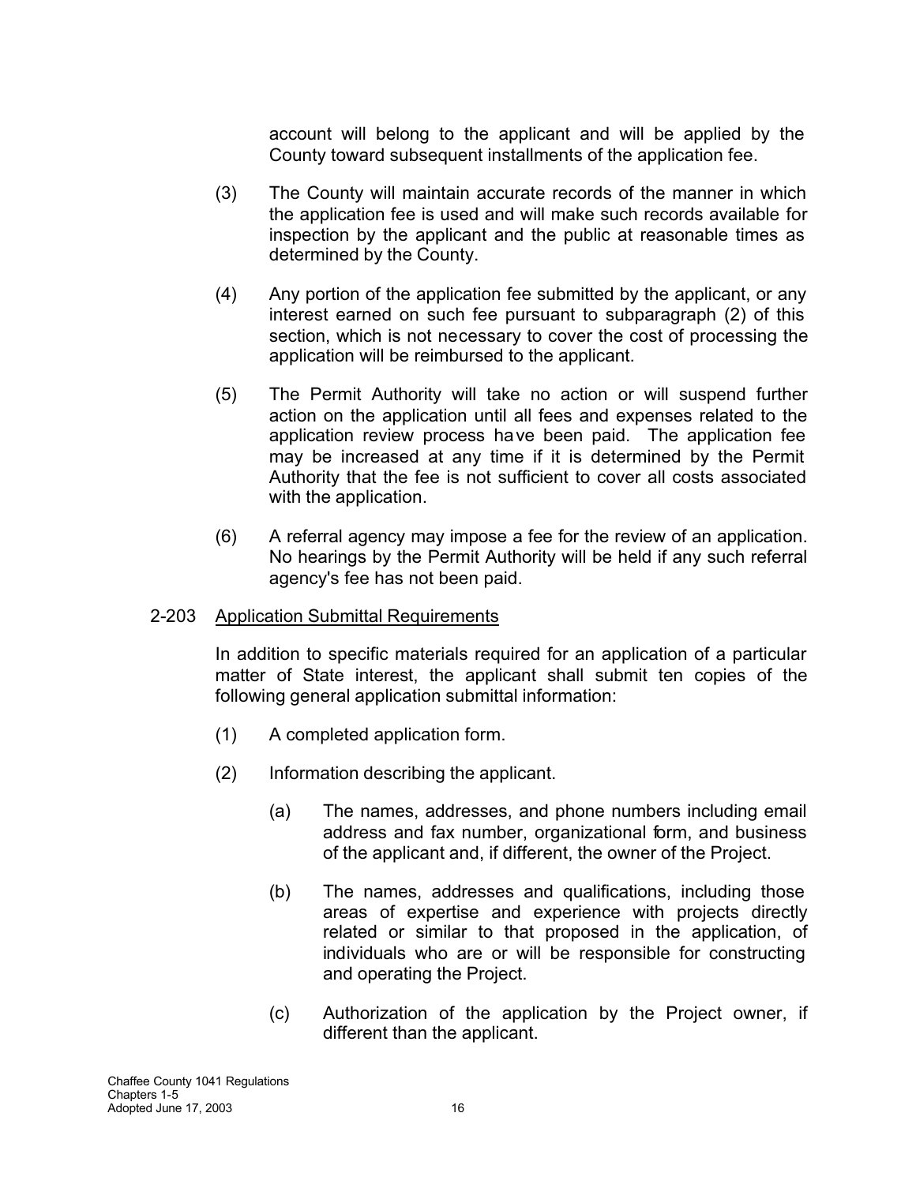account will belong to the applicant and will be applied by the County toward subsequent installments of the application fee.

(3) The County will maintain accurate records of the manner in which the application fee is used and will make such records available for inspection by the applicant and the public at reasonable times as determined by the County.

(4) Any portion of the application fee submitted by the applicant, or any interest earned on such fee pursuant to subparagraph (2) of this section, which is not necessary to cover the cost of processing the application will be reimbursed to the applicant.

(5) The Permit Authority will take no action or will suspend further action on the application until all fees and expenses related to the application review process have been paid. The application fee may be increased at any time if it is determined by the Permit Authority that the fee is not sufficient to cover all costs associated with the application.

(6) A referral agency may impose a fee for the review of an application. No hearings by the Permit Authority will be held if any such referral agency's fee has not been paid.

## 2-203 Application Submittal Requirements

In addition to specific materials required for an application of a particular matter of State interest, the applicant shall submit ten copies of the following general application submittal information:

(1) A completed application form.

(2) Information describing the applicant.

(a) The names, addresses, and phone numbers including email address and fax number, organizational form, and business of the applicant and, if different, the owner of the Project.

(b) The names, addresses and qualifications, including those areas of expertise and experience with projects directly related or similar to that proposed in the application, of individuals who are or will be responsible for constructing and operating the Project.

(c) Authorization of the application by the Project owner, if different than the applicant.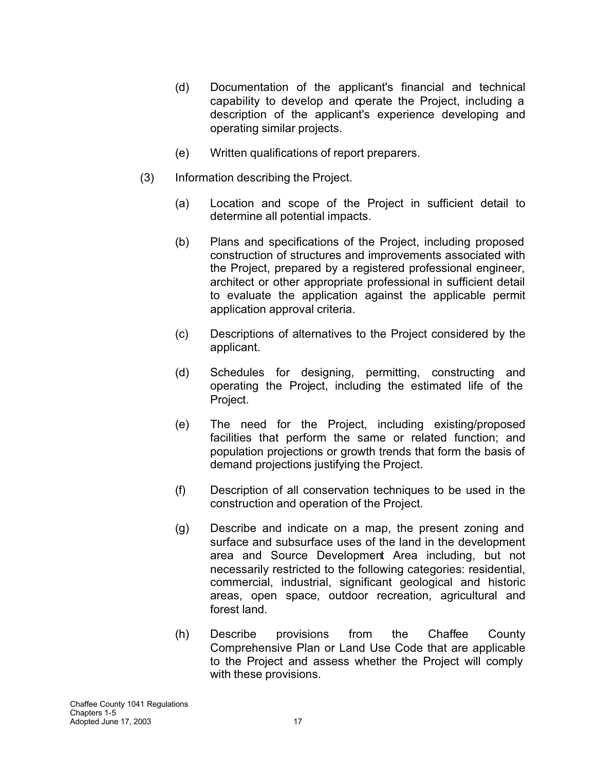(d) Documentation of the applicant's financial and technical capability to develop and operate the Project, including a description of the applicant's experience developing and operating similar projects.

(e) Written qualifications of report preparers.

(3) Information describing the Project.

(a) Location and scope of the Project in sufficient detail to determine all potential impacts.

(b) Plans and specifications of the Project, including proposed construction of structures and improvements associated with the Project, prepared by a registered professional engineer, architect or other appropriate professional in sufficient detail to evaluate the application against the applicable permit application approval criteria.

(c) Descriptions of alternatives to the Project considered by the applicant.

(d) Schedules for designing, permitting, constructing and operating the Project, including the estimated life of the Project.

(e) The need for the Project, including existing/proposed facilities that perform the same or related function; and population projections or growth trends that form the basis of demand projections justifying the Project.

(f) Description of all conservation techniques to be used in the construction and operation of the Project.

(g) Describe and indicate on a map, the present zoning and surface and subsurface uses of the land in the development area and Source Development Area including, but not necessarily restricted to the following categories: residential, commercial, industrial, significant geological and historic areas, open space, outdoor recreation, agricultural and forest land.

(h) Describe provisions from the Chaffee County Comprehensive Plan or Land Use Code that are applicable to the Project and assess whether the Project will comply with these provisions.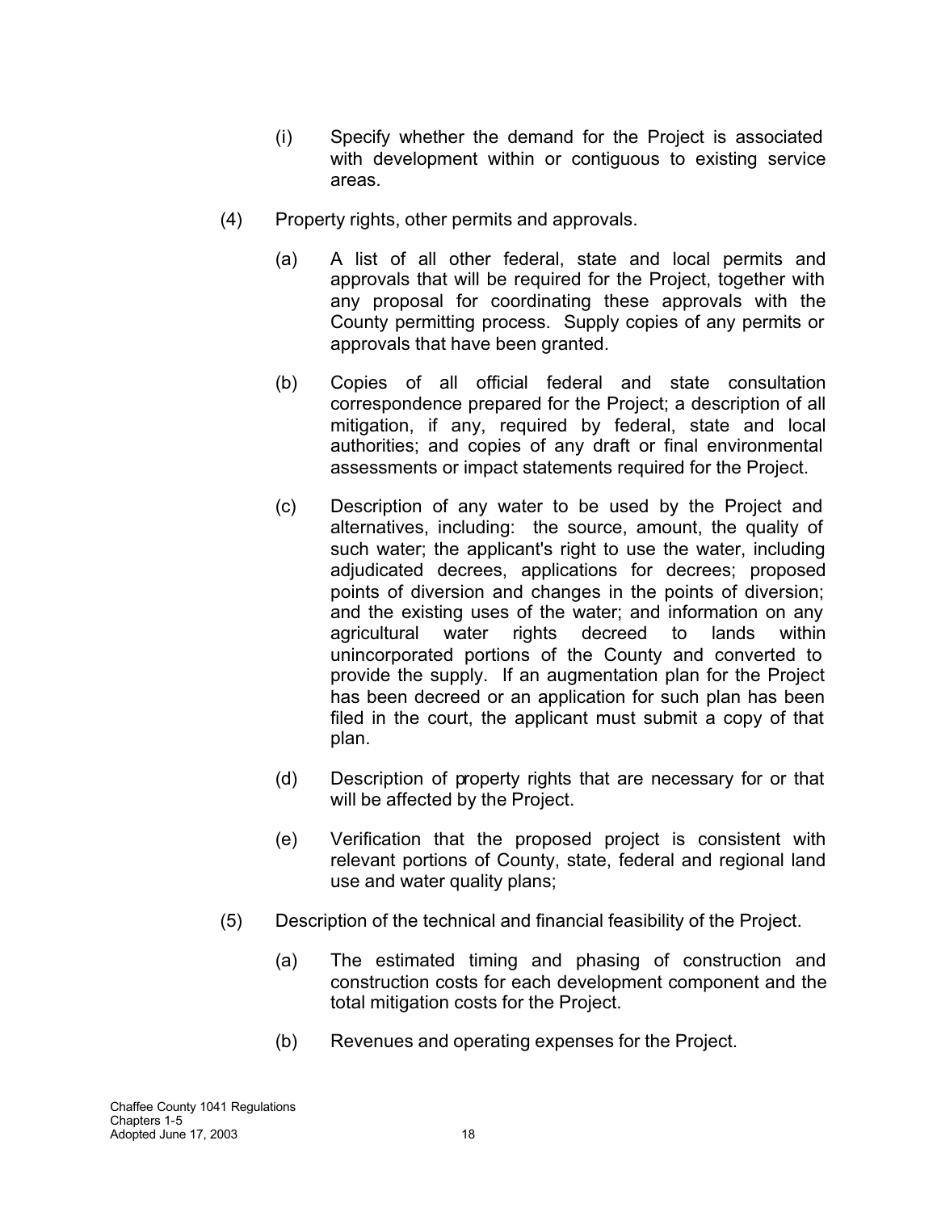(i) Specify whether the demand for the Project is associated with development within or contiguous to existing service areas.

(4) Property rights, other permits and approvals.

(a) A list of all other federal, state and local permits and approvals that will be required for the Project, together with any proposal for coordinating these approvals with the County permitting process. Supply copies of any permits or approvals that have been granted.

(b) Copies of all official federal and state consultation correspondence prepared for the Project; a description of all mitigation, if any, required by federal, state and local authorities; and copies of any draft or final environmental assessments or impact statements required for the Project.

(c) Description of any water to be used by the Project and alternatives, including: the source, amount, the quality of such water; the applicant's right to use the water, including adjudicated decrees, applications for decrees; proposed points of diversion and changes in the points of diversion; and the existing uses of the water; and information on any agricultural water rights decreed to lands within unincorporated portions of the County and converted to provide the supply. If an augmentation plan for the Project has been decreed or an application for such plan has been filed in the court, the applicant must submit a copy of that plan.

(d) Description of property rights that are necessary for or that will be affected by the Project.

(e) Verification that the proposed project is consistent with relevant portions of County, state, federal and regional land use and water quality plans;

(5) Description of the technical and financial feasibility of the Project.

(a) The estimated timing and phasing of construction and construction costs for each development component and the total mitigation costs for the Project.

(b) Revenues and operating expenses for the Project.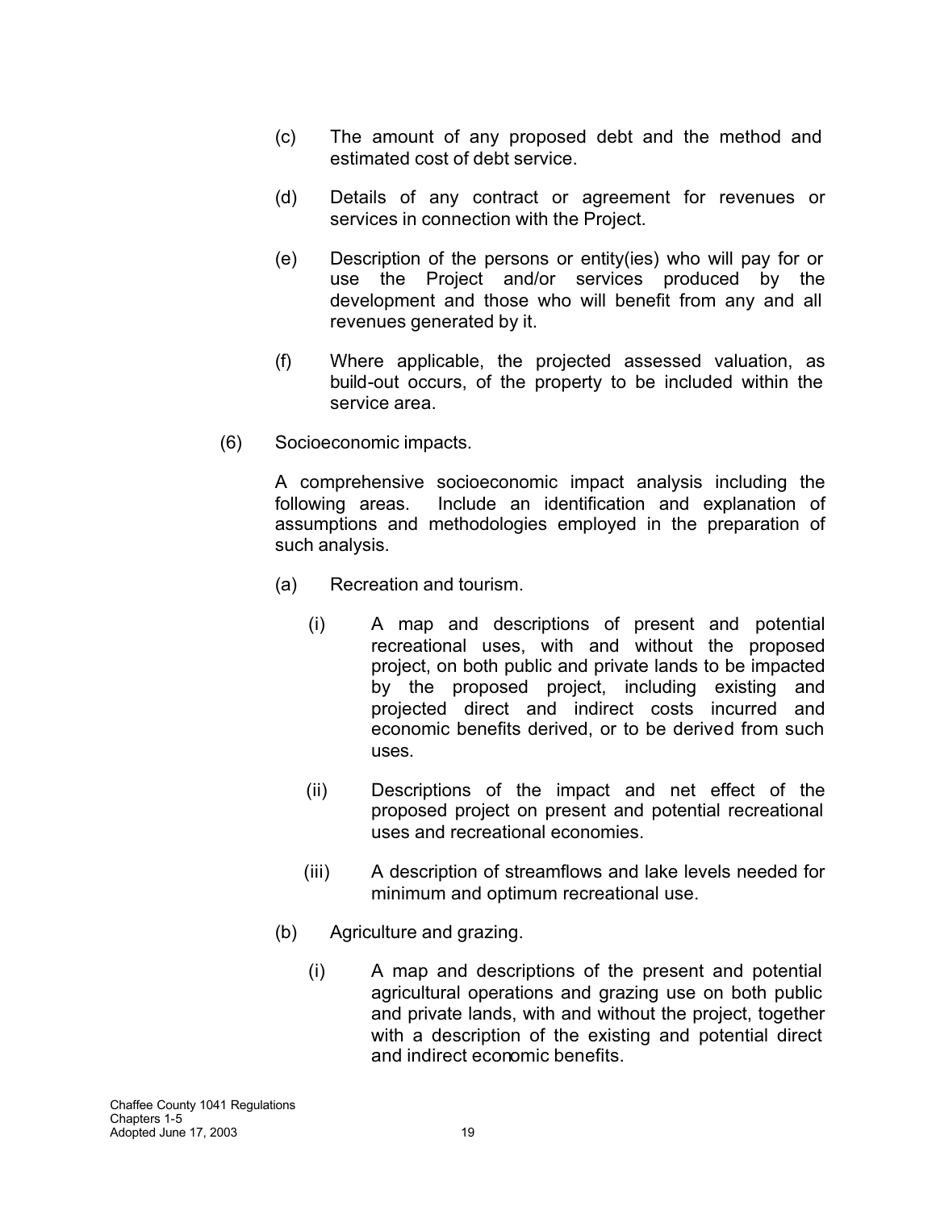(c) The amount of any proposed debt and the method and estimated cost of debt service.

(d) Details of any contract or agreement for revenues or services in connection with the Project.

(e) Description of the persons or entity(ies) who will pay for or use the Project and/or services produced by the development and those who will benefit from any and all revenues generated by it.

(f) Where applicable, the projected assessed valuation, as build-out occurs, of the property to be included within the service area.

(6) Socioeconomic impacts.

A comprehensive socioeconomic impact analysis including the following areas. Include an identification and explanation of assumptions and methodologies employed in the preparation of such analysis.

(a) Recreation and tourism.

(i) A map and descriptions of present and potential recreational uses, with and without the proposed project, on both public and private lands to be impacted by the proposed project, including existing and projected direct and indirect costs incurred and economic benefits derived, or to be derived from such uses.

(ii) Descriptions of the impact and net effect of the proposed project on present and potential recreational uses and recreational economies.

(iii) A description of streamflows and lake levels needed for minimum and optimum recreational use.

(b) Agriculture and grazing.

(i) A map and descriptions of the present and potential agricultural operations and grazing use on both public and private lands, with and without the project, together with a description of the existing and potential direct and indirect economic benefits.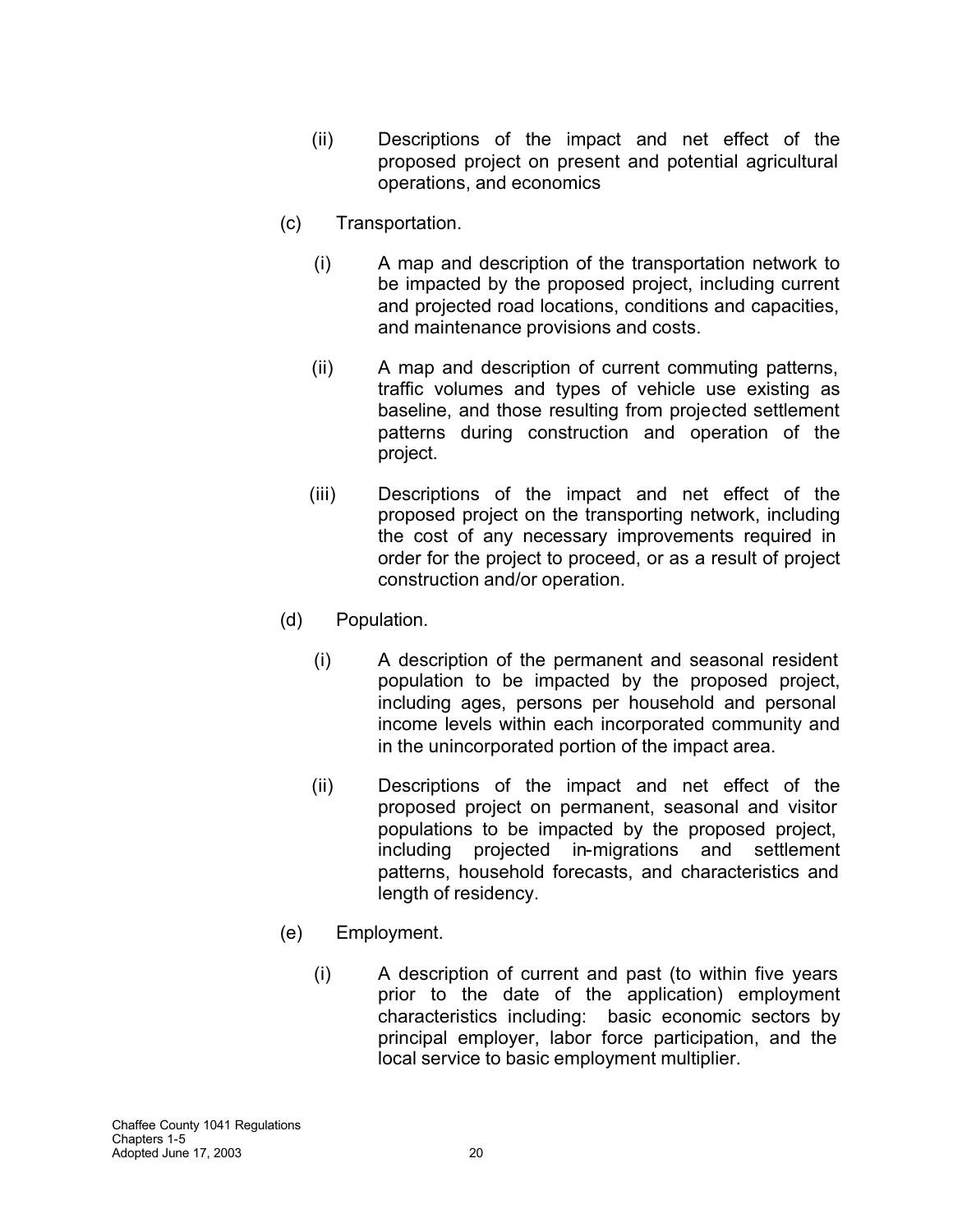(ii) Descriptions of the impact and net effect of the proposed project on present and potential agricultural operations, and economics

(c) Transportation.

(i) A map and description of the transportation network to be impacted by the proposed project, including current and projected road locations, conditions and capacities, and maintenance provisions and costs.

(ii) A map and description of current commuting patterns, traffic volumes and types of vehicle use existing as baseline, and those resulting from projected settlement patterns during construction and operation of the project.

(iii) Descriptions of the impact and net effect of the proposed project on the transporting network, including the cost of any necessary improvements required in order for the project to proceed, or as a result of project construction and/or operation.

(d) Population.

(i) A description of the permanent and seasonal resident population to be impacted by the proposed project, including ages, persons per household and personal income levels within each incorporated community and in the unincorporated portion of the impact area.

(ii) Descriptions of the impact and net effect of the proposed project on permanent, seasonal and visitor populations to be impacted by the proposed project, including projected in-migrations and settlement patterns, household forecasts, and characteristics and length of residency.

(e) Employment.

(i) A description of current and past (to within five years prior to the date of the application) employment characteristics including: basic economic sectors by principal employer, labor force participation, and the local service to basic employment multiplier.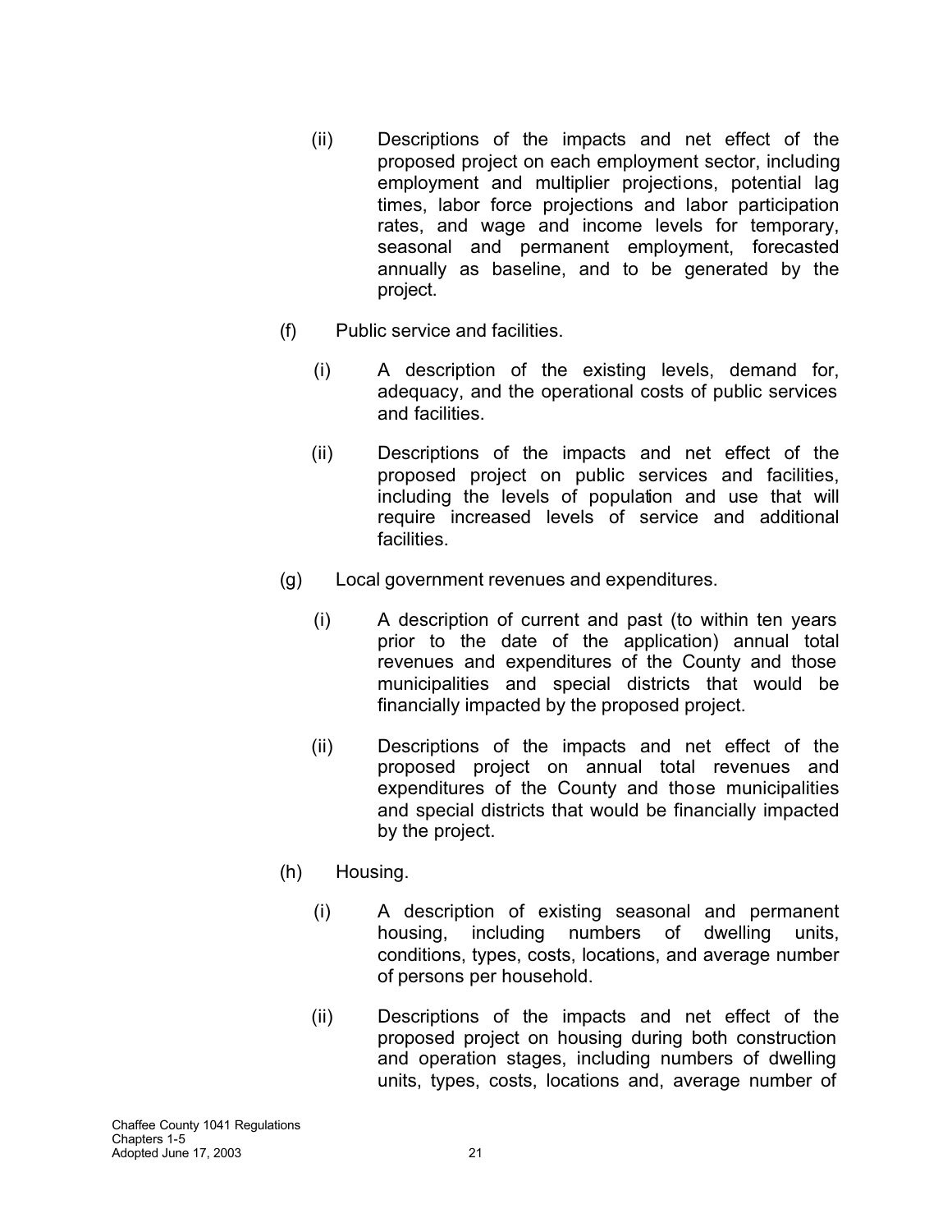(ii) Descriptions of the impacts and net effect of the proposed project on each employment sector, including employment and multiplier projections, potential lag times, labor force projections and labor participation rates, and wage and income levels for temporary, seasonal and permanent employment, forecasted annually as baseline, and to be generated by the project.

(f) Public service and facilities.

(i) A description of the existing levels, demand for, adequacy, and the operational costs of public services and facilities.

(ii) Descriptions of the impacts and net effect of the proposed project on public services and facilities, including the levels of population and use that will require increased levels of service and additional facilities.

(g) Local government revenues and expenditures.

(i) A description of current and past (to within ten years prior to the date of the application) annual total revenues and expenditures of the County and those municipalities and special districts that would be financially impacted by the proposed project.

(ii) Descriptions of the impacts and net effect of the proposed project on annual total revenues and expenditures of the County and those municipalities and special districts that would be financially impacted by the project.

(h) Housing.

(i) A description of existing seasonal and permanent housing, including numbers of dwelling units, conditions, types, costs, locations, and average number of persons per household.

(ii) Descriptions of the impacts and net effect of the proposed project on housing during both construction and operation stages, including numbers of dwelling units, types, costs, locations and, average number of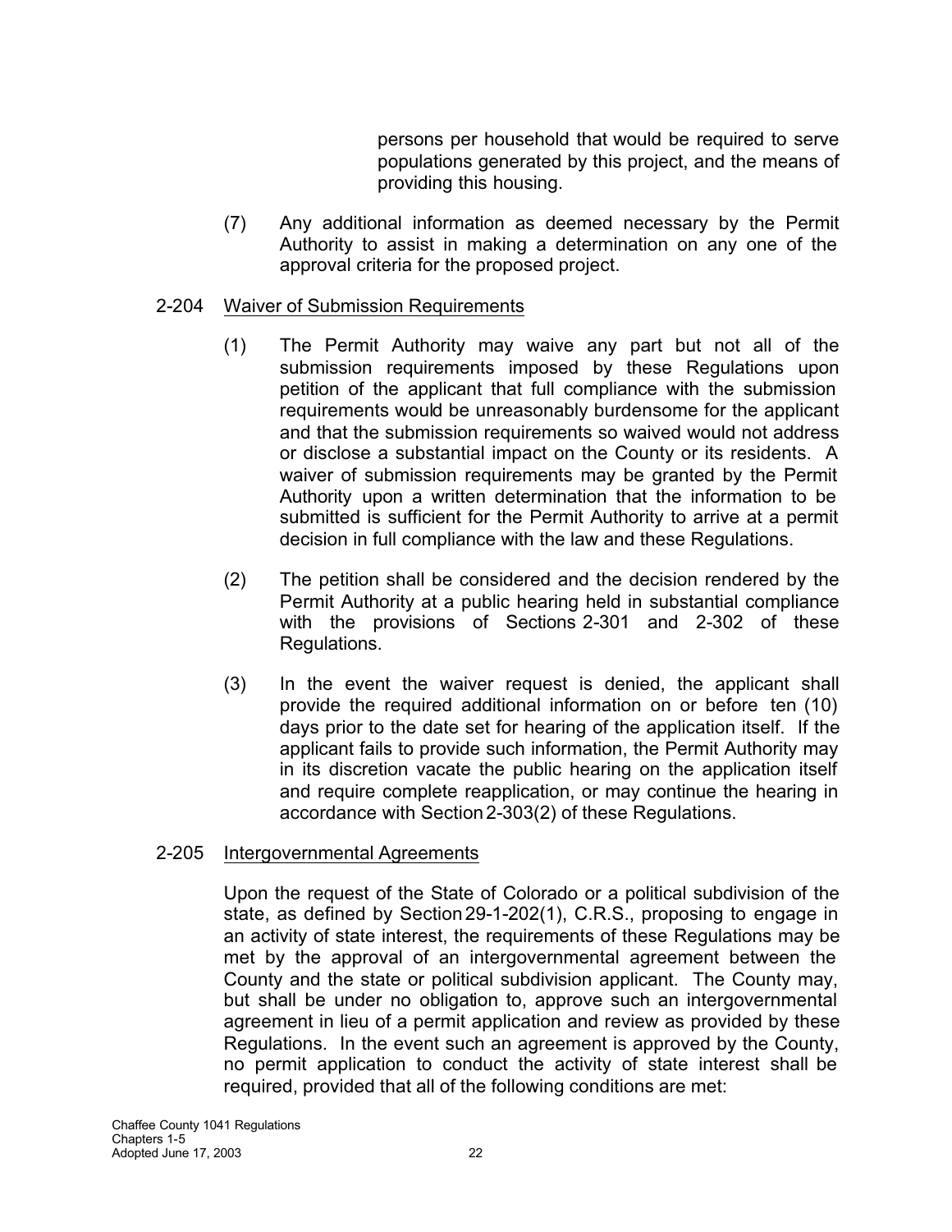persons per household that would be required to serve populations generated by this project, and the means of providing this housing.

(7) Any additional information as deemed necessary by the Permit Authority to assist in making a determination on any one of the approval criteria for the proposed project.

2-204 Waiver of Submission Requirements

(1) The Permit Authority may waive any part but not all of the submission requirements imposed by these Regulations upon petition of the applicant that full compliance with the submission requirements would be unreasonably burdensome for the applicant and that the submission requirements so waived would not address or disclose a substantial impact on the County or its residents. A waiver of submission requirements may be granted by the Permit Authority upon a written determination that the information to be submitted is sufficient for the Permit Authority to arrive at a permit decision in full compliance with the law and these Regulations.

(2) The petition shall be considered and the decision rendered by the Permit Authority at a public hearing held in substantial compliance with the provisions of Sections 2-301 and 2-302 of these Regulations.

(3) In the event the waiver request is denied, the applicant shall provide the required additional information on or before ten (10) days prior to the date set for hearing of the application itself. If the applicant fails to provide such information, the Permit Authority may in its discretion vacate the public hearing on the application itself and require complete reapplication, or may continue the hearing in accordance with Section 2-303(2) of these Regulations.

2-205 Intergovernmental Agreements

Upon the request of the State of Colorado or a political subdivision of the state, as defined by Section 29-1-202(1), C.R.S., proposing to engage in an activity of state interest, the requirements of these Regulations may be met by the approval of an intergovernmental agreement between the County and the state or political subdivision applicant. The County may, but shall be under no obligation to, approve such an intergovernmental agreement in lieu of a permit application and review as provided by these Regulations. In the event such an agreement is approved by the County, no permit application to conduct the activity of state interest shall be required, provided that all of the following conditions are met: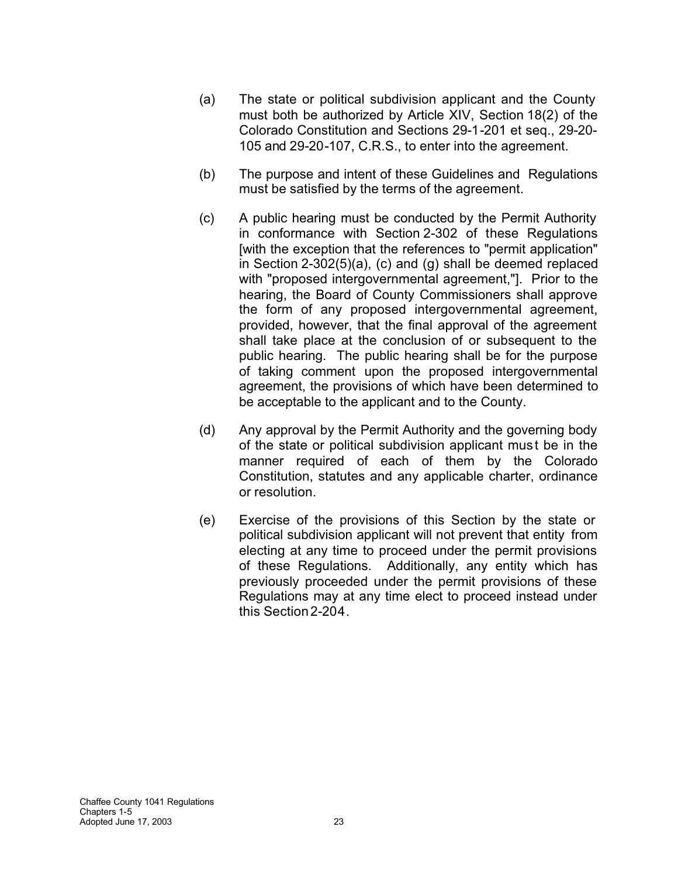(a) The state or political subdivision applicant and the County must both be authorized by Article XIV, Section 18(2) of the Colorado Constitution and Sections 29-1-201 et seq., 29-20-105 and 29-20-107, C.R.S., to enter into the agreement.

(b) The purpose and intent of these Guidelines and Regulations must be satisfied by the terms of the agreement.

(c) A public hearing must be conducted by the Permit Authority in conformance with Section 2-302 of these Regulations [with the exception that the references to "permit application" in Section 2-302(5)(a), (c) and (g) shall be deemed replaced with "proposed intergovernmental agreement,"]. Prior to the hearing, the Board of County Commissioners shall approve the form of any proposed intergovernmental agreement, provided, however, that the final approval of the agreement shall take place at the conclusion of or subsequent to the public hearing. The public hearing shall be for the purpose of taking comment upon the proposed intergovernmental agreement, the provisions of which have been determined to be acceptable to the applicant and to the County.

(d) Any approval by the Permit Authority and the governing body of the state or political subdivision applicant must be in the manner required of each of them by the Colorado Constitution, statutes and any applicable charter, ordinance or resolution.

(e) Exercise of the provisions of this Section by the state or political subdivision applicant will not prevent that entity from electing at any time to proceed under the permit provisions of these Regulations. Additionally, any entity which has previously proceeded under the permit provisions of these Regulations may at any time elect to proceed instead under this Section 2-204.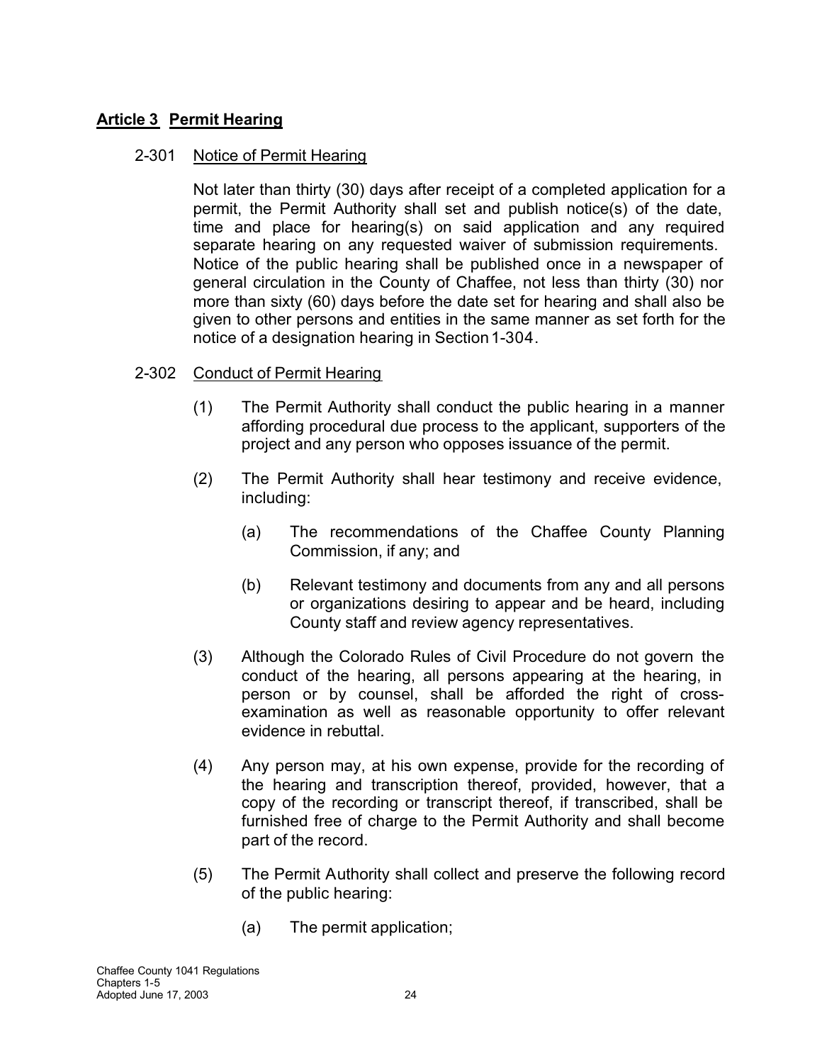## **Article 3 Permit Hearing**

### 2-301 Notice of Permit Hearing

Not later than thirty (30) days after receipt of a completed application for a permit, the Permit Authority shall set and publish notice(s) of the date, time and place for hearing(s) on said application and any required separate hearing on any requested waiver of submission requirements. Notice of the public hearing shall be published once in a newspaper of general circulation in the County of Chaffee, not less than thirty (30) nor more than sixty (60) days before the date set for hearing and shall also be given to other persons and entities in the same manner as set forth for the notice of a designation hearing in Section 1-304.

### 2-302 Conduct of Permit Hearing

(1) The Permit Authority shall conduct the public hearing in a manner affording procedural due process to the applicant, supporters of the project and any person who opposes issuance of the permit.

(2) The Permit Authority shall hear testimony and receive evidence, including:

  (a) The recommendations of the Chaffee County Planning Commission, if any; and

  (b) Relevant testimony and documents from any and all persons or organizations desiring to appear and be heard, including County staff and review agency representatives.

(3) Although the Colorado Rules of Civil Procedure do not govern the conduct of the hearing, all persons appearing at the hearing, in person or by counsel, shall be afforded the right of cross-examination as well as reasonable opportunity to offer relevant evidence in rebuttal.

(4) Any person may, at his own expense, provide for the recording of the hearing and transcription thereof, provided, however, that a copy of the recording or transcript thereof, if transcribed, shall be furnished free of charge to the Permit Authority and shall become part of the record.

(5) The Permit Authority shall collect and preserve the following record of the public hearing:

  (a) The permit application;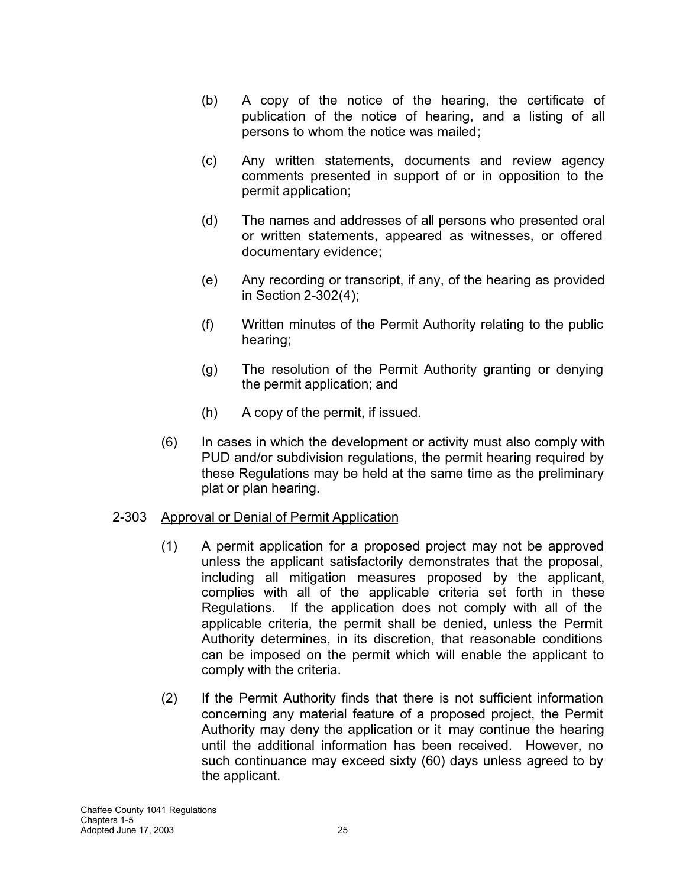(b) A copy of the notice of the hearing, the certificate of publication of the notice of hearing, and a listing of all persons to whom the notice was mailed;

(c) Any written statements, documents and review agency comments presented in support of or in opposition to the permit application;

(d) The names and addresses of all persons who presented oral or written statements, appeared as witnesses, or offered documentary evidence;

(e) Any recording or transcript, if any, of the hearing as provided in Section 2-302(4);

(f) Written minutes of the Permit Authority relating to the public hearing;

(g) The resolution of the Permit Authority granting or denying the permit application; and

(h) A copy of the permit, if issued.

(6) In cases in which the development or activity must also comply with PUD and/or subdivision regulations, the permit hearing required by these Regulations may be held at the same time as the preliminary plat or plan hearing.

## 2-303 Approval or Denial of Permit Application

(1) A permit application for a proposed project may not be approved unless the applicant satisfactorily demonstrates that the proposal, including all mitigation measures proposed by the applicant, complies with all of the applicable criteria set forth in these Regulations. If the application does not comply with all of the applicable criteria, the permit shall be denied, unless the Permit Authority determines, in its discretion, that reasonable conditions can be imposed on the permit which will enable the applicant to comply with the criteria.

(2) If the Permit Authority finds that there is not sufficient information concerning any material feature of a proposed project, the Permit Authority may deny the application or it may continue the hearing until the additional information has been received. However, no such continuance may exceed sixty (60) days unless agreed to by the applicant.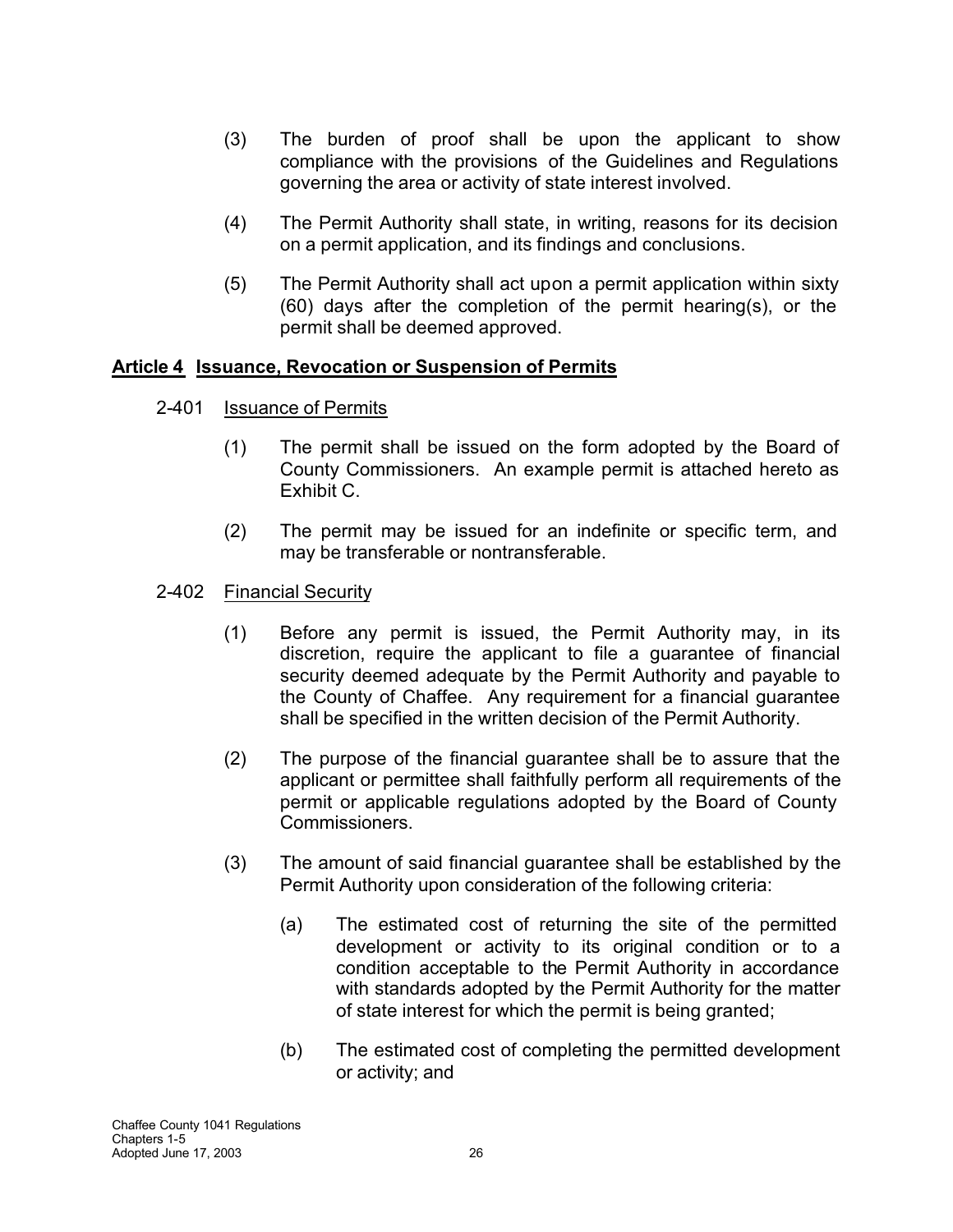(3) The burden of proof shall be upon the applicant to show compliance with the provisions of the Guidelines and Regulations governing the area or activity of state interest involved.

(4) The Permit Authority shall state, in writing, reasons for its decision on a permit application, and its findings and conclusions.

(5) The Permit Authority shall act upon a permit application within sixty (60) days after the completion of the permit hearing(s), or the permit shall be deemed approved.

## Article 4 Issuance, Revocation or Suspension of Permits

### 2-401 Issuance of Permits

(1) The permit shall be issued on the form adopted by the Board of County Commissioners. An example permit is attached hereto as Exhibit C.

(2) The permit may be issued for an indefinite or specific term, and may be transferable or nontransferable.

### 2-402 Financial Security

(1) Before any permit is issued, the Permit Authority may, in its discretion, require the applicant to file a guarantee of financial security deemed adequate by the Permit Authority and payable to the County of Chaffee. Any requirement for a financial guarantee shall be specified in the written decision of the Permit Authority.

(2) The purpose of the financial guarantee shall be to assure that the applicant or permittee shall faithfully perform all requirements of the permit or applicable regulations adopted by the Board of County Commissioners.

(3) The amount of said financial guarantee shall be established by the Permit Authority upon consideration of the following criteria:

(a) The estimated cost of returning the site of the permitted development or activity to its original condition or to a condition acceptable to the Permit Authority in accordance with standards adopted by the Permit Authority for the matter of state interest for which the permit is being granted;

(b) The estimated cost of completing the permitted development or activity; and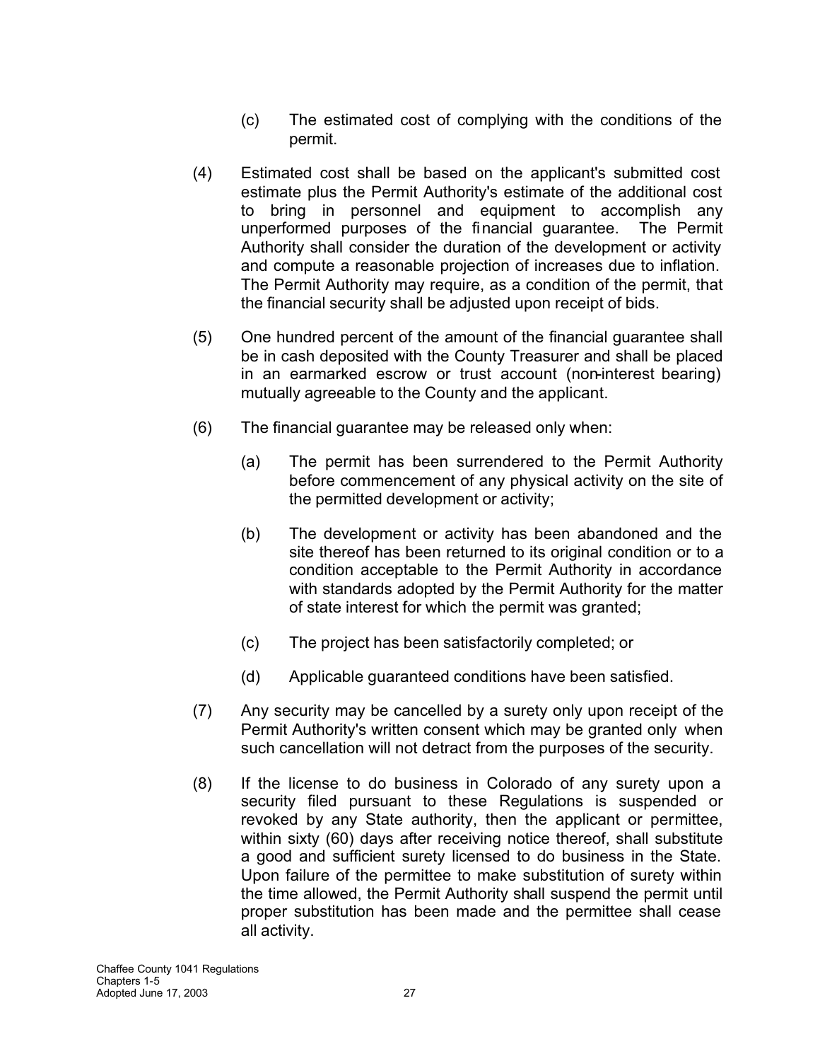(c) The estimated cost of complying with the conditions of the permit.

(4) Estimated cost shall be based on the applicant's submitted cost estimate plus the Permit Authority's estimate of the additional cost to bring in personnel and equipment to accomplish any unperformed purposes of the financial guarantee. The Permit Authority shall consider the duration of the development or activity and compute a reasonable projection of increases due to inflation. The Permit Authority may require, as a condition of the permit, that the financial security shall be adjusted upon receipt of bids.

(5) One hundred percent of the amount of the financial guarantee shall be in cash deposited with the County Treasurer and shall be placed in an earmarked escrow or trust account (non-interest bearing) mutually agreeable to the County and the applicant.

(6) The financial guarantee may be released only when:

(a) The permit has been surrendered to the Permit Authority before commencement of any physical activity on the site of the permitted development or activity;

(b) The development or activity has been abandoned and the site thereof has been returned to its original condition or to a condition acceptable to the Permit Authority in accordance with standards adopted by the Permit Authority for the matter of state interest for which the permit was granted;

(c) The project has been satisfactorily completed; or

(d) Applicable guaranteed conditions have been satisfied.

(7) Any security may be cancelled by a surety only upon receipt of the Permit Authority's written consent which may be granted only when such cancellation will not detract from the purposes of the security.

(8) If the license to do business in Colorado of any surety upon a security filed pursuant to these Regulations is suspended or revoked by any State authority, then the applicant or permittee, within sixty (60) days after receiving notice thereof, shall substitute a good and sufficient surety licensed to do business in the State. Upon failure of the permittee to make substitution of surety within the time allowed, the Permit Authority shall suspend the permit until proper substitution has been made and the permittee shall cease all activity.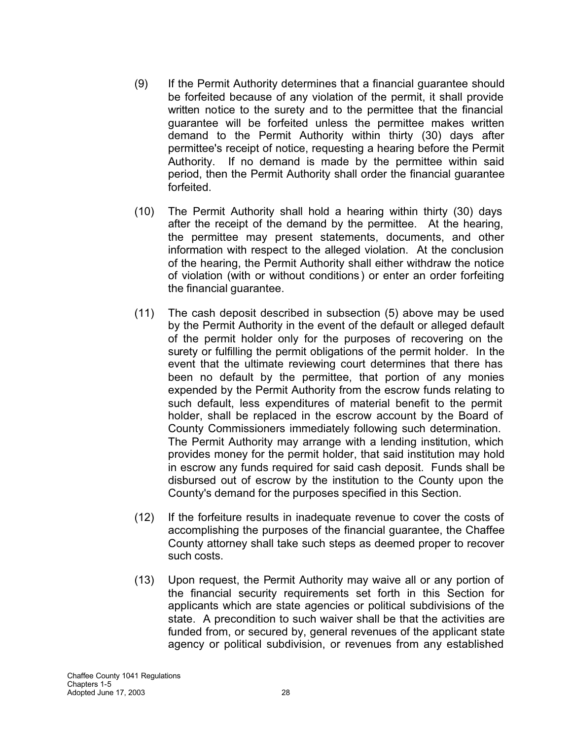(9) If the Permit Authority determines that a financial guarantee should be forfeited because of any violation of the permit, it shall provide written notice to the surety and to the permittee that the financial guarantee will be forfeited unless the permittee makes written demand to the Permit Authority within thirty (30) days after permittee's receipt of notice, requesting a hearing before the Permit Authority. If no demand is made by the permittee within said period, then the Permit Authority shall order the financial guarantee forfeited.

(10) The Permit Authority shall hold a hearing within thirty (30) days after the receipt of the demand by the permittee. At the hearing, the permittee may present statements, documents, and other information with respect to the alleged violation. At the conclusion of the hearing, the Permit Authority shall either withdraw the notice of violation (with or without conditions) or enter an order forfeiting the financial guarantee.

(11) The cash deposit described in subsection (5) above may be used by the Permit Authority in the event of the default or alleged default of the permit holder only for the purposes of recovering on the surety or fulfilling the permit obligations of the permit holder. In the event that the ultimate reviewing court determines that there has been no default by the permittee, that portion of any monies expended by the Permit Authority from the escrow funds relating to such default, less expenditures of material benefit to the permit holder, shall be replaced in the escrow account by the Board of County Commissioners immediately following such determination. The Permit Authority may arrange with a lending institution, which provides money for the permit holder, that said institution may hold in escrow any funds required for said cash deposit. Funds shall be disbursed out of escrow by the institution to the County upon the County's demand for the purposes specified in this Section.

(12) If the forfeiture results in inadequate revenue to cover the costs of accomplishing the purposes of the financial guarantee, the Chaffee County attorney shall take such steps as deemed proper to recover such costs.

(13) Upon request, the Permit Authority may waive all or any portion of the financial security requirements set forth in this Section for applicants which are state agencies or political subdivisions of the state. A precondition to such waiver shall be that the activities are funded from, or secured by, general revenues of the applicant state agency or political subdivision, or revenues from any established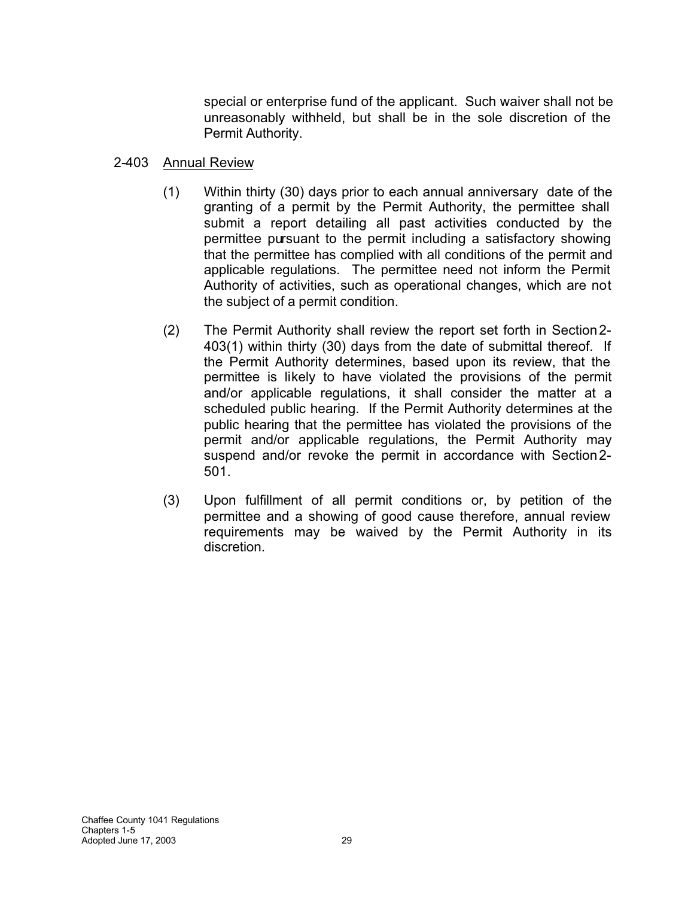special or enterprise fund of the applicant. Such waiver shall not be unreasonably withheld, but shall be in the sole discretion of the Permit Authority.

2-403 Annual Review

(1) Within thirty (30) days prior to each annual anniversary date of the granting of a permit by the Permit Authority, the permittee shall submit a report detailing all past activities conducted by the permittee pursuant to the permit including a satisfactory showing that the permittee has complied with all conditions of the permit and applicable regulations. The permittee need not inform the Permit Authority of activities, such as operational changes, which are not the subject of a permit condition.

(2) The Permit Authority shall review the report set forth in Section 2-403(1) within thirty (30) days from the date of submittal thereof. If the Permit Authority determines, based upon its review, that the permittee is likely to have violated the provisions of the permit and/or applicable regulations, it shall consider the matter at a scheduled public hearing. If the Permit Authority determines at the public hearing that the permittee has violated the provisions of the permit and/or applicable regulations, the Permit Authority may suspend and/or revoke the permit in accordance with Section 2-501.

(3) Upon fulfillment of all permit conditions or, by petition of the permittee and a showing of good cause therefore, annual review requirements may be waived by the Permit Authority in its discretion.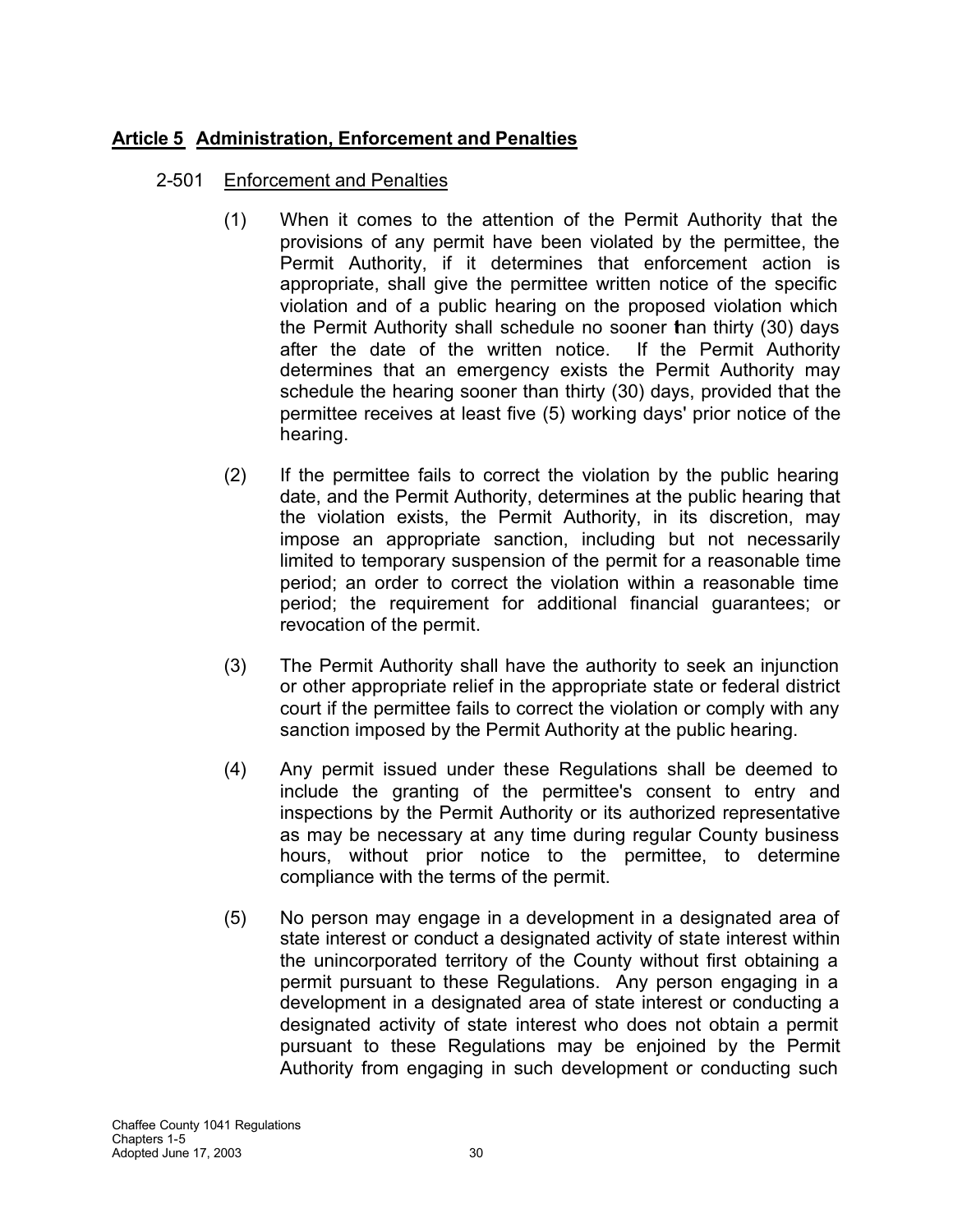## **Article 5 Administration, Enforcement and Penalties**

### 2-501 Enforcement and Penalties

(1) When it comes to the attention of the Permit Authority that the provisions of any permit have been violated by the permittee, the Permit Authority, if it determines that enforcement action is appropriate, shall give the permittee written notice of the specific violation and of a public hearing on the proposed violation which the Permit Authority shall schedule no sooner than thirty (30) days after the date of the written notice. If the Permit Authority determines that an emergency exists the Permit Authority may schedule the hearing sooner than thirty (30) days, provided that the permittee receives at least five (5) working days' prior notice of the hearing.

(2) If the permittee fails to correct the violation by the public hearing date, and the Permit Authority, determines at the public hearing that the violation exists, the Permit Authority, in its discretion, may impose an appropriate sanction, including but not necessarily limited to temporary suspension of the permit for a reasonable time period; an order to correct the violation within a reasonable time period; the requirement for additional financial guarantees; or revocation of the permit.

(3) The Permit Authority shall have the authority to seek an injunction or other appropriate relief in the appropriate state or federal district court if the permittee fails to correct the violation or comply with any sanction imposed by the Permit Authority at the public hearing.

(4) Any permit issued under these Regulations shall be deemed to include the granting of the permittee's consent to entry and inspections by the Permit Authority or its authorized representative as may be necessary at any time during regular County business hours, without prior notice to the permittee, to determine compliance with the terms of the permit.

(5) No person may engage in a development in a designated area of state interest or conduct a designated activity of state interest within the unincorporated territory of the County without first obtaining a permit pursuant to these Regulations. Any person engaging in a development in a designated area of state interest or conducting a designated activity of state interest who does not obtain a permit pursuant to these Regulations may be enjoined by the Permit Authority from engaging in such development or conducting such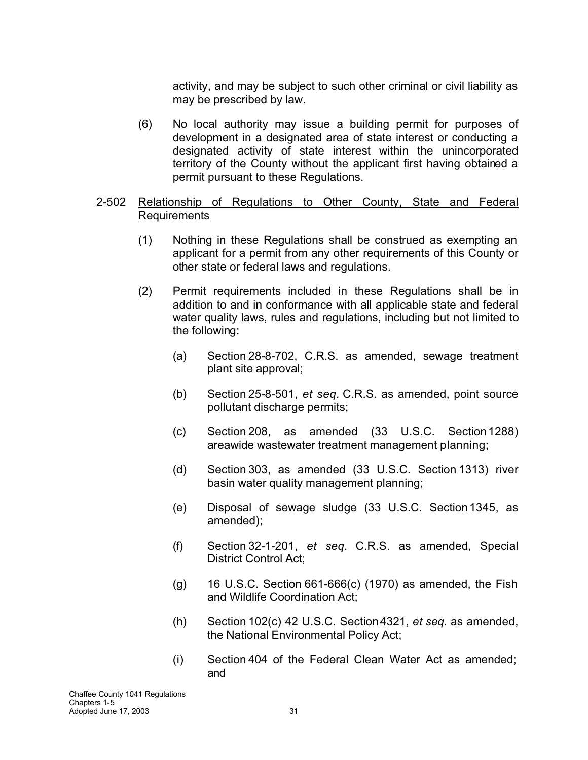activity, and may be subject to such other criminal or civil liability as may be prescribed by law.

(6) No local authority may issue a building permit for purposes of development in a designated area of state interest or conducting a designated activity of state interest within the unincorporated territory of the County without the applicant first having obtained a permit pursuant to these Regulations.

2-502 <u>Relationship of Regulations to Other County, State and Federal Requirements</u>

(1) Nothing in these Regulations shall be construed as exempting an applicant for a permit from any other requirements of this County or other state or federal laws and regulations.

(2) Permit requirements included in these Regulations shall be in addition to and in conformance with all applicable state and federal water quality laws, rules and regulations, including but not limited to the following:

(a) Section 28-8-702, C.R.S. as amended, sewage treatment plant site approval;

(b) Section 25-8-501, *et seq.* C.R.S. as amended, point source pollutant discharge permits;

(c) Section 208, as amended (33 U.S.C. Section 1288) areawide wastewater treatment management planning;

(d) Section 303, as amended (33 U.S.C. Section 1313) river basin water quality management planning;

(e) Disposal of sewage sludge (33 U.S.C. Section 1345, as amended);

(f) Section 32-1-201, *et seq.* C.R.S. as amended, Special District Control Act;

(g) 16 U.S.C. Section 661-666(c) (1970) as amended, the Fish and Wildlife Coordination Act;

(h) Section 102(c) 42 U.S.C. Section 4321, *et seq.* as amended, the National Environmental Policy Act;

(i) Section 404 of the Federal Clean Water Act as amended; and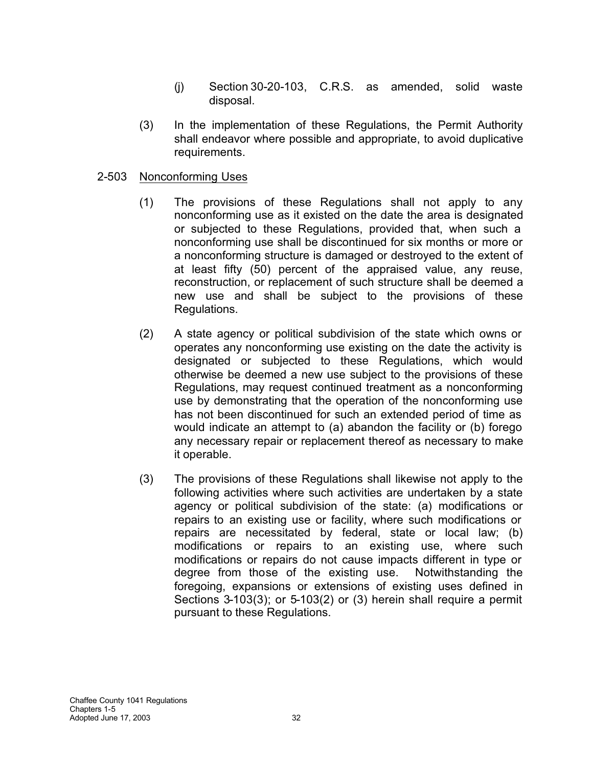(j) Section 30-20-103, C.R.S. as amended, solid waste disposal.

(3) In the implementation of these Regulations, the Permit Authority shall endeavor where possible and appropriate, to avoid duplicative requirements.

2-503 <u>Nonconforming Uses</u>

(1) The provisions of these Regulations shall not apply to any nonconforming use as it existed on the date the area is designated or subjected to these Regulations, provided that, when such a nonconforming use shall be discontinued for six months or more or a nonconforming structure is damaged or destroyed to the extent of at least fifty (50) percent of the appraised value, any reuse, reconstruction, or replacement of such structure shall be deemed a new use and shall be subject to the provisions of these Regulations.

(2) A state agency or political subdivision of the state which owns or operates any nonconforming use existing on the date the activity is designated or subjected to these Regulations, which would otherwise be deemed a new use subject to the provisions of these Regulations, may request continued treatment as a nonconforming use by demonstrating that the operation of the nonconforming use has not been discontinued for such an extended period of time as would indicate an attempt to (a) abandon the facility or (b) forego any necessary repair or replacement thereof as necessary to make it operable.

(3) The provisions of these Regulations shall likewise not apply to the following activities where such activities are undertaken by a state agency or political subdivision of the state: (a) modifications or repairs to an existing use or facility, where such modifications or repairs are necessitated by federal, state or local law; (b) modifications or repairs to an existing use, where such modifications or repairs do not cause impacts different in type or degree from those of the existing use. Notwithstanding the foregoing, expansions or extensions of existing uses defined in Sections 3-103(3); or 5-103(2) or (3) herein shall require a permit pursuant to these Regulations.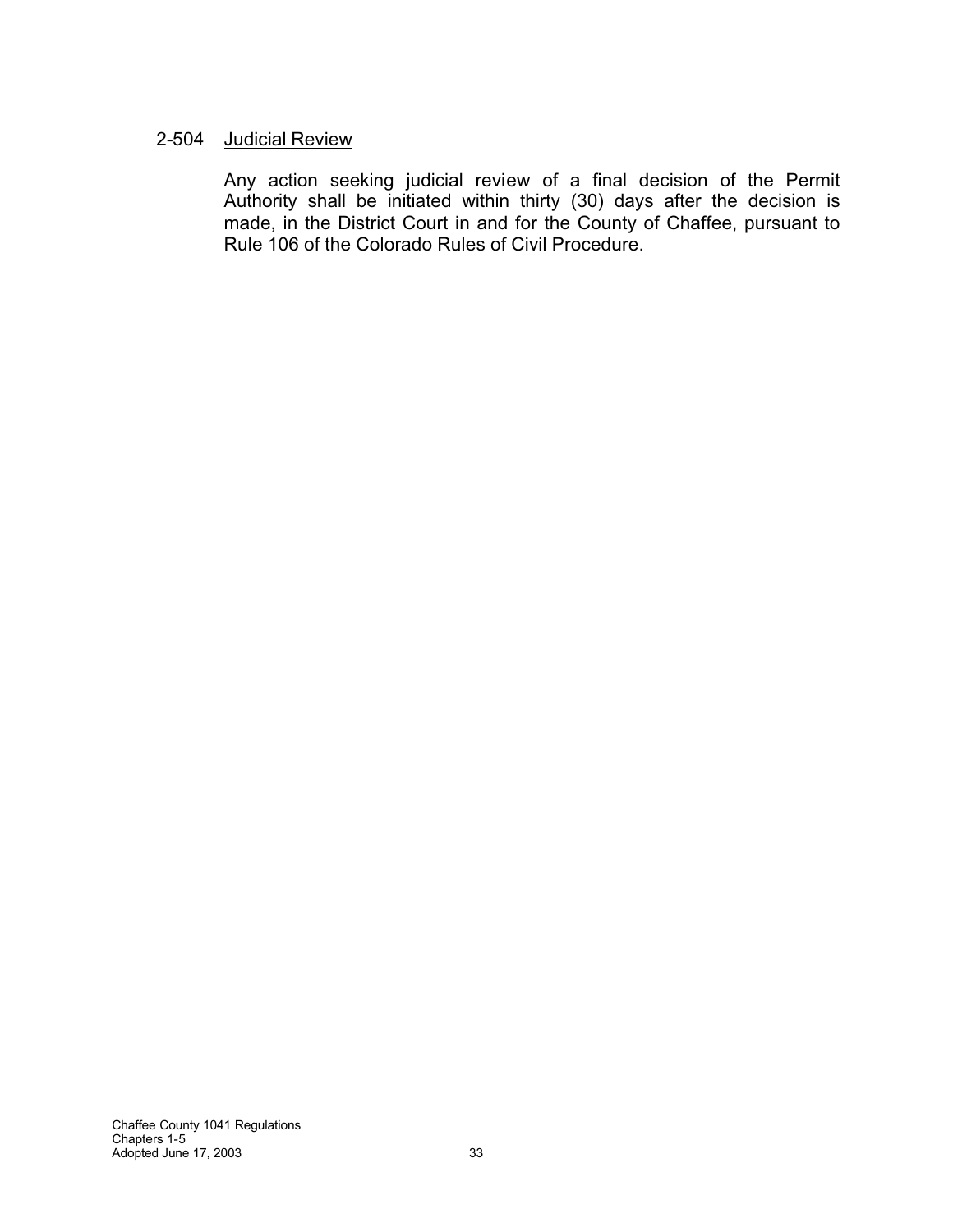### 2-504 Judicial Review

Any action seeking judicial review of a final decision of the Permit Authority shall be initiated within thirty (30) days after the decision is made, in the District Court in and for the County of Chaffee, pursuant to Rule 106 of the Colorado Rules of Civil Procedure.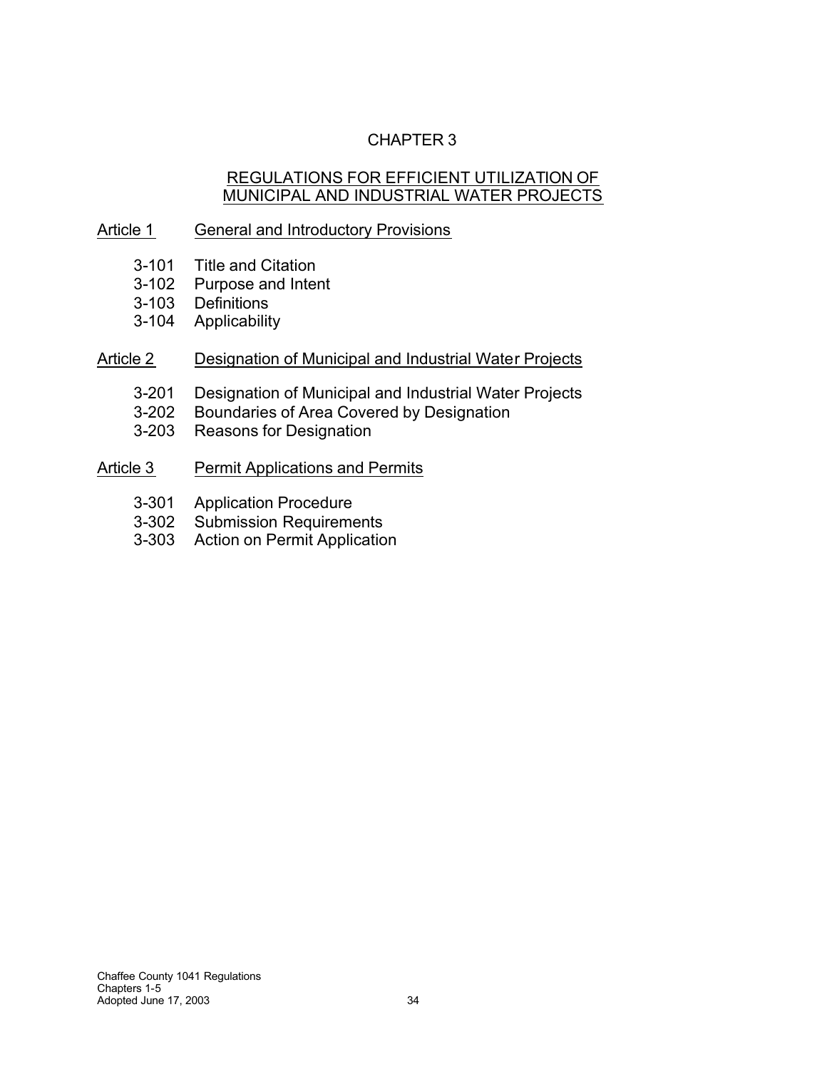# CHAPTER 3

## REGULATIONS FOR EFFICIENT UTILIZATION OF MUNICIPAL AND INDUSTRIAL WATER PROJECTS

### Article 1 General and Introductory Provisions

- 3-101 Title and Citation
- 3-102 Purpose and Intent
- 3-103 Definitions
- 3-104 Applicability

### Article 2 Designation of Municipal and Industrial Water Projects

- 3-201 Designation of Municipal and Industrial Water Projects
- 3-202 Boundaries of Area Covered by Designation
- 3-203 Reasons for Designation

### Article 3 Permit Applications and Permits

- 3-301 Application Procedure
- 3-302 Submission Requirements
- 3-303 Action on Permit Application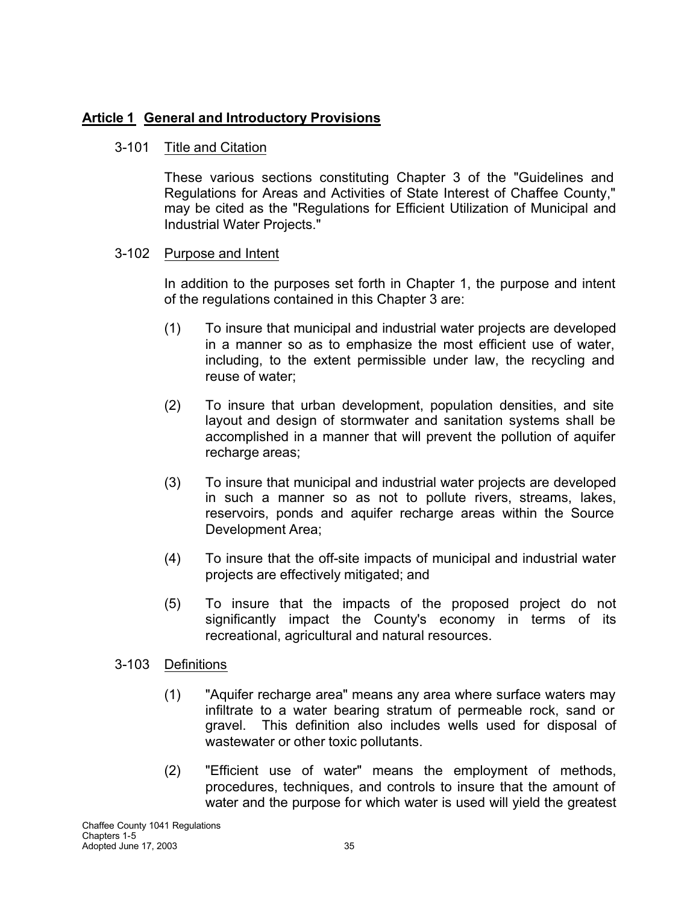## Article 1 General and Introductory Provisions

### 3-101 Title and Citation

These various sections constituting Chapter 3 of the "Guidelines and Regulations for Areas and Activities of State Interest of Chaffee County," may be cited as the "Regulations for Efficient Utilization of Municipal and Industrial Water Projects."

### 3-102 Purpose and Intent

In addition to the purposes set forth in Chapter 1, the purpose and intent of the regulations contained in this Chapter 3 are:

(1) To insure that municipal and industrial water projects are developed in a manner so as to emphasize the most efficient use of water, including, to the extent permissible under law, the recycling and reuse of water;

(2) To insure that urban development, population densities, and site layout and design of stormwater and sanitation systems shall be accomplished in a manner that will prevent the pollution of aquifer recharge areas;

(3) To insure that municipal and industrial water projects are developed in such a manner so as not to pollute rivers, streams, lakes, reservoirs, ponds and aquifer recharge areas within the Source Development Area;

(4) To insure that the off-site impacts of municipal and industrial water projects are effectively mitigated; and

(5) To insure that the impacts of the proposed project do not significantly impact the County's economy in terms of its recreational, agricultural and natural resources.

### 3-103 Definitions

(1) "Aquifer recharge area" means any area where surface waters may infiltrate to a water bearing stratum of permeable rock, sand or gravel. This definition also includes wells used for disposal of wastewater or other toxic pollutants.

(2) "Efficient use of water" means the employment of methods, procedures, techniques, and controls to insure that the amount of water and the purpose for which water is used will yield the greatest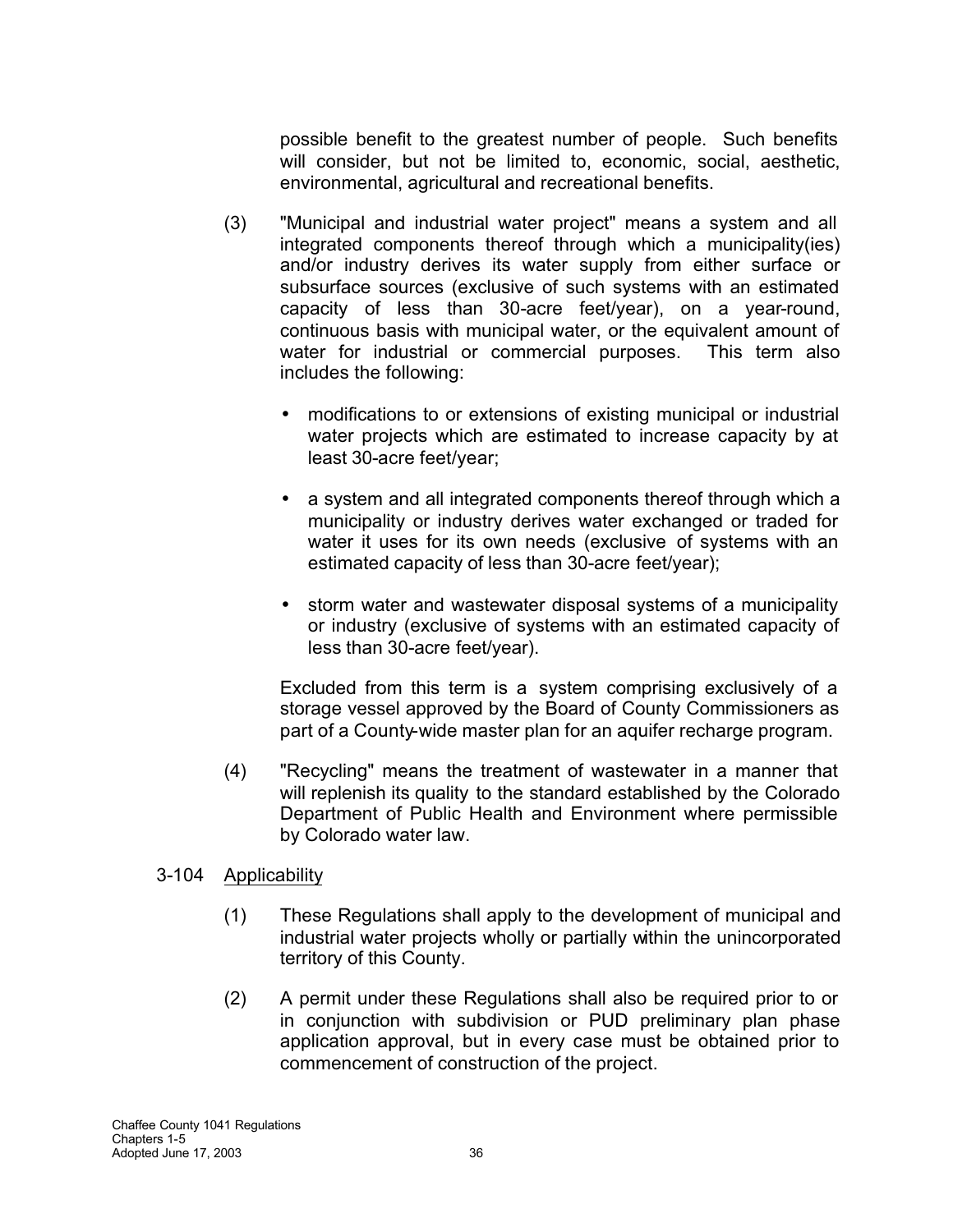possible benefit to the greatest number of people. Such benefits will consider, but not be limited to, economic, social, aesthetic, environmental, agricultural and recreational benefits.

(3) "Municipal and industrial water project" means a system and all integrated components thereof through which a municipality(ies) and/or industry derives its water supply from either surface or subsurface sources (exclusive of such systems with an estimated capacity of less than 30-acre feet/year), on a year-round, continuous basis with municipal water, or the equivalent amount of water for industrial or commercial purposes. This term also includes the following:

- modifications to or extensions of existing municipal or industrial water projects which are estimated to increase capacity by at least 30-acre feet/year;
- a system and all integrated components thereof through which a municipality or industry derives water exchanged or traded for water it uses for its own needs (exclusive of systems with an estimated capacity of less than 30-acre feet/year);
- storm water and wastewater disposal systems of a municipality or industry (exclusive of systems with an estimated capacity of less than 30-acre feet/year).

Excluded from this term is a system comprising exclusively of a storage vessel approved by the Board of County Commissioners as part of a County-wide master plan for an aquifer recharge program.

(4) "Recycling" means the treatment of wastewater in a manner that will replenish its quality to the standard established by the Colorado Department of Public Health and Environment where permissible by Colorado water law.

3-104 Applicability

(1) These Regulations shall apply to the development of municipal and industrial water projects wholly or partially within the unincorporated territory of this County.

(2) A permit under these Regulations shall also be required prior to or in conjunction with subdivision or PUD preliminary plan phase application approval, but in every case must be obtained prior to commencement of construction of the project.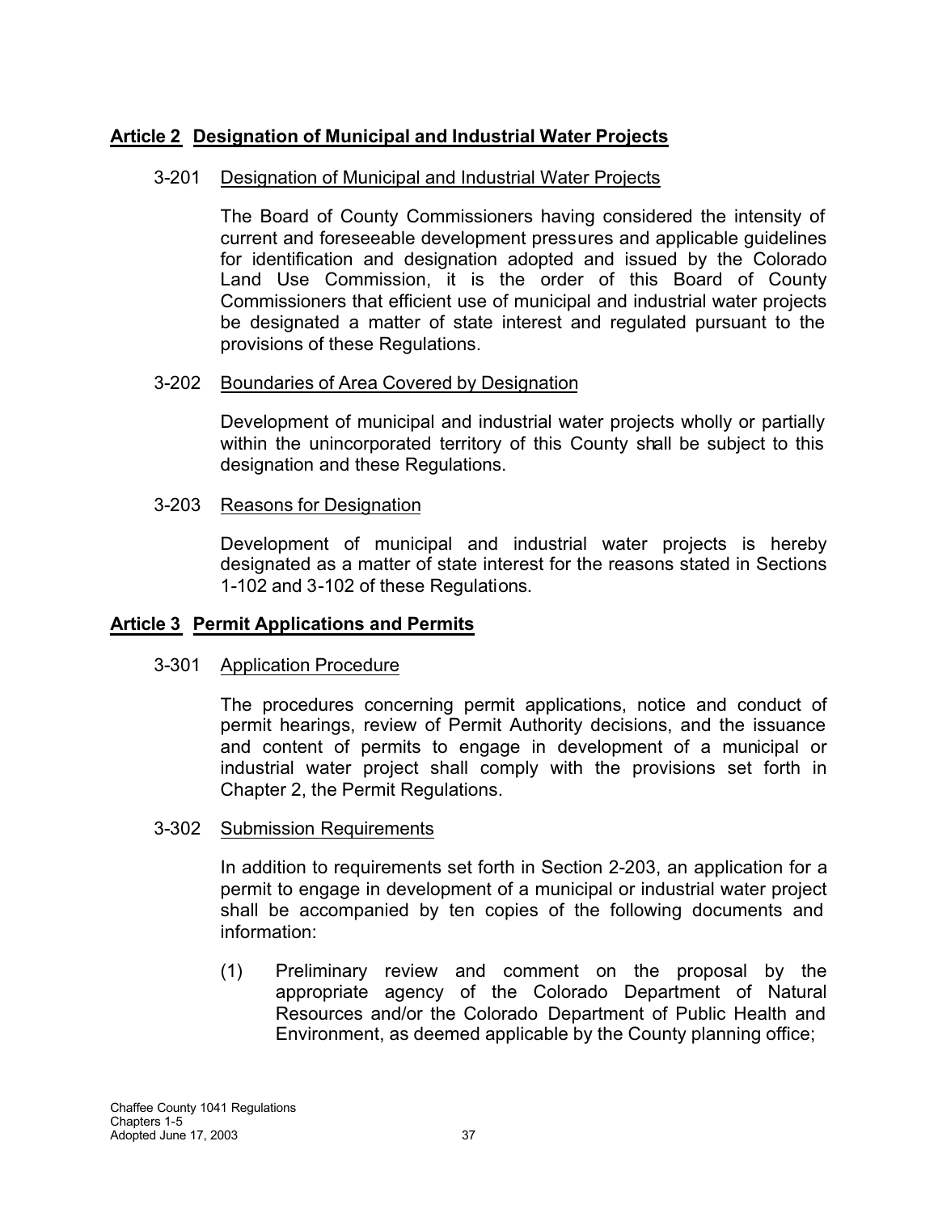## Article 2 Designation of Municipal and Industrial Water Projects

### 3-201 Designation of Municipal and Industrial Water Projects

The Board of County Commissioners having considered the intensity of current and foreseeable development pressures and applicable guidelines for identification and designation adopted and issued by the Colorado Land Use Commission, it is the order of this Board of County Commissioners that efficient use of municipal and industrial water projects be designated a matter of state interest and regulated pursuant to the provisions of these Regulations.

### 3-202 Boundaries of Area Covered by Designation

Development of municipal and industrial water projects wholly or partially within the unincorporated territory of this County shall be subject to this designation and these Regulations.

### 3-203 Reasons for Designation

Development of municipal and industrial water projects is hereby designated as a matter of state interest for the reasons stated in Sections 1-102 and 3-102 of these Regulations.

## Article 3 Permit Applications and Permits

### 3-301 Application Procedure

The procedures concerning permit applications, notice and conduct of permit hearings, review of Permit Authority decisions, and the issuance and content of permits to engage in development of a municipal or industrial water project shall comply with the provisions set forth in Chapter 2, the Permit Regulations.

### 3-302 Submission Requirements

In addition to requirements set forth in Section 2-203, an application for a permit to engage in development of a municipal or industrial water project shall be accompanied by ten copies of the following documents and information:

(1) Preliminary review and comment on the proposal by the appropriate agency of the Colorado Department of Natural Resources and/or the Colorado Department of Public Health and Environment, as deemed applicable by the County planning office;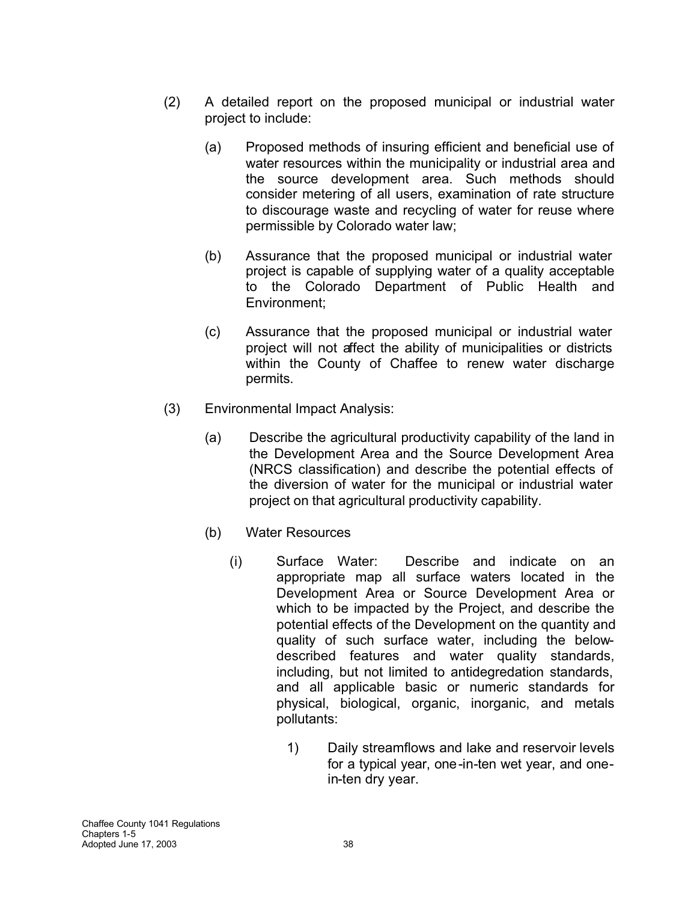(2) A detailed report on the proposed municipal or industrial water project to include:

(a) Proposed methods of insuring efficient and beneficial use of water resources within the municipality or industrial area and the source development area. Such methods should consider metering of all users, examination of rate structure to discourage waste and recycling of water for reuse where permissible by Colorado water law;

(b) Assurance that the proposed municipal or industrial water project is capable of supplying water of a quality acceptable to the Colorado Department of Public Health and Environment;

(c) Assurance that the proposed municipal or industrial water project will not affect the ability of municipalities or districts within the County of Chaffee to renew water discharge permits.

(3) Environmental Impact Analysis:

(a) Describe the agricultural productivity capability of the land in the Development Area and the Source Development Area (NRCS classification) and describe the potential effects of the diversion of water for the municipal or industrial water project on that agricultural productivity capability.

(b) Water Resources

(i) Surface Water: Describe and indicate on an appropriate map all surface waters located in the Development Area or Source Development Area or which to be impacted by the Project, and describe the potential effects of the Development on the quantity and quality of such surface water, including the below-described features and water quality standards, including, but not limited to antidegredation standards, and all applicable basic or numeric standards for physical, biological, organic, inorganic, and metals pollutants:

1) Daily streamflows and lake and reservoir levels for a typical year, one-in-ten wet year, and one-in-ten dry year.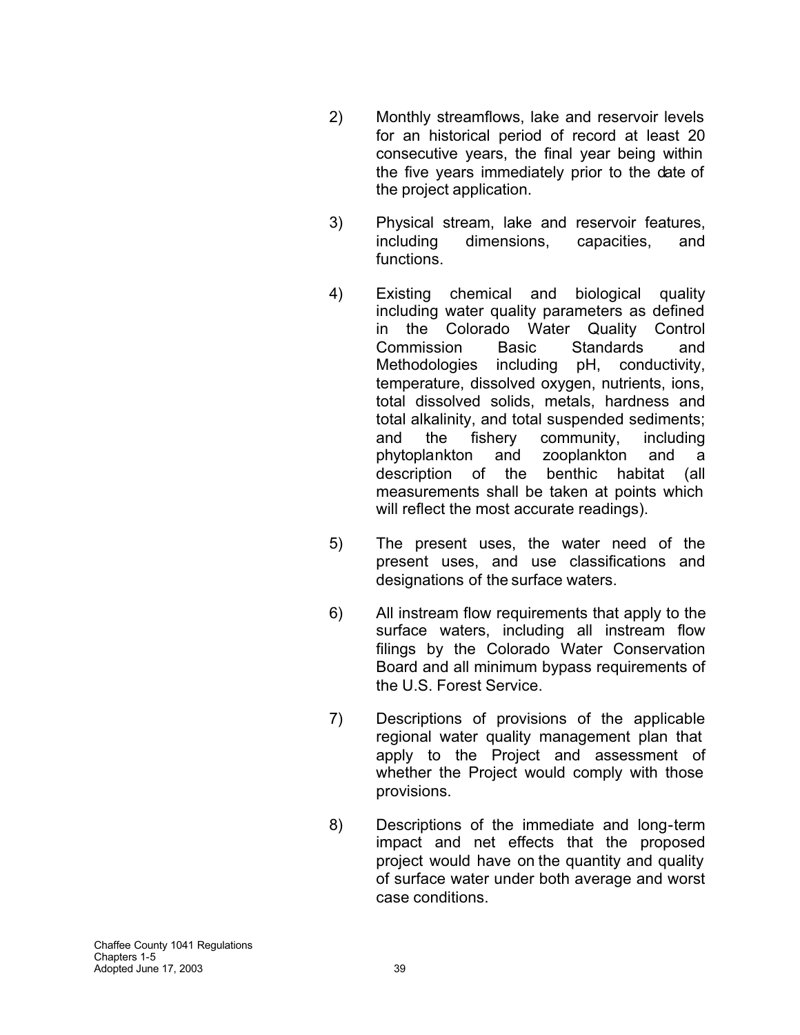2) Monthly streamflows, lake and reservoir levels for an historical period of record at least 20 consecutive years, the final year being within the five years immediately prior to the date of the project application.

3) Physical stream, lake and reservoir features, including dimensions, capacities, and functions.

4) Existing chemical and biological quality including water quality parameters as defined in the Colorado Water Quality Control Commission Basic Standards and Methodologies including pH, conductivity, temperature, dissolved oxygen, nutrients, ions, total dissolved solids, metals, hardness and total alkalinity, and total suspended sediments; and the fishery community, including phytoplankton and zooplankton and a description of the benthic habitat (all measurements shall be taken at points which will reflect the most accurate readings).

5) The present uses, the water need of the present uses, and use classifications and designations of the surface waters.

6) All instream flow requirements that apply to the surface waters, including all instream flow filings by the Colorado Water Conservation Board and all minimum bypass requirements of the U.S. Forest Service.

7) Descriptions of provisions of the applicable regional water quality management plan that apply to the Project and assessment of whether the Project would comply with those provisions.

8) Descriptions of the immediate and long-term impact and net effects that the proposed project would have on the quantity and quality of surface water under both average and worst case conditions.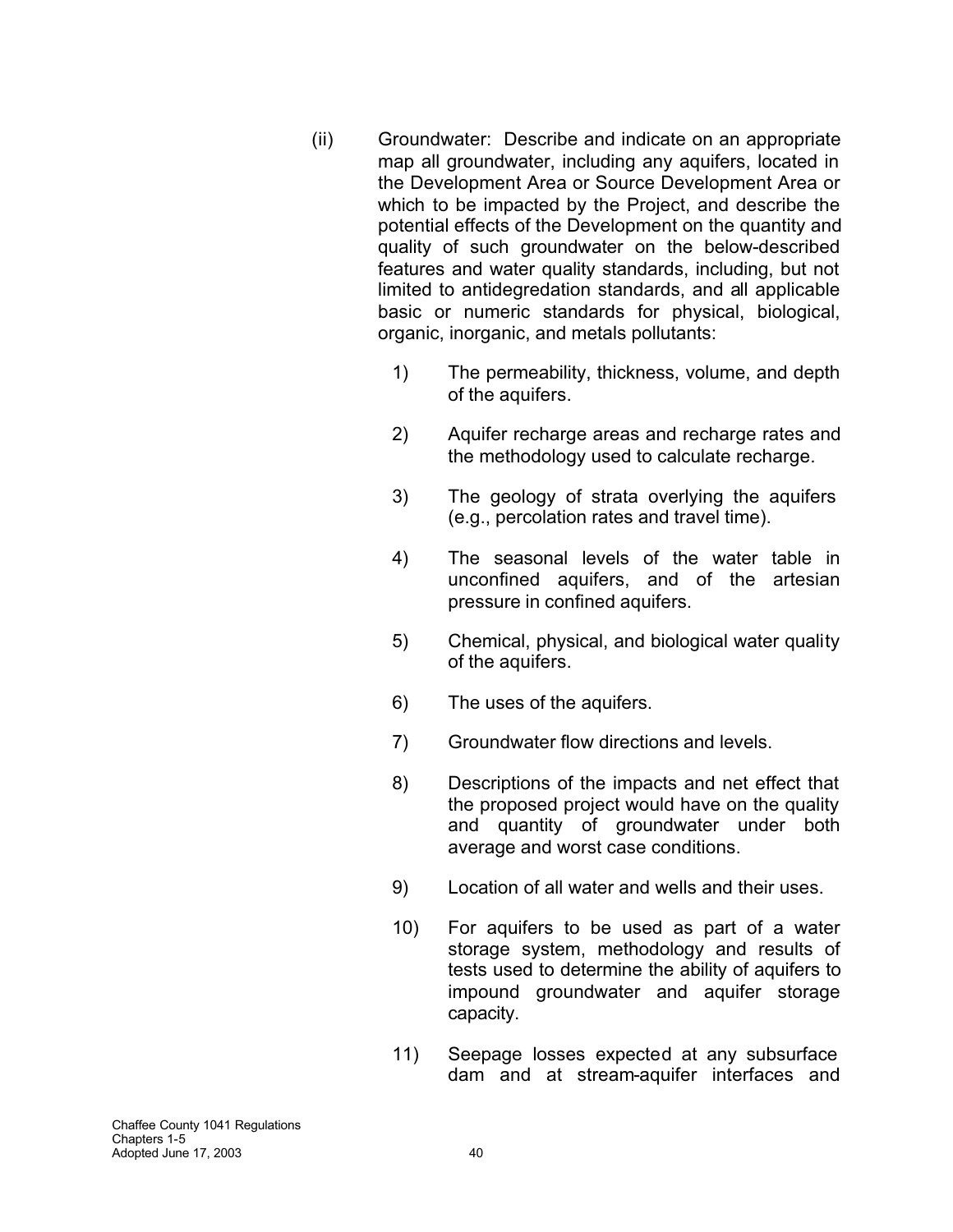(ii) Groundwater: Describe and indicate on an appropriate map all groundwater, including any aquifers, located in the Development Area or Source Development Area or which to be impacted by the Project, and describe the potential effects of the Development on the quantity and quality of such groundwater on the below-described features and water quality standards, including, but not limited to antidegredation standards, and all applicable basic or numeric standards for physical, biological, organic, inorganic, and metals pollutants:

1) The permeability, thickness, volume, and depth of the aquifers.

2) Aquifer recharge areas and recharge rates and the methodology used to calculate recharge.

3) The geology of strata overlying the aquifers (e.g., percolation rates and travel time).

4) The seasonal levels of the water table in unconfined aquifers, and of the artesian pressure in confined aquifers.

5) Chemical, physical, and biological water quality of the aquifers.

6) The uses of the aquifers.

7) Groundwater flow directions and levels.

8) Descriptions of the impacts and net effect that the proposed project would have on the quality and quantity of groundwater under both average and worst case conditions.

9) Location of all water and wells and their uses.

10) For aquifers to be used as part of a water storage system, methodology and results of tests used to determine the ability of aquifers to impound groundwater and aquifer storage capacity.

11) Seepage losses expected at any subsurface dam and at stream-aquifer interfaces and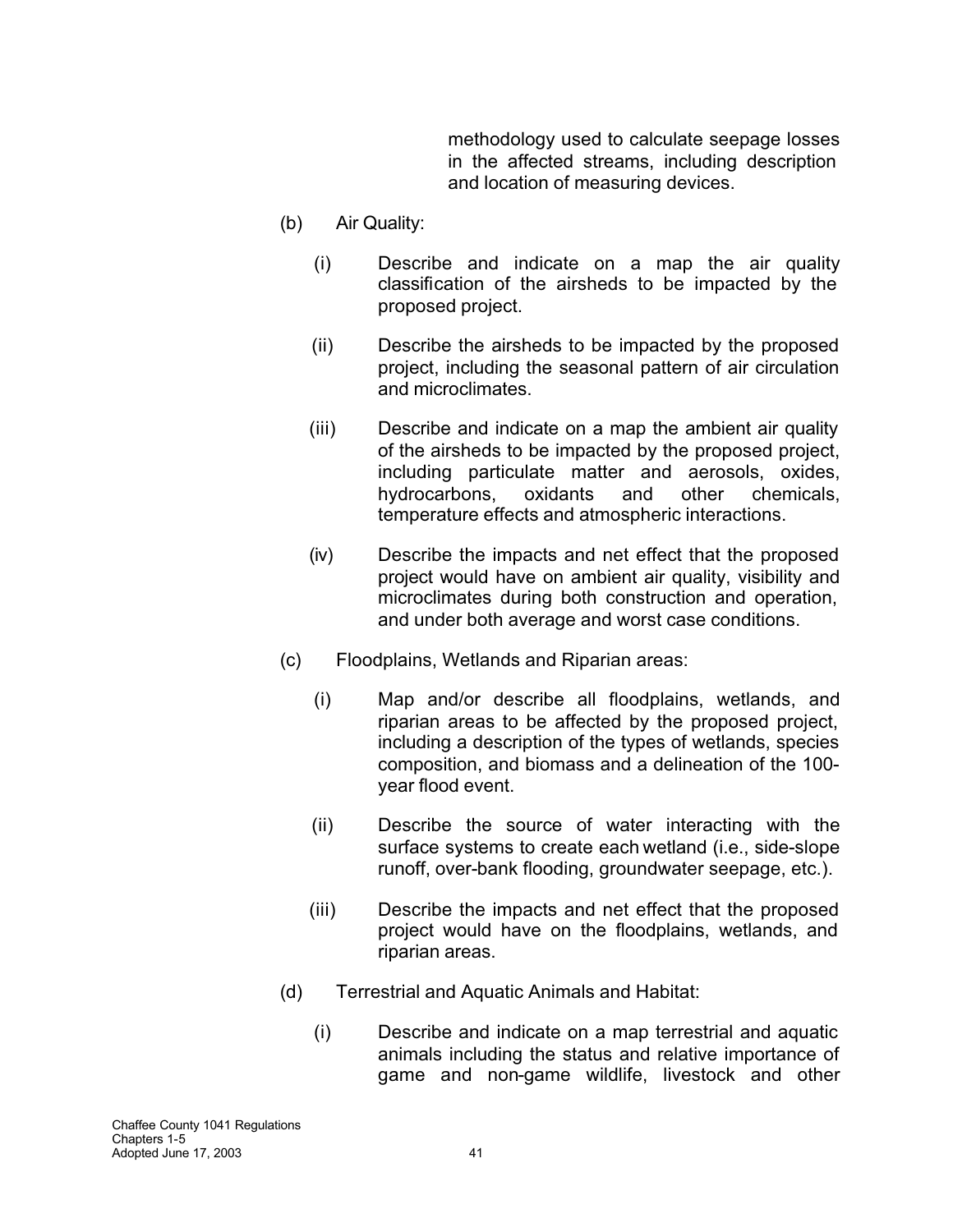methodology used to calculate seepage losses in the affected streams, including description and location of measuring devices.

(b) Air Quality:

(i) Describe and indicate on a map the air quality classification of the airsheds to be impacted by the proposed project.

(ii) Describe the airsheds to be impacted by the proposed project, including the seasonal pattern of air circulation and microclimates.

(iii) Describe and indicate on a map the ambient air quality of the airsheds to be impacted by the proposed project, including particulate matter and aerosols, oxides, hydrocarbons, oxidants and other chemicals, temperature effects and atmospheric interactions.

(iv) Describe the impacts and net effect that the proposed project would have on ambient air quality, visibility and microclimates during both construction and operation, and under both average and worst case conditions.

(c) Floodplains, Wetlands and Riparian areas:

(i) Map and/or describe all floodplains, wetlands, and riparian areas to be affected by the proposed project, including a description of the types of wetlands, species composition, and biomass and a delineation of the 100-year flood event.

(ii) Describe the source of water interacting with the surface systems to create each wetland (i.e., side-slope runoff, over-bank flooding, groundwater seepage, etc.).

(iii) Describe the impacts and net effect that the proposed project would have on the floodplains, wetlands, and riparian areas.

(d) Terrestrial and Aquatic Animals and Habitat:

(i) Describe and indicate on a map terrestrial and aquatic animals including the status and relative importance of game and non-game wildlife, livestock and other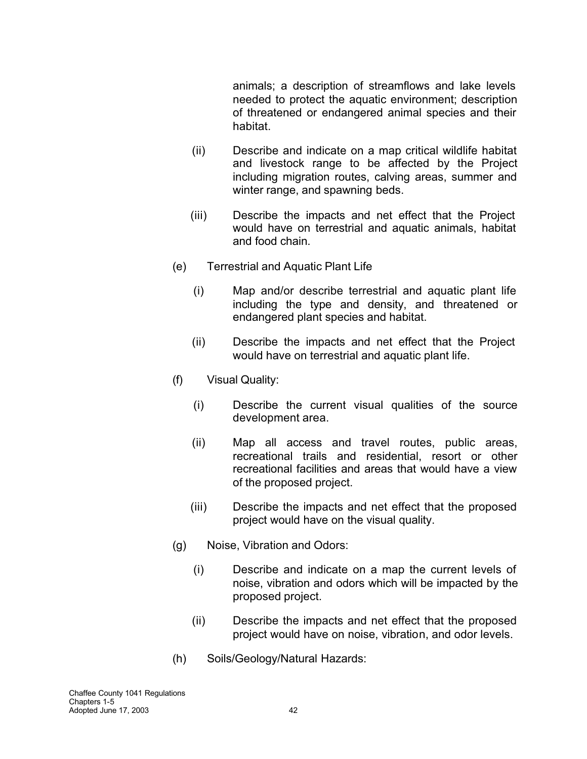animals; a description of streamflows and lake levels needed to protect the aquatic environment; description of threatened or endangered animal species and their habitat.

(ii) Describe and indicate on a map critical wildlife habitat and livestock range to be affected by the Project including migration routes, calving areas, summer and winter range, and spawning beds.

(iii) Describe the impacts and net effect that the Project would have on terrestrial and aquatic animals, habitat and food chain.

(e) Terrestrial and Aquatic Plant Life

(i) Map and/or describe terrestrial and aquatic plant life including the type and density, and threatened or endangered plant species and habitat.

(ii) Describe the impacts and net effect that the Project would have on terrestrial and aquatic plant life.

(f) Visual Quality:

(i) Describe the current visual qualities of the source development area.

(ii) Map all access and travel routes, public areas, recreational trails and residential, resort or other recreational facilities and areas that would have a view of the proposed project.

(iii) Describe the impacts and net effect that the proposed project would have on the visual quality.

(g) Noise, Vibration and Odors:

(i) Describe and indicate on a map the current levels of noise, vibration and odors which will be impacted by the proposed project.

(ii) Describe the impacts and net effect that the proposed project would have on noise, vibration, and odor levels.

(h) Soils/Geology/Natural Hazards: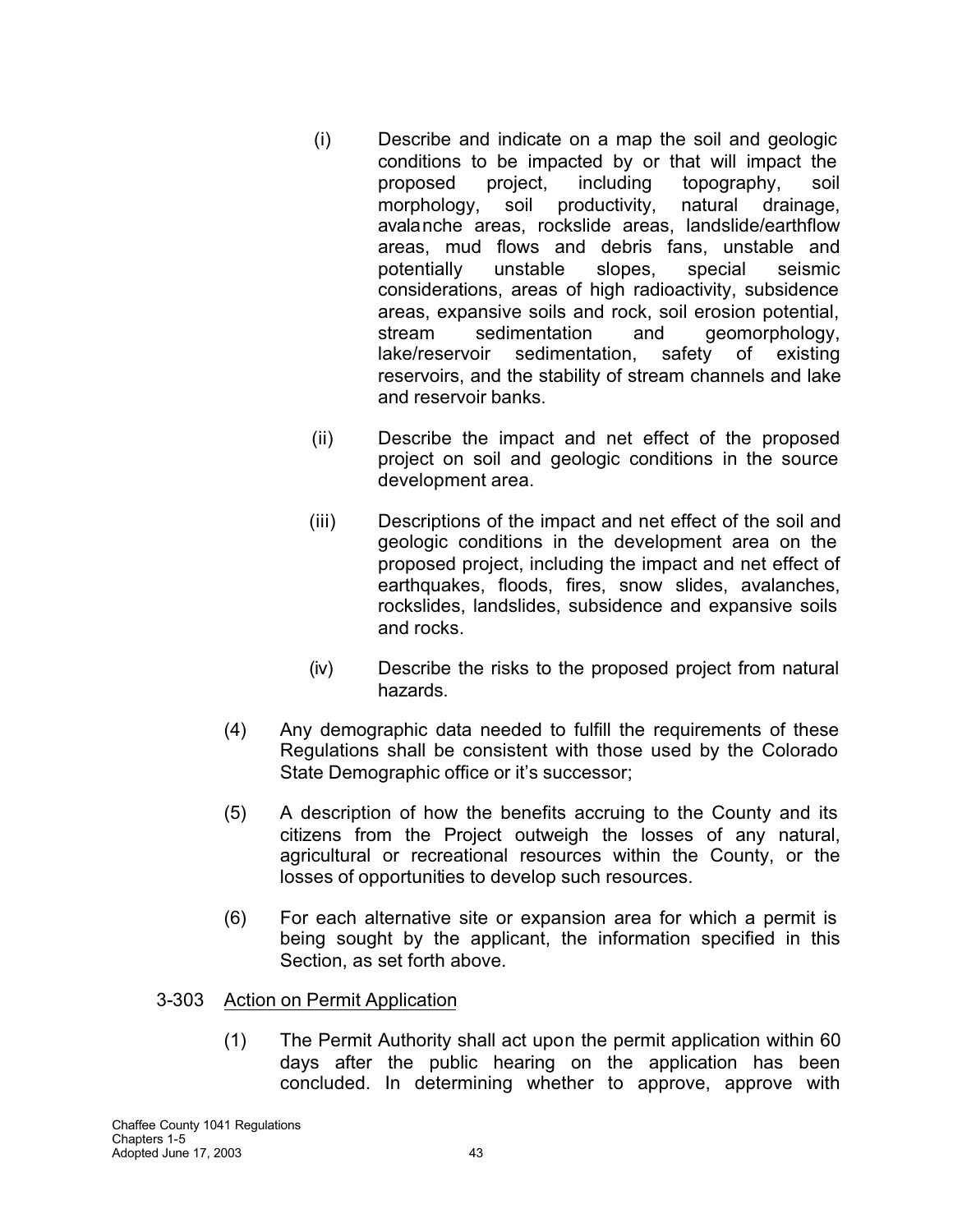(i) Describe and indicate on a map the soil and geologic conditions to be impacted by or that will impact the proposed project, including topography, soil morphology, soil productivity, natural drainage, avalanche areas, rockslide areas, landslide/earthflow areas, mud flows and debris fans, unstable and potentially unstable slopes, special seismic considerations, areas of high radioactivity, subsidence areas, expansive soils and rock, soil erosion potential, stream sedimentation and geomorphology, lake/reservoir sedimentation, safety of existing reservoirs, and the stability of stream channels and lake and reservoir banks.

(ii) Describe the impact and net effect of the proposed project on soil and geologic conditions in the source development area.

(iii) Descriptions of the impact and net effect of the soil and geologic conditions in the development area on the proposed project, including the impact and net effect of earthquakes, floods, fires, snow slides, avalanches, rockslides, landslides, subsidence and expansive soils and rocks.

(iv) Describe the risks to the proposed project from natural hazards.

(4) Any demographic data needed to fulfill the requirements of these Regulations shall be consistent with those used by the Colorado State Demographic office or it's successor;

(5) A description of how the benefits accruing to the County and its citizens from the Project outweigh the losses of any natural, agricultural or recreational resources within the County, or the losses of opportunities to develop such resources.

(6) For each alternative site or expansion area for which a permit is being sought by the applicant, the information specified in this Section, as set forth above.

3-303 <u>Action on Permit Application</u>

(1) The Permit Authority shall act upon the permit application within 60 days after the public hearing on the application has been concluded. In determining whether to approve, approve with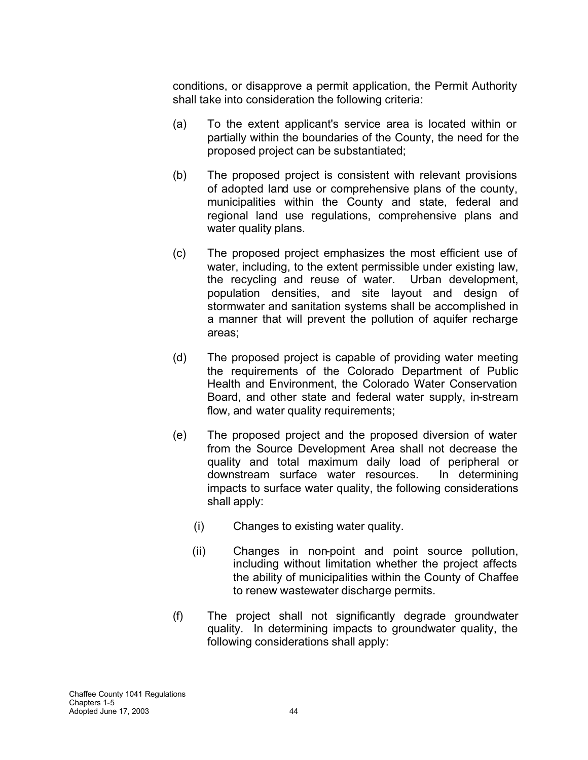conditions, or disapprove a permit application, the Permit Authority shall take into consideration the following criteria:

(a) To the extent applicant's service area is located within or partially within the boundaries of the County, the need for the proposed project can be substantiated;

(b) The proposed project is consistent with relevant provisions of adopted land use or comprehensive plans of the county, municipalities within the County and state, federal and regional land use regulations, comprehensive plans and water quality plans.

(c) The proposed project emphasizes the most efficient use of water, including, to the extent permissible under existing law, the recycling and reuse of water. Urban development, population densities, and site layout and design of stormwater and sanitation systems shall be accomplished in a manner that will prevent the pollution of aquifer recharge areas;

(d) The proposed project is capable of providing water meeting the requirements of the Colorado Department of Public Health and Environment, the Colorado Water Conservation Board, and other state and federal water supply, in-stream flow, and water quality requirements;

(e) The proposed project and the proposed diversion of water from the Source Development Area shall not decrease the quality and total maximum daily load of peripheral or downstream surface water resources. In determining impacts to surface water quality, the following considerations shall apply:

  (i) Changes to existing water quality.

  (ii) Changes in non-point and point source pollution, including without limitation whether the project affects the ability of municipalities within the County of Chaffee to renew wastewater discharge permits.

(f) The project shall not significantly degrade groundwater quality. In determining impacts to groundwater quality, the following considerations shall apply: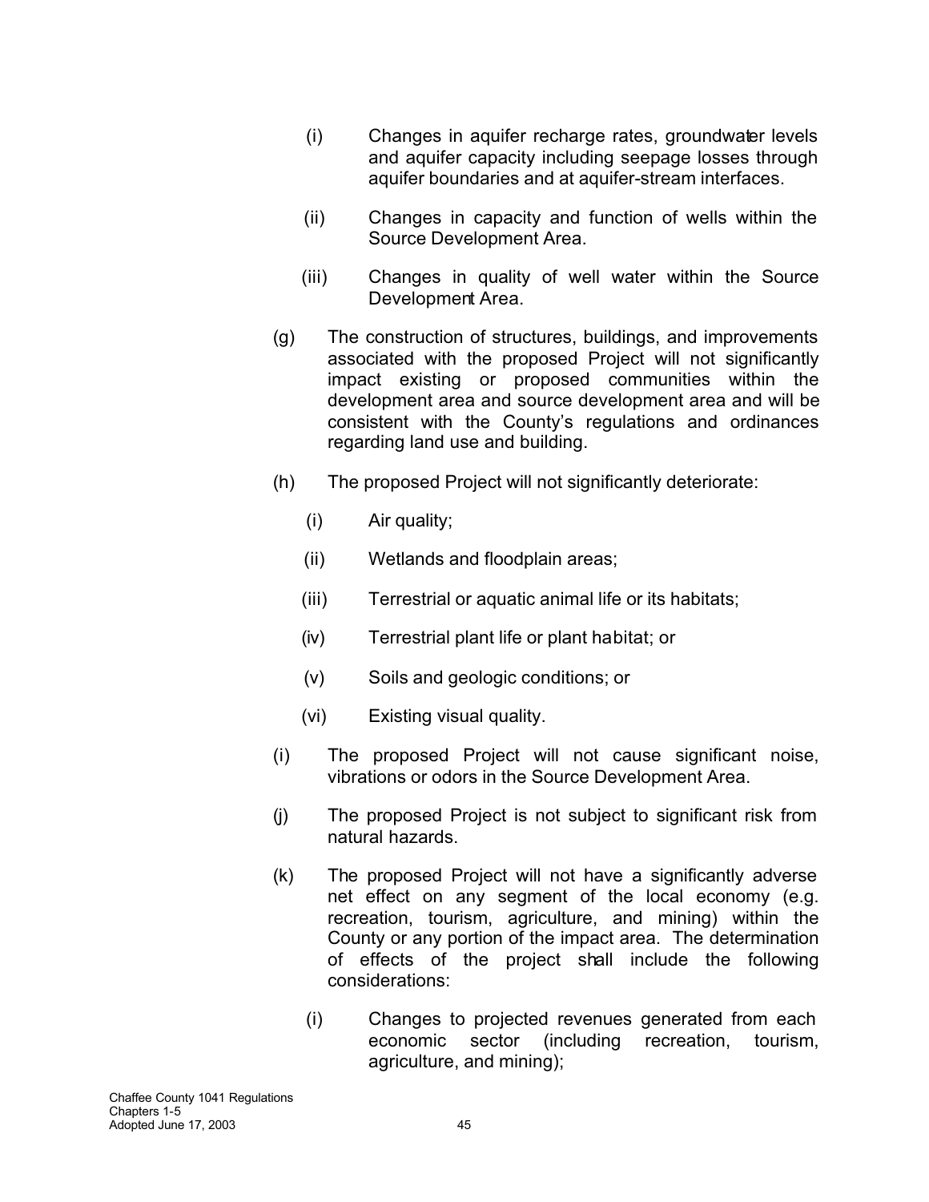(i) Changes in aquifer recharge rates, groundwater levels and aquifer capacity including seepage losses through aquifer boundaries and at aquifer-stream interfaces.

(ii) Changes in capacity and function of wells within the Source Development Area.

(iii) Changes in quality of well water within the Source Development Area.

(g) The construction of structures, buildings, and improvements associated with the proposed Project will not significantly impact existing or proposed communities within the development area and source development area and will be consistent with the County's regulations and ordinances regarding land use and building.

(h) The proposed Project will not significantly deteriorate:

(i) Air quality;

(ii) Wetlands and floodplain areas;

(iii) Terrestrial or aquatic animal life or its habitats;

(iv) Terrestrial plant life or plant habitat; or

(v) Soils and geologic conditions; or

(vi) Existing visual quality.

(i) The proposed Project will not cause significant noise, vibrations or odors in the Source Development Area.

(j) The proposed Project is not subject to significant risk from natural hazards.

(k) The proposed Project will not have a significantly adverse net effect on any segment of the local economy (e.g. recreation, tourism, agriculture, and mining) within the County or any portion of the impact area. The determination of effects of the project shall include the following considerations:

(i) Changes to projected revenues generated from each economic sector (including recreation, tourism, agriculture, and mining);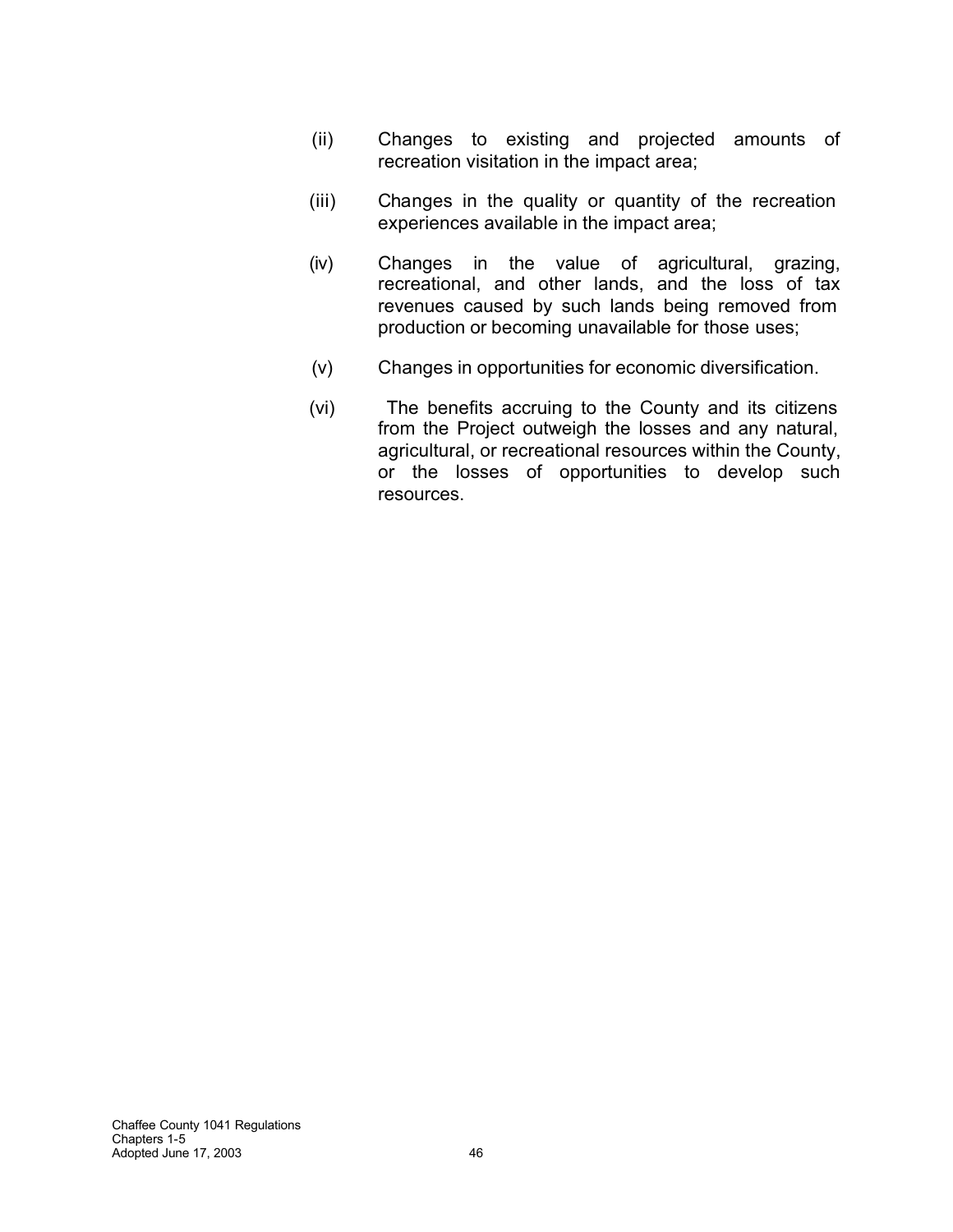(ii) Changes to existing and projected amounts of recreation visitation in the impact area;

(iii) Changes in the quality or quantity of the recreation experiences available in the impact area;

(iv) Changes in the value of agricultural, grazing, recreational, and other lands, and the loss of tax revenues caused by such lands being removed from production or becoming unavailable for those uses;

(v) Changes in opportunities for economic diversification.

(vi) The benefits accruing to the County and its citizens from the Project outweigh the losses and any natural, agricultural, or recreational resources within the County, or the losses of opportunities to develop such resources.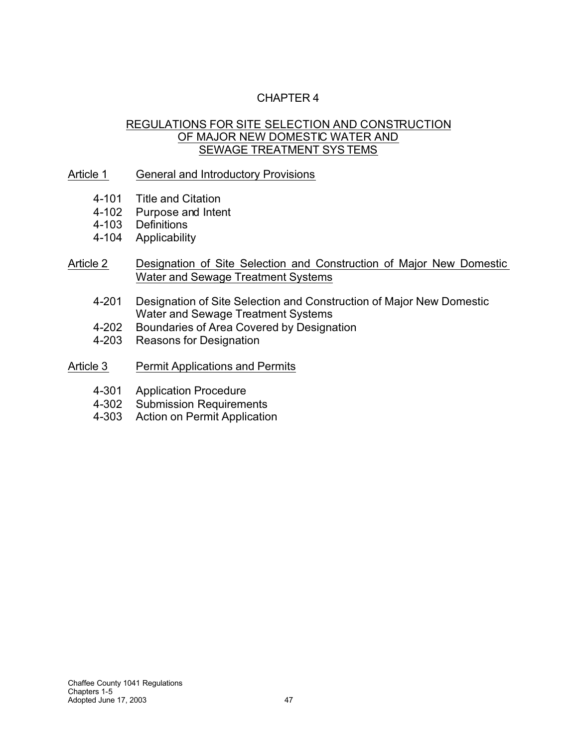# CHAPTER 4

## REGULATIONS FOR SITE SELECTION AND CONSTRUCTION OF MAJOR NEW DOMESTIC WATER AND SEWAGE TREATMENT SYSTEMS

Article 1 General and Introductory Provisions

- 4-101 Title and Citation
- 4-102 Purpose and Intent
- 4-103 Definitions
- 4-104 Applicability

Article 2 Designation of Site Selection and Construction of Major New Domestic Water and Sewage Treatment Systems

- 4-201 Designation of Site Selection and Construction of Major New Domestic Water and Sewage Treatment Systems
- 4-202 Boundaries of Area Covered by Designation
- 4-203 Reasons for Designation

Article 3 Permit Applications and Permits

- 4-301 Application Procedure
- 4-302 Submission Requirements
- 4-303 Action on Permit Application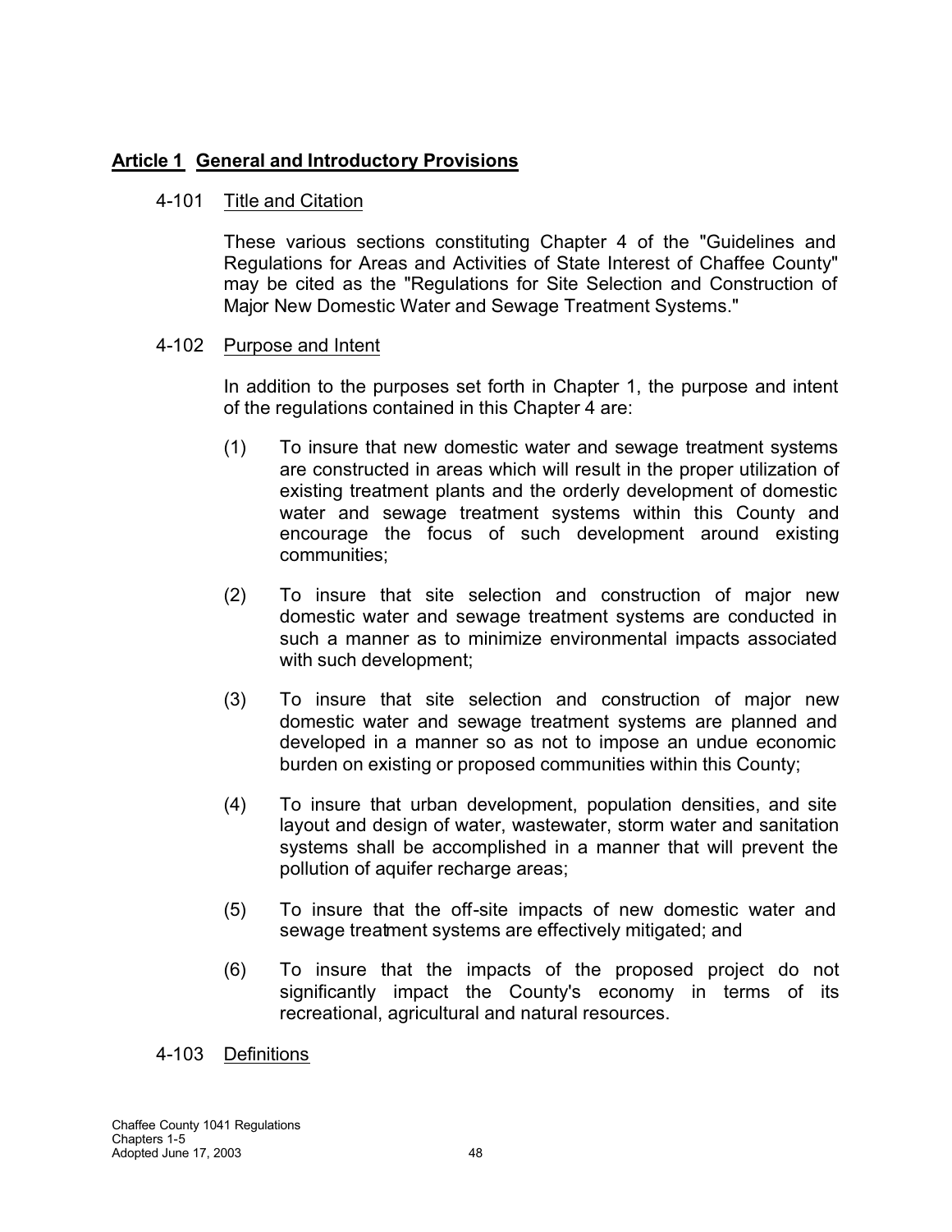## **Article 1 General and Introductory Provisions**

4-101 Title and Citation

These various sections constituting Chapter 4 of the "Guidelines and Regulations for Areas and Activities of State Interest of Chaffee County" may be cited as the "Regulations for Site Selection and Construction of Major New Domestic Water and Sewage Treatment Systems."

4-102 Purpose and Intent

In addition to the purposes set forth in Chapter 1, the purpose and intent of the regulations contained in this Chapter 4 are:

(1) To insure that new domestic water and sewage treatment systems are constructed in areas which will result in the proper utilization of existing treatment plants and the orderly development of domestic water and sewage treatment systems within this County and encourage the focus of such development around existing communities;

(2) To insure that site selection and construction of major new domestic water and sewage treatment systems are conducted in such a manner as to minimize environmental impacts associated with such development;

(3) To insure that site selection and construction of major new domestic water and sewage treatment systems are planned and developed in a manner so as not to impose an undue economic burden on existing or proposed communities within this County;

(4) To insure that urban development, population densities, and site layout and design of water, wastewater, storm water and sanitation systems shall be accomplished in a manner that will prevent the pollution of aquifer recharge areas;

(5) To insure that the off-site impacts of new domestic water and sewage treatment systems are effectively mitigated; and

(6) To insure that the impacts of the proposed project do not significantly impact the County's economy in terms of its recreational, agricultural and natural resources.

4-103 Definitions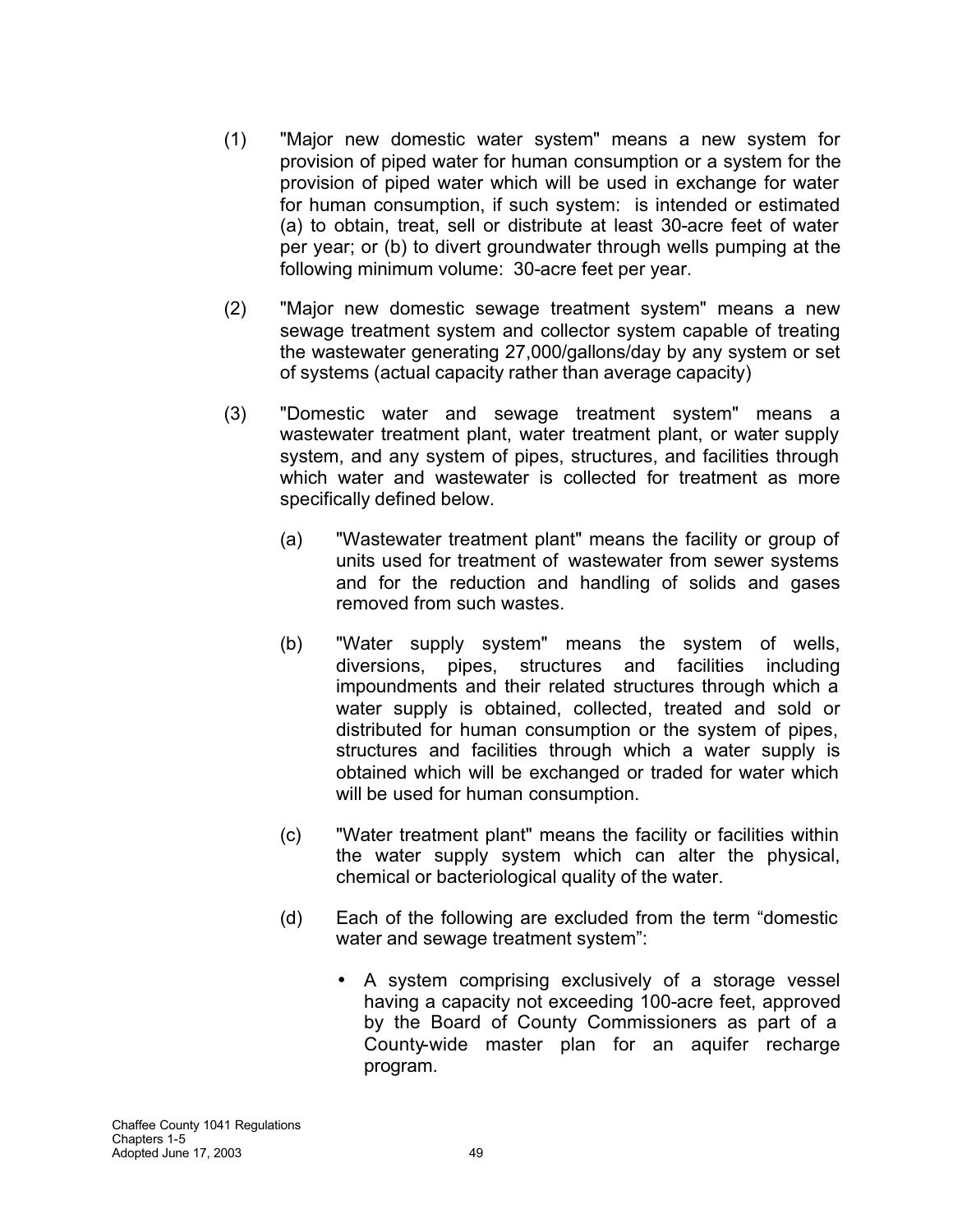(1) "Major new domestic water system" means a new system for provision of piped water for human consumption or a system for the provision of piped water which will be used in exchange for water for human consumption, if such system: is intended or estimated (a) to obtain, treat, sell or distribute at least 30-acre feet of water per year; or (b) to divert groundwater through wells pumping at the following minimum volume: 30-acre feet per year.

(2) "Major new domestic sewage treatment system" means a new sewage treatment system and collector system capable of treating the wastewater generating 27,000/gallons/day by any system or set of systems (actual capacity rather than average capacity)

(3) "Domestic water and sewage treatment system" means a wastewater treatment plant, water treatment plant, or water supply system, and any system of pipes, structures, and facilities through which water and wastewater is collected for treatment as more specifically defined below.

   (a) "Wastewater treatment plant" means the facility or group of units used for treatment of wastewater from sewer systems and for the reduction and handling of solids and gases removed from such wastes.

   (b) "Water supply system" means the system of wells, diversions, pipes, structures and facilities including impoundments and their related structures through which a water supply is obtained, collected, treated and sold or distributed for human consumption or the system of pipes, structures and facilities through which a water supply is obtained which will be exchanged or traded for water which will be used for human consumption.

   (c) "Water treatment plant" means the facility or facilities within the water supply system which can alter the physical, chemical or bacteriological quality of the water.

   (d) Each of the following are excluded from the term "domestic water and sewage treatment system":

   - A system comprising exclusively of a storage vessel having a capacity not exceeding 100-acre feet, approved by the Board of County Commissioners as part of a County-wide master plan for an aquifer recharge program.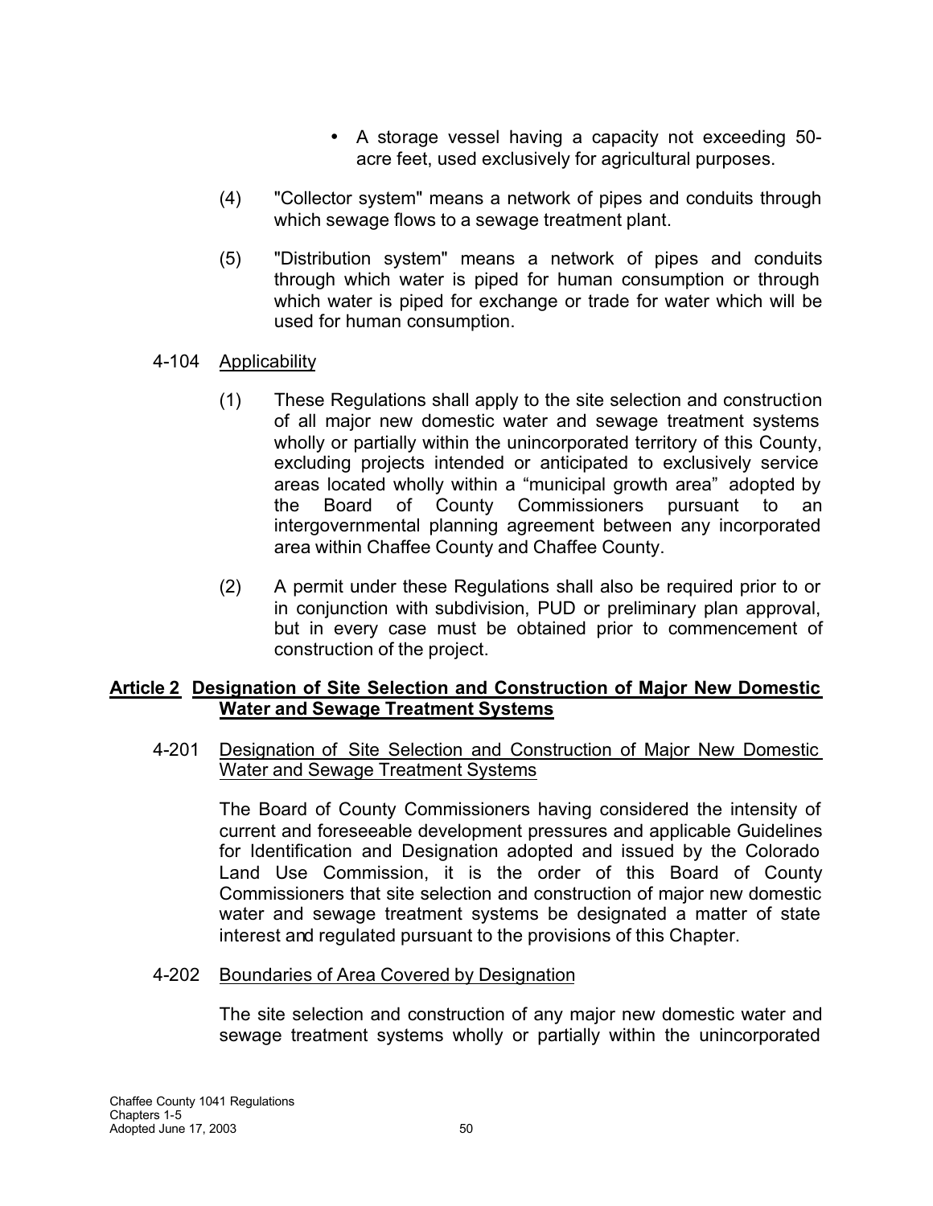- A storage vessel having a capacity not exceeding 50-acre feet, used exclusively for agricultural purposes.

(4) "Collector system" means a network of pipes and conduits through which sewage flows to a sewage treatment plant.

(5) "Distribution system" means a network of pipes and conduits through which water is piped for human consumption or through which water is piped for exchange or trade for water which will be used for human consumption.

4-104 Applicability

(1) These Regulations shall apply to the site selection and construction of all major new domestic water and sewage treatment systems wholly or partially within the unincorporated territory of this County, excluding projects intended or anticipated to exclusively service areas located wholly within a "municipal growth area" adopted by the Board of County Commissioners pursuant to an intergovernmental planning agreement between any incorporated area within Chaffee County and Chaffee County.

(2) A permit under these Regulations shall also be required prior to or in conjunction with subdivision, PUD or preliminary plan approval, but in every case must be obtained prior to commencement of construction of the project.

## Article 2 Designation of Site Selection and Construction of Major New Domestic Water and Sewage Treatment Systems

4-201 Designation of Site Selection and Construction of Major New Domestic Water and Sewage Treatment Systems

The Board of County Commissioners having considered the intensity of current and foreseeable development pressures and applicable Guidelines for Identification and Designation adopted and issued by the Colorado Land Use Commission, it is the order of this Board of County Commissioners that site selection and construction of major new domestic water and sewage treatment systems be designated a matter of state interest and regulated pursuant to the provisions of this Chapter.

4-202 Boundaries of Area Covered by Designation

The site selection and construction of any major new domestic water and sewage treatment systems wholly or partially within the unincorporated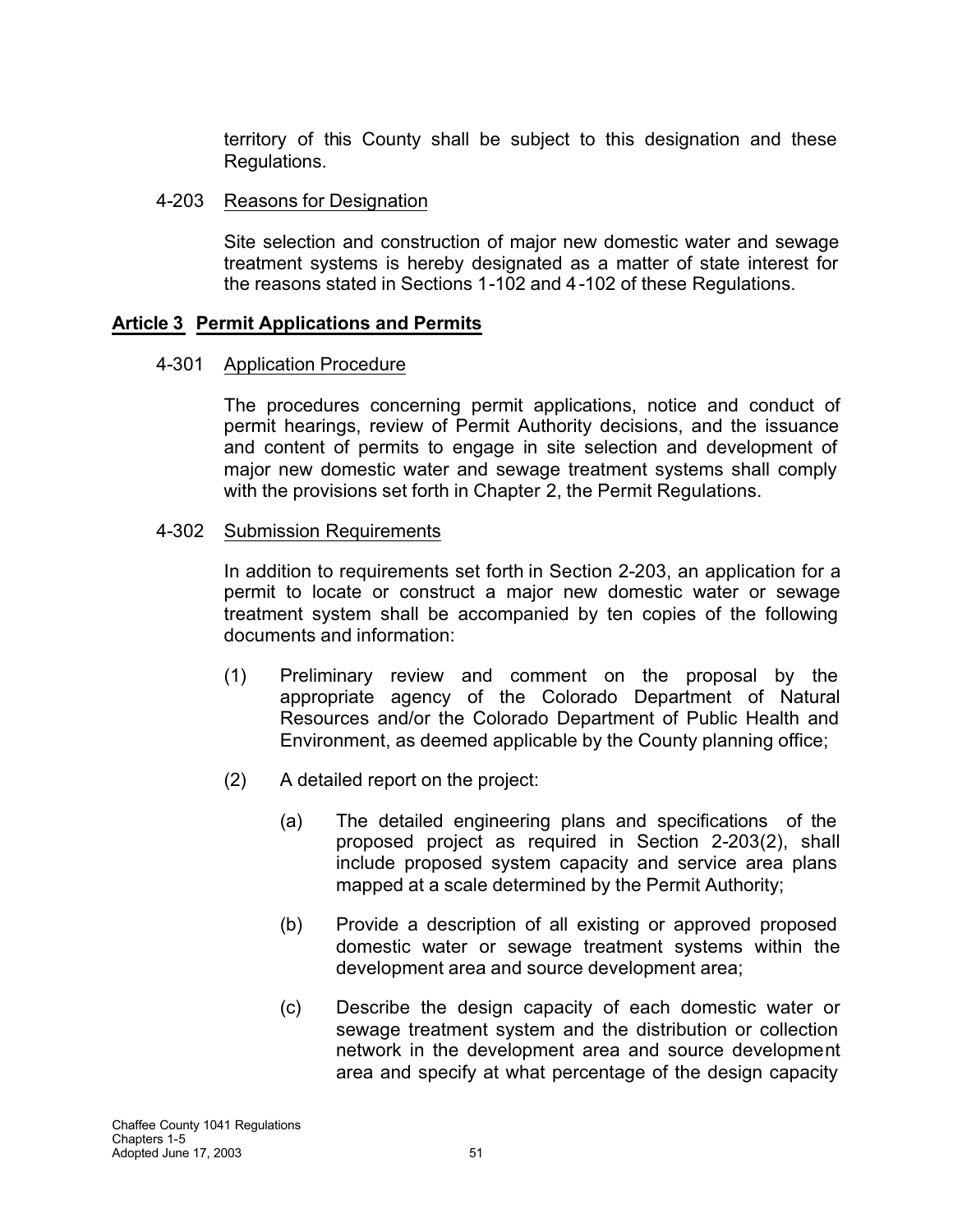territory of this County shall be subject to this designation and these Regulations.

4-203 Reasons for Designation

Site selection and construction of major new domestic water and sewage treatment systems is hereby designated as a matter of state interest for the reasons stated in Sections 1-102 and 4-102 of these Regulations.

## Article 3 Permit Applications and Permits

4-301 Application Procedure

The procedures concerning permit applications, notice and conduct of permit hearings, review of Permit Authority decisions, and the issuance and content of permits to engage in site selection and development of major new domestic water and sewage treatment systems shall comply with the provisions set forth in Chapter 2, the Permit Regulations.

4-302 Submission Requirements

In addition to requirements set forth in Section 2-203, an application for a permit to locate or construct a major new domestic water or sewage treatment system shall be accompanied by ten copies of the following documents and information:

(1) Preliminary review and comment on the proposal by the appropriate agency of the Colorado Department of Natural Resources and/or the Colorado Department of Public Health and Environment, as deemed applicable by the County planning office;

(2) A detailed report on the project:

(a) The detailed engineering plans and specifications of the proposed project as required in Section 2-203(2), shall include proposed system capacity and service area plans mapped at a scale determined by the Permit Authority;

(b) Provide a description of all existing or approved proposed domestic water or sewage treatment systems within the development area and source development area;

(c) Describe the design capacity of each domestic water or sewage treatment system and the distribution or collection network in the development area and source development area and specify at what percentage of the design capacity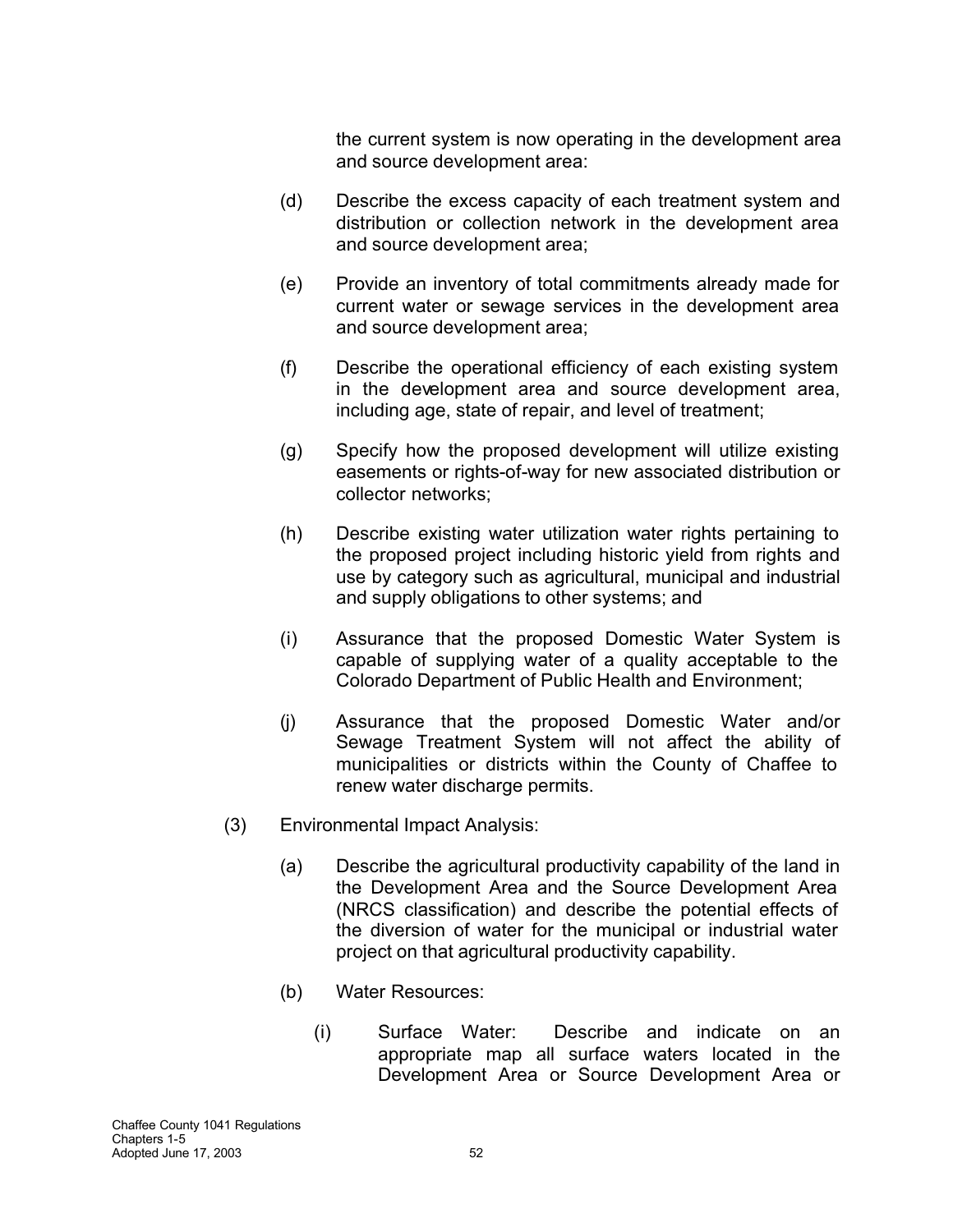the current system is now operating in the development area and source development area:

(d) Describe the excess capacity of each treatment system and distribution or collection network in the development area and source development area;

(e) Provide an inventory of total commitments already made for current water or sewage services in the development area and source development area;

(f) Describe the operational efficiency of each existing system in the development area and source development area, including age, state of repair, and level of treatment;

(g) Specify how the proposed development will utilize existing easements or rights-of-way for new associated distribution or collector networks;

(h) Describe existing water utilization water rights pertaining to the proposed project including historic yield from rights and use by category such as agricultural, municipal and industrial and supply obligations to other systems; and

(i) Assurance that the proposed Domestic Water System is capable of supplying water of a quality acceptable to the Colorado Department of Public Health and Environment;

(j) Assurance that the proposed Domestic Water and/or Sewage Treatment System will not affect the ability of municipalities or districts within the County of Chaffee to renew water discharge permits.

(3) Environmental Impact Analysis:

(a) Describe the agricultural productivity capability of the land in the Development Area and the Source Development Area (NRCS classification) and describe the potential effects of the diversion of water for the municipal or industrial water project on that agricultural productivity capability.

(b) Water Resources:

(i) Surface Water: Describe and indicate on an appropriate map all surface waters located in the Development Area or Source Development Area or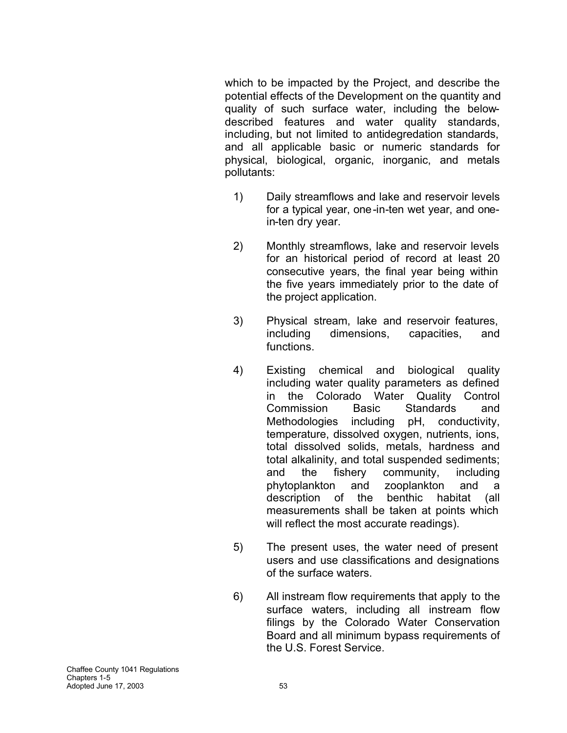which to be impacted by the Project, and describe the potential effects of the Development on the quantity and quality of such surface water, including the below-described features and water quality standards, including, but not limited to antidegredation standards, and all applicable basic or numeric standards for physical, biological, organic, inorganic, and metals pollutants:

1) Daily streamflows and lake and reservoir levels for a typical year, one-in-ten wet year, and one-in-ten dry year.

2) Monthly streamflows, lake and reservoir levels for an historical period of record at least 20 consecutive years, the final year being within the five years immediately prior to the date of the project application.

3) Physical stream, lake and reservoir features, including dimensions, capacities, and functions.

4) Existing chemical and biological quality including water quality parameters as defined in the Colorado Water Quality Control Commission Basic Standards and Methodologies including pH, conductivity, temperature, dissolved oxygen, nutrients, ions, total dissolved solids, metals, hardness and total alkalinity, and total suspended sediments; and the fishery community, including phytoplankton and zooplankton and a description of the benthic habitat (all measurements shall be taken at points which will reflect the most accurate readings).

5) The present uses, the water need of present users and use classifications and designations of the surface waters.

6) All instream flow requirements that apply to the surface waters, including all instream flow filings by the Colorado Water Conservation Board and all minimum bypass requirements of the U.S. Forest Service.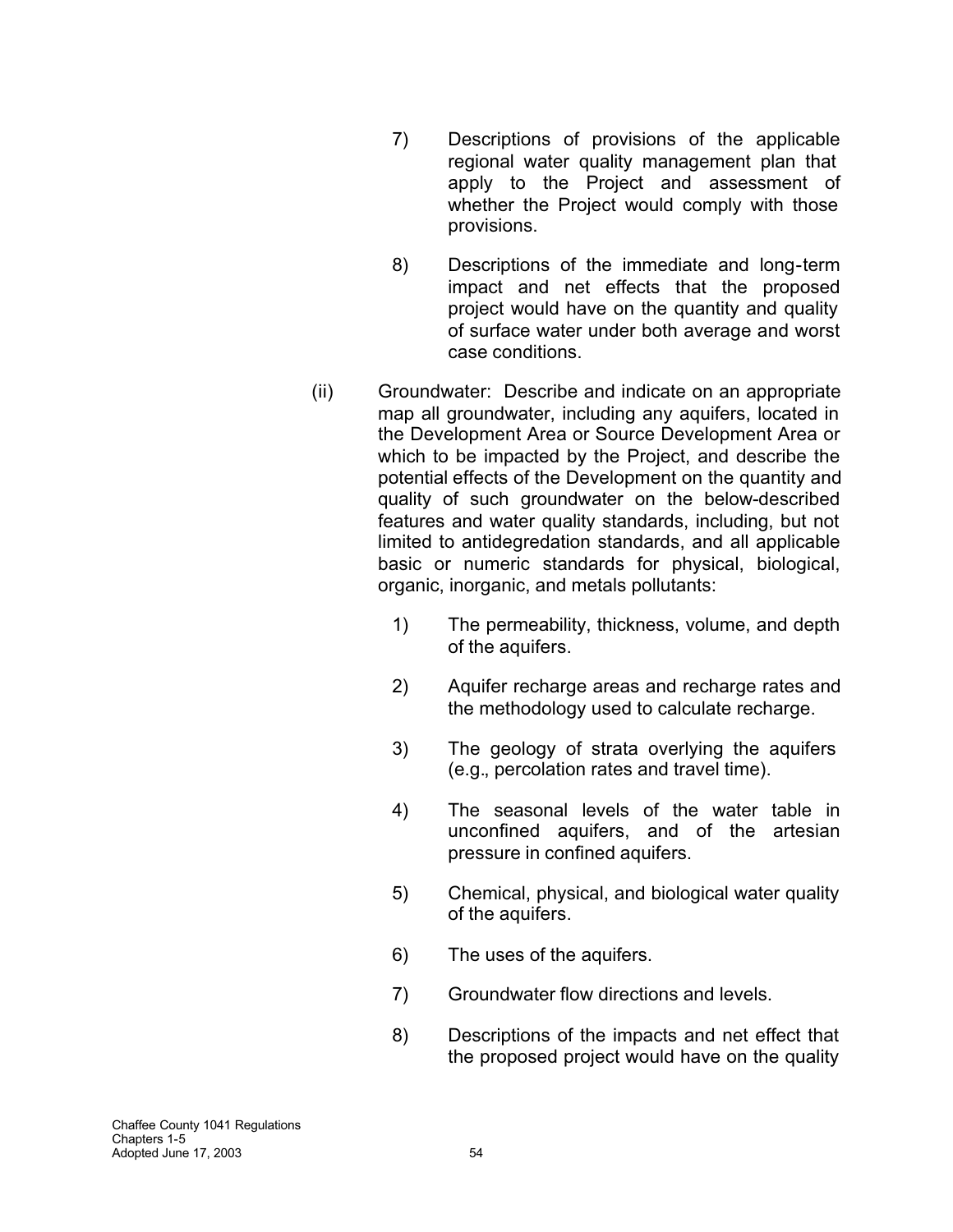7) Descriptions of provisions of the applicable regional water quality management plan that apply to the Project and assessment of whether the Project would comply with those provisions.

8) Descriptions of the immediate and long-term impact and net effects that the proposed project would have on the quantity and quality of surface water under both average and worst case conditions.

(ii) Groundwater: Describe and indicate on an appropriate map all groundwater, including any aquifers, located in the Development Area or Source Development Area or which to be impacted by the Project, and describe the potential effects of the Development on the quantity and quality of such groundwater on the below-described features and water quality standards, including, but not limited to antidegredation standards, and all applicable basic or numeric standards for physical, biological, organic, inorganic, and metals pollutants:

1) The permeability, thickness, volume, and depth of the aquifers.

2) Aquifer recharge areas and recharge rates and the methodology used to calculate recharge.

3) The geology of strata overlying the aquifers (e.g., percolation rates and travel time).

4) The seasonal levels of the water table in unconfined aquifers, and of the artesian pressure in confined aquifers.

5) Chemical, physical, and biological water quality of the aquifers.

6) The uses of the aquifers.

7) Groundwater flow directions and levels.

8) Descriptions of the impacts and net effect that the proposed project would have on the quality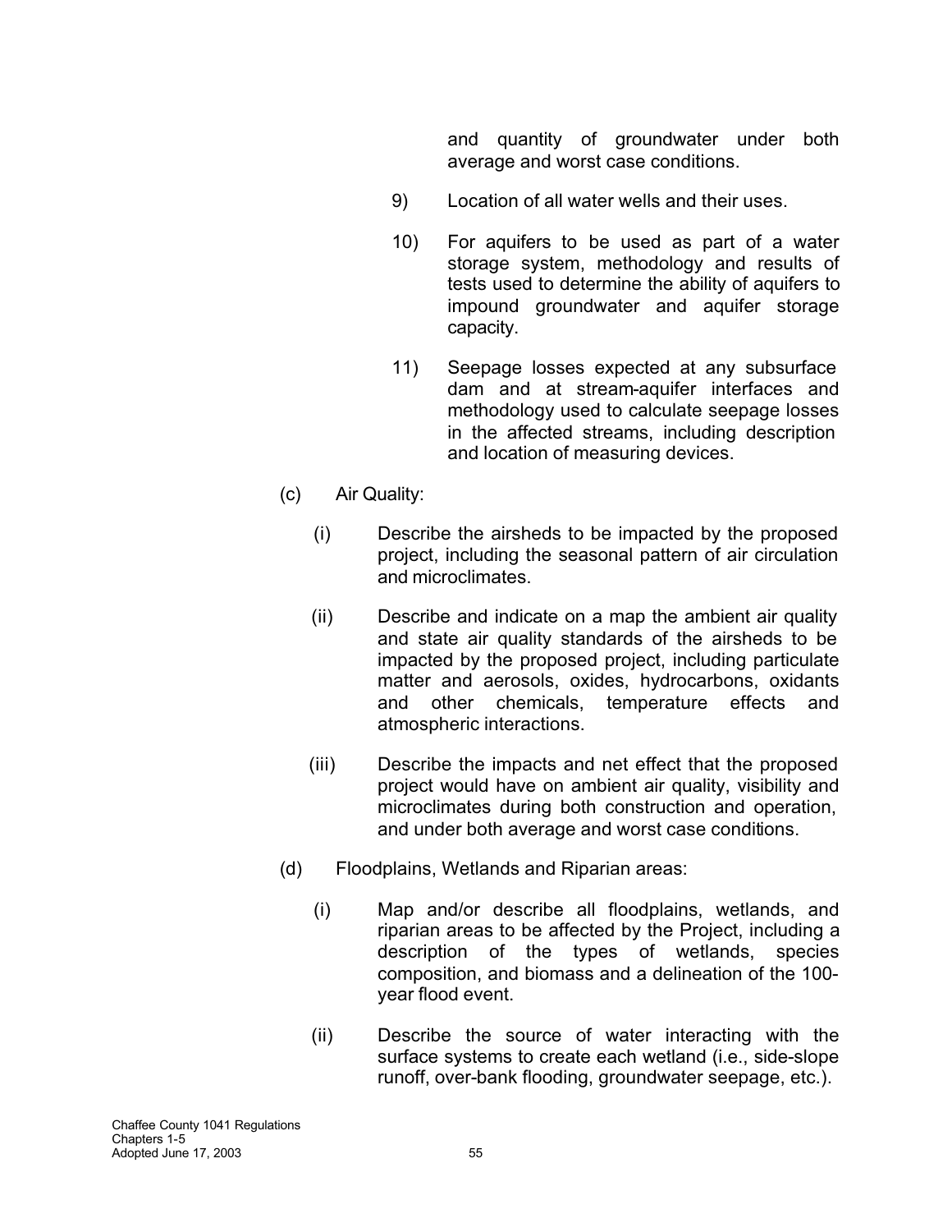and quantity of groundwater under both average and worst case conditions.

9) Location of all water wells and their uses.

10) For aquifers to be used as part of a water storage system, methodology and results of tests used to determine the ability of aquifers to impound groundwater and aquifer storage capacity.

11) Seepage losses expected at any subsurface dam and at stream-aquifer interfaces and methodology used to calculate seepage losses in the affected streams, including description and location of measuring devices.

(c) Air Quality:

(i) Describe the airsheds to be impacted by the proposed project, including the seasonal pattern of air circulation and microclimates.

(ii) Describe and indicate on a map the ambient air quality and state air quality standards of the airsheds to be impacted by the proposed project, including particulate matter and aerosols, oxides, hydrocarbons, oxidants and other chemicals, temperature effects and atmospheric interactions.

(iii) Describe the impacts and net effect that the proposed project would have on ambient air quality, visibility and microclimates during both construction and operation, and under both average and worst case conditions.

(d) Floodplains, Wetlands and Riparian areas:

(i) Map and/or describe all floodplains, wetlands, and riparian areas to be affected by the Project, including a description of the types of wetlands, species composition, and biomass and a delineation of the 100-year flood event.

(ii) Describe the source of water interacting with the surface systems to create each wetland (i.e., side-slope runoff, over-bank flooding, groundwater seepage, etc.).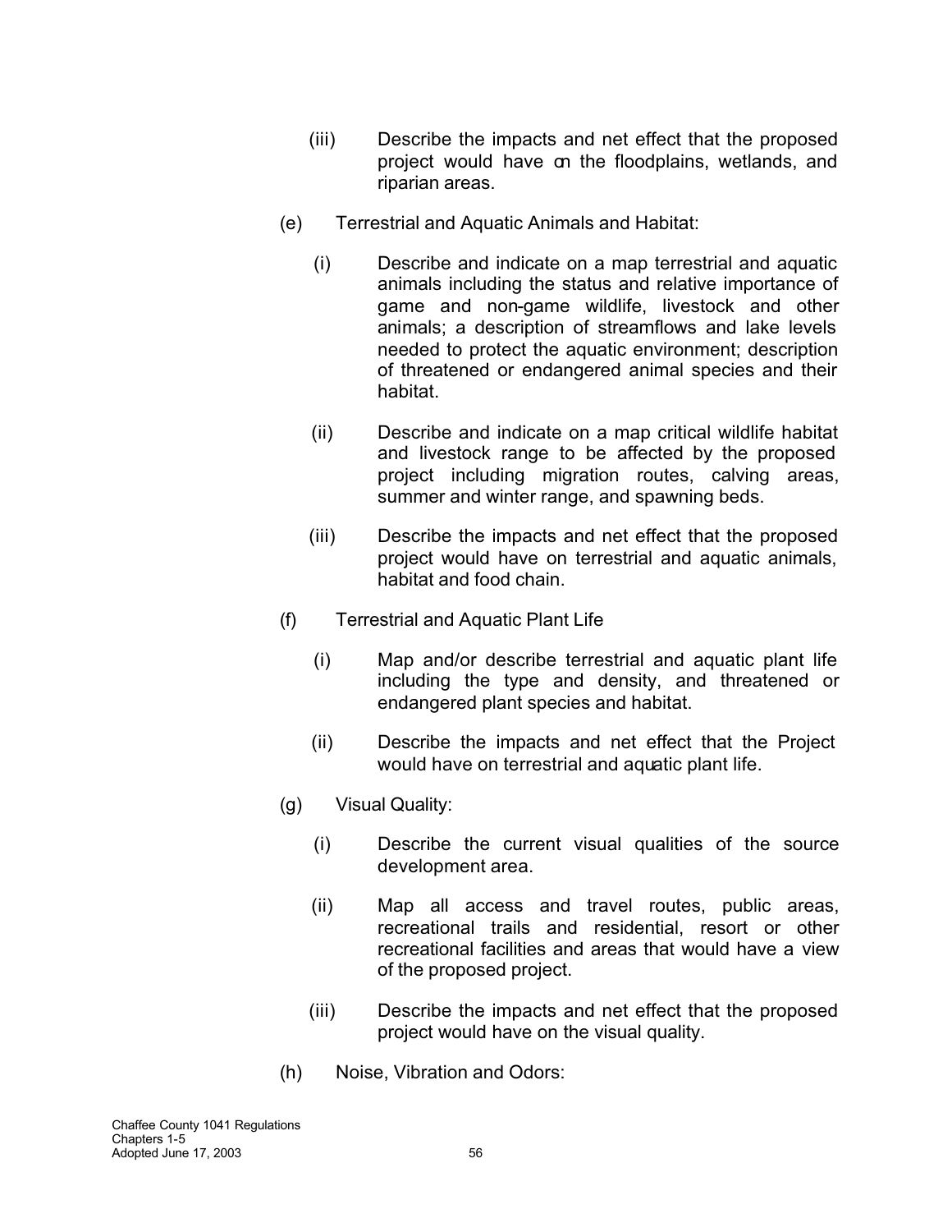(iii) Describe the impacts and net effect that the proposed project would have on the floodplains, wetlands, and riparian areas.

(e) Terrestrial and Aquatic Animals and Habitat:

(i) Describe and indicate on a map terrestrial and aquatic animals including the status and relative importance of game and non-game wildlife, livestock and other animals; a description of streamflows and lake levels needed to protect the aquatic environment; description of threatened or endangered animal species and their habitat.

(ii) Describe and indicate on a map critical wildlife habitat and livestock range to be affected by the proposed project including migration routes, calving areas, summer and winter range, and spawning beds.

(iii) Describe the impacts and net effect that the proposed project would have on terrestrial and aquatic animals, habitat and food chain.

(f) Terrestrial and Aquatic Plant Life

(i) Map and/or describe terrestrial and aquatic plant life including the type and density, and threatened or endangered plant species and habitat.

(ii) Describe the impacts and net effect that the Project would have on terrestrial and aquatic plant life.

(g) Visual Quality:

(i) Describe the current visual qualities of the source development area.

(ii) Map all access and travel routes, public areas, recreational trails and residential, resort or other recreational facilities and areas that would have a view of the proposed project.

(iii) Describe the impacts and net effect that the proposed project would have on the visual quality.

(h) Noise, Vibration and Odors: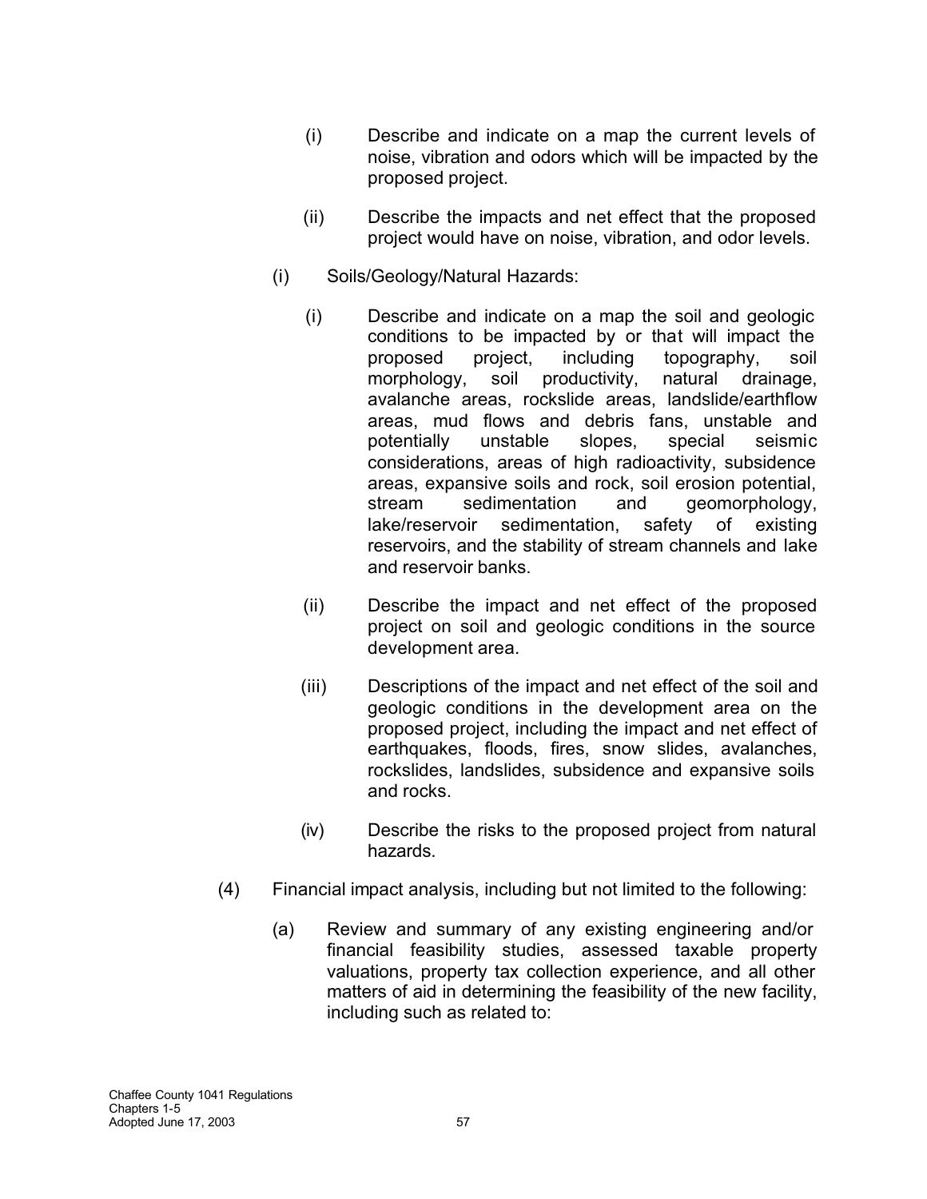(i) Describe and indicate on a map the current levels of noise, vibration and odors which will be impacted by the proposed project.

(ii) Describe the impacts and net effect that the proposed project would have on noise, vibration, and odor levels.

(i) Soils/Geology/Natural Hazards:

(i) Describe and indicate on a map the soil and geologic conditions to be impacted by or that will impact the proposed project, including topography, soil morphology, soil productivity, natural drainage, avalanche areas, rockslide areas, landslide/earthflow areas, mud flows and debris fans, unstable and potentially unstable slopes, special seismic considerations, areas of high radioactivity, subsidence areas, expansive soils and rock, soil erosion potential, stream sedimentation and geomorphology, lake/reservoir sedimentation, safety of existing reservoirs, and the stability of stream channels and lake and reservoir banks.

(ii) Describe the impact and net effect of the proposed project on soil and geologic conditions in the source development area.

(iii) Descriptions of the impact and net effect of the soil and geologic conditions in the development area on the proposed project, including the impact and net effect of earthquakes, floods, fires, snow slides, avalanches, rockslides, landslides, subsidence and expansive soils and rocks.

(iv) Describe the risks to the proposed project from natural hazards.

(4) Financial impact analysis, including but not limited to the following:

(a) Review and summary of any existing engineering and/or financial feasibility studies, assessed taxable property valuations, property tax collection experience, and all other matters of aid in determining the feasibility of the new facility, including such as related to: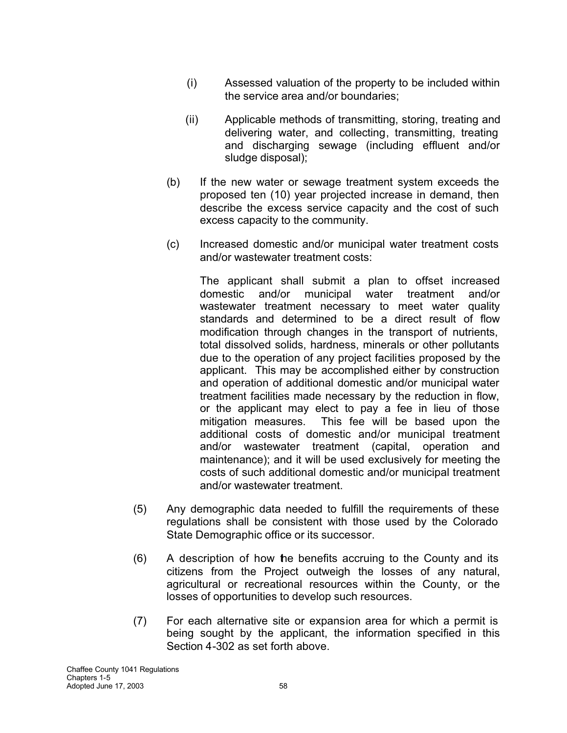(i) Assessed valuation of the property to be included within the service area and/or boundaries;

(ii) Applicable methods of transmitting, storing, treating and delivering water, and collecting, transmitting, treating and discharging sewage (including effluent and/or sludge disposal);

(b) If the new water or sewage treatment system exceeds the proposed ten (10) year projected increase in demand, then describe the excess service capacity and the cost of such excess capacity to the community.

(c) Increased domestic and/or municipal water treatment costs and/or wastewater treatment costs:

The applicant shall submit a plan to offset increased domestic and/or municipal water treatment and/or wastewater treatment necessary to meet water quality standards and determined to be a direct result of flow modification through changes in the transport of nutrients, total dissolved solids, hardness, minerals or other pollutants due to the operation of any project facilities proposed by the applicant. This may be accomplished either by construction and operation of additional domestic and/or municipal water treatment facilities made necessary by the reduction in flow, or the applicant may elect to pay a fee in lieu of those mitigation measures. This fee will be based upon the additional costs of domestic and/or municipal treatment and/or wastewater treatment (capital, operation and maintenance); and it will be used exclusively for meeting the costs of such additional domestic and/or municipal treatment and/or wastewater treatment.

(5) Any demographic data needed to fulfill the requirements of these regulations shall be consistent with those used by the Colorado State Demographic office or its successor.

(6) A description of how the benefits accruing to the County and its citizens from the Project outweigh the losses of any natural, agricultural or recreational resources within the County, or the losses of opportunities to develop such resources.

(7) For each alternative site or expansion area for which a permit is being sought by the applicant, the information specified in this Section 4-302 as set forth above.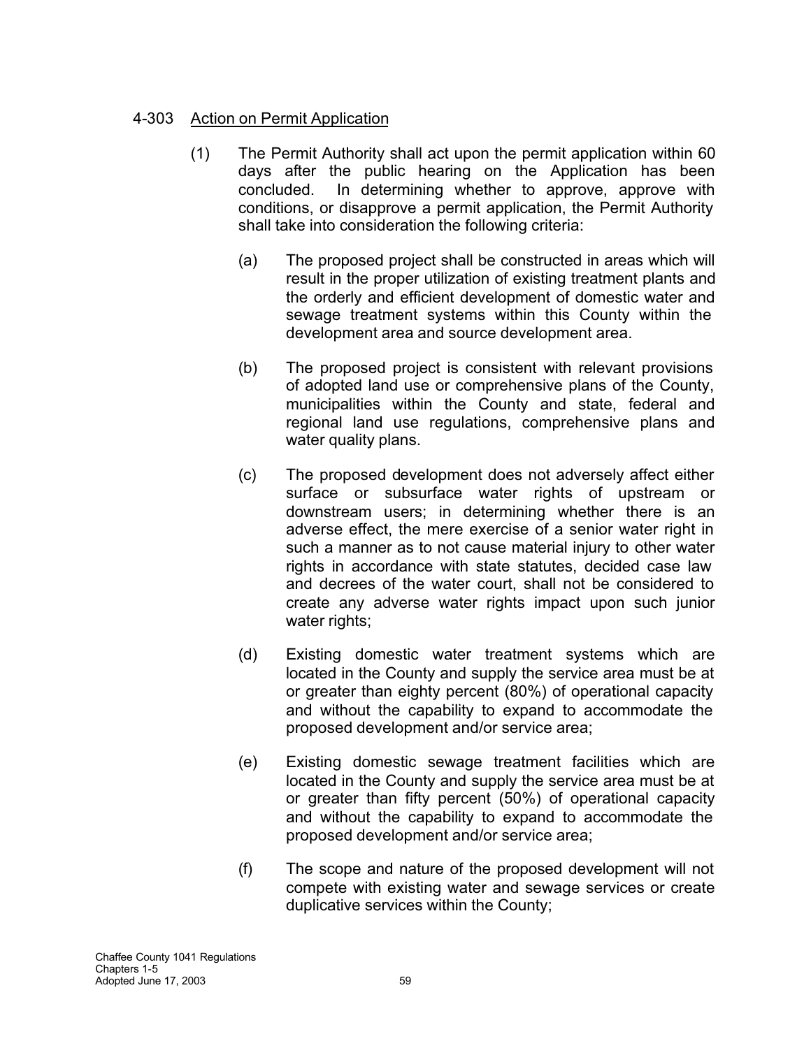## 4-303 Action on Permit Application

(1) The Permit Authority shall act upon the permit application within 60 days after the public hearing on the Application has been concluded. In determining whether to approve, approve with conditions, or disapprove a permit application, the Permit Authority shall take into consideration the following criteria:

(a) The proposed project shall be constructed in areas which will result in the proper utilization of existing treatment plants and the orderly and efficient development of domestic water and sewage treatment systems within this County within the development area and source development area.

(b) The proposed project is consistent with relevant provisions of adopted land use or comprehensive plans of the County, municipalities within the County and state, federal and regional land use regulations, comprehensive plans and water quality plans.

(c) The proposed development does not adversely affect either surface or subsurface water rights of upstream or downstream users; in determining whether there is an adverse effect, the mere exercise of a senior water right in such a manner as to not cause material injury to other water rights in accordance with state statutes, decided case law and decrees of the water court, shall not be considered to create any adverse water rights impact upon such junior water rights;

(d) Existing domestic water treatment systems which are located in the County and supply the service area must be at or greater than eighty percent (80%) of operational capacity and without the capability to expand to accommodate the proposed development and/or service area;

(e) Existing domestic sewage treatment facilities which are located in the County and supply the service area must be at or greater than fifty percent (50%) of operational capacity and without the capability to expand to accommodate the proposed development and/or service area;

(f) The scope and nature of the proposed development will not compete with existing water and sewage services or create duplicative services within the County;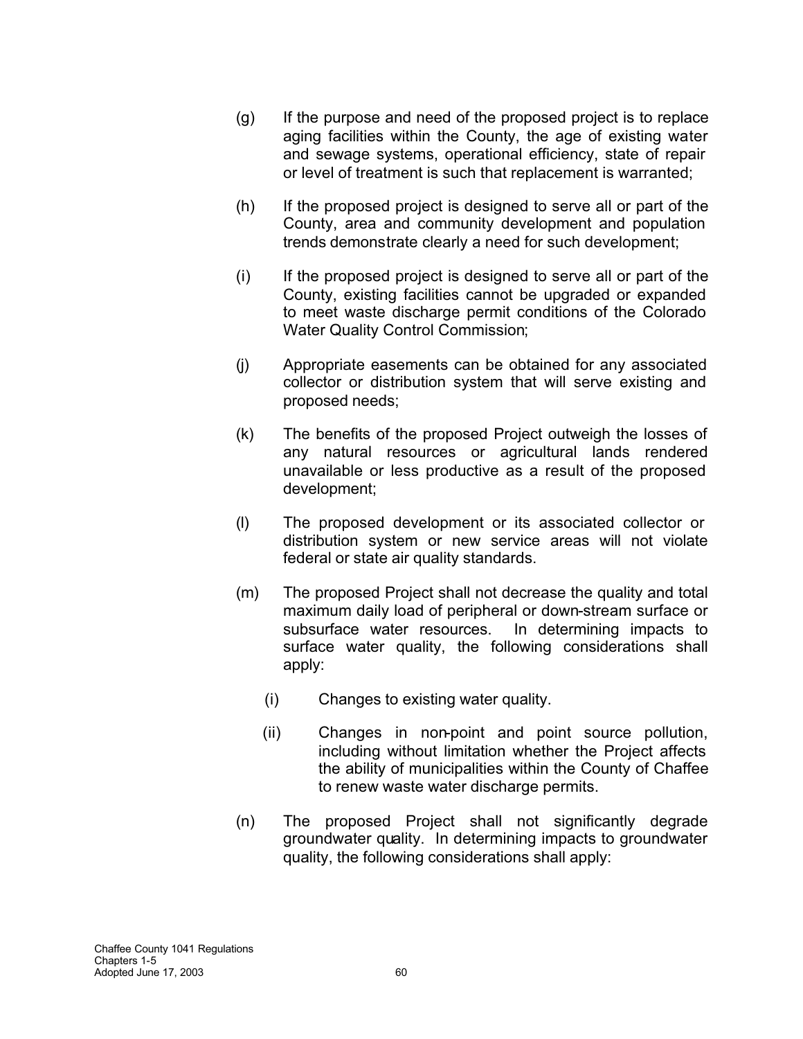(g) If the purpose and need of the proposed project is to replace aging facilities within the County, the age of existing water and sewage systems, operational efficiency, state of repair or level of treatment is such that replacement is warranted;

(h) If the proposed project is designed to serve all or part of the County, area and community development and population trends demonstrate clearly a need for such development;

(i) If the proposed project is designed to serve all or part of the County, existing facilities cannot be upgraded or expanded to meet waste discharge permit conditions of the Colorado Water Quality Control Commission;

(j) Appropriate easements can be obtained for any associated collector or distribution system that will serve existing and proposed needs;

(k) The benefits of the proposed Project outweigh the losses of any natural resources or agricultural lands rendered unavailable or less productive as a result of the proposed development;

(l) The proposed development or its associated collector or distribution system or new service areas will not violate federal or state air quality standards.

(m) The proposed Project shall not decrease the quality and total maximum daily load of peripheral or down-stream surface or subsurface water resources. In determining impacts to surface water quality, the following considerations shall apply:

   (i) Changes to existing water quality.

   (ii) Changes in non-point and point source pollution, including without limitation whether the Project affects the ability of municipalities within the County of Chaffee to renew waste water discharge permits.

(n) The proposed Project shall not significantly degrade groundwater quality. In determining impacts to groundwater quality, the following considerations shall apply: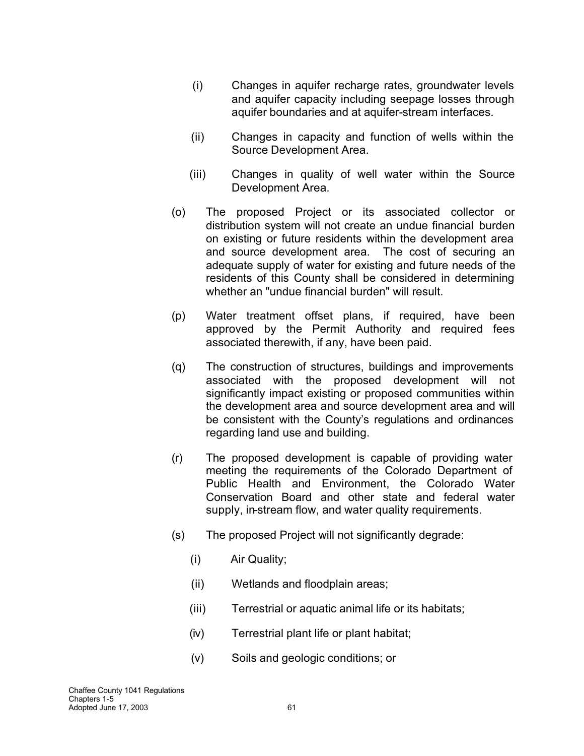(i) Changes in aquifer recharge rates, groundwater levels and aquifer capacity including seepage losses through aquifer boundaries and at aquifer-stream interfaces.

(ii) Changes in capacity and function of wells within the Source Development Area.

(iii) Changes in quality of well water within the Source Development Area.

(o) The proposed Project or its associated collector or distribution system will not create an undue financial burden on existing or future residents within the development area and source development area. The cost of securing an adequate supply of water for existing and future needs of the residents of this County shall be considered in determining whether an "undue financial burden" will result.

(p) Water treatment offset plans, if required, have been approved by the Permit Authority and required fees associated therewith, if any, have been paid.

(q) The construction of structures, buildings and improvements associated with the proposed development will not significantly impact existing or proposed communities within the development area and source development area and will be consistent with the County's regulations and ordinances regarding land use and building.

(r) The proposed development is capable of providing water meeting the requirements of the Colorado Department of Public Health and Environment, the Colorado Water Conservation Board and other state and federal water supply, in-stream flow, and water quality requirements.

(s) The proposed Project will not significantly degrade:

(i) Air Quality;

(ii) Wetlands and floodplain areas;

(iii) Terrestrial or aquatic animal life or its habitats;

(iv) Terrestrial plant life or plant habitat;

(v) Soils and geologic conditions; or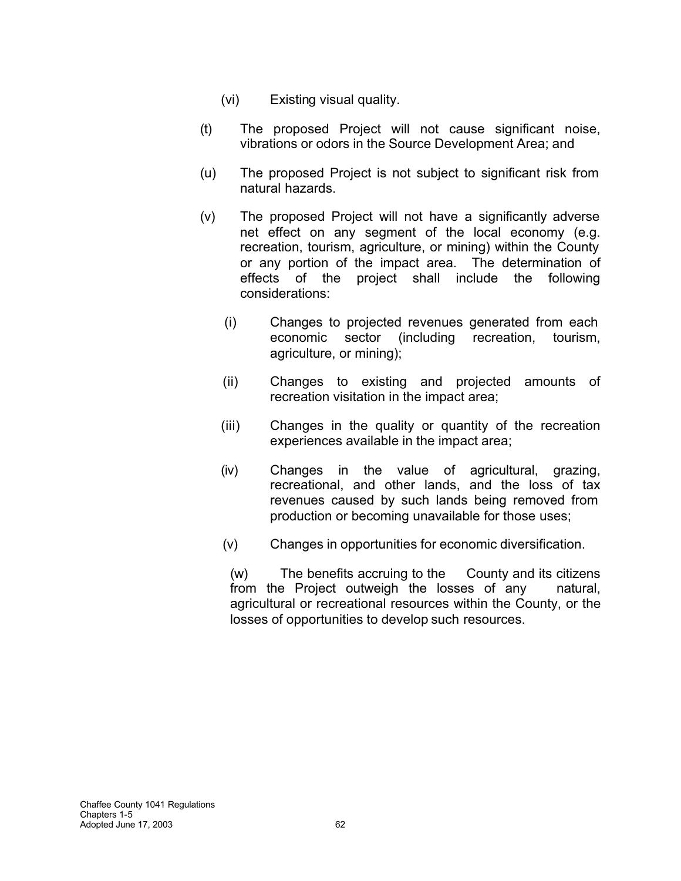(vi) Existing visual quality.

(t) The proposed Project will not cause significant noise, vibrations or odors in the Source Development Area; and

(u) The proposed Project is not subject to significant risk from natural hazards.

(v) The proposed Project will not have a significantly adverse net effect on any segment of the local economy (e.g. recreation, tourism, agriculture, or mining) within the County or any portion of the impact area. The determination of effects of the project shall include the following considerations:

(i) Changes to projected revenues generated from each economic sector (including recreation, tourism, agriculture, or mining);

(ii) Changes to existing and projected amounts of recreation visitation in the impact area;

(iii) Changes in the quality or quantity of the recreation experiences available in the impact area;

(iv) Changes in the value of agricultural, grazing, recreational, and other lands, and the loss of tax revenues caused by such lands being removed from production or becoming unavailable for those uses;

(v) Changes in opportunities for economic diversification.

(w) The benefits accruing to the County and its citizens from the Project outweigh the losses of any natural, agricultural or recreational resources within the County, or the losses of opportunities to develop such resources.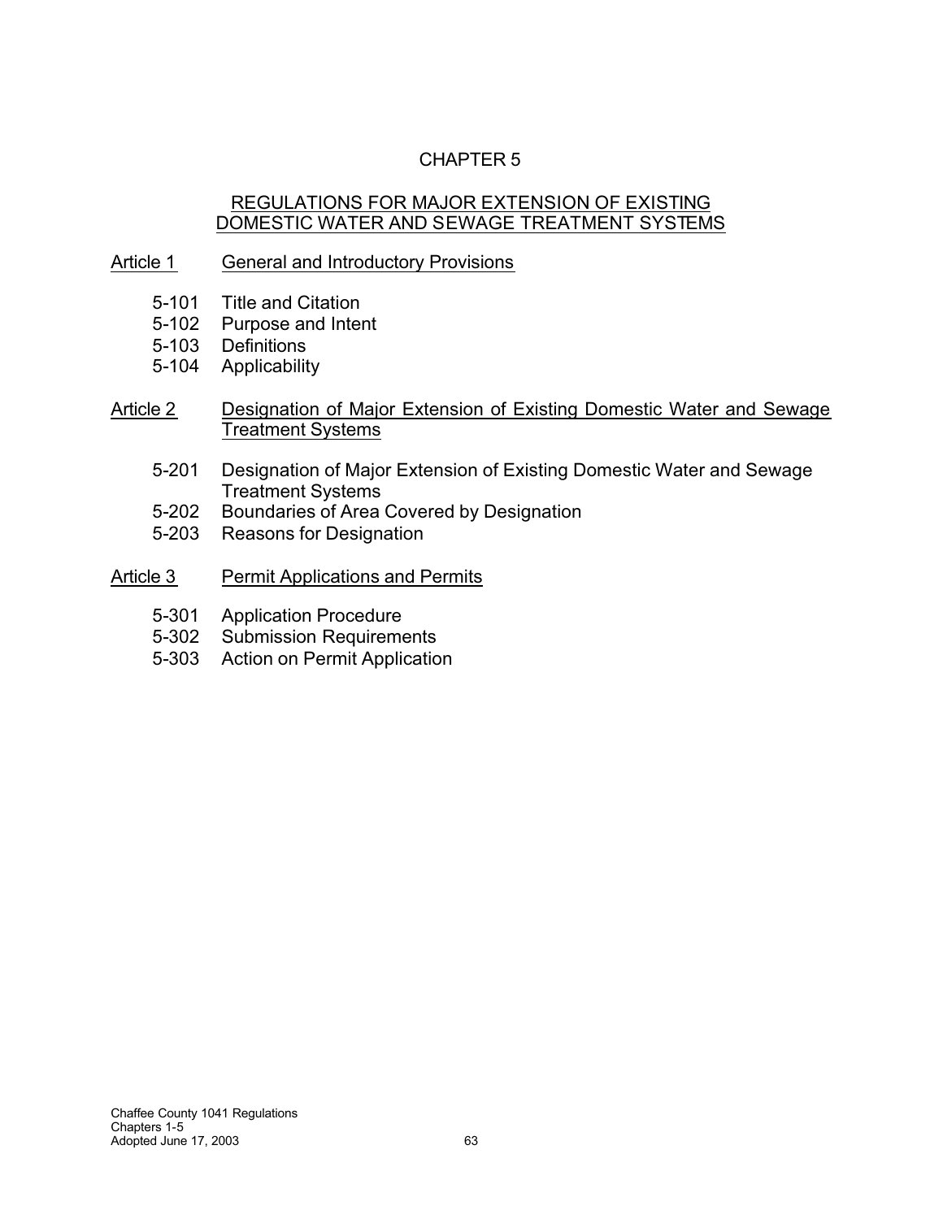# CHAPTER 5

## REGULATIONS FOR MAJOR EXTENSION OF EXISTING DOMESTIC WATER AND SEWAGE TREATMENT SYSTEMS

Article 1 General and Introductory Provisions

- 5-101 Title and Citation
- 5-102 Purpose and Intent
- 5-103 Definitions
- 5-104 Applicability

Article 2 Designation of Major Extension of Existing Domestic Water and Sewage Treatment Systems

- 5-201 Designation of Major Extension of Existing Domestic Water and Sewage Treatment Systems
- 5-202 Boundaries of Area Covered by Designation
- 5-203 Reasons for Designation

Article 3 Permit Applications and Permits

- 5-301 Application Procedure
- 5-302 Submission Requirements
- 5-303 Action on Permit Application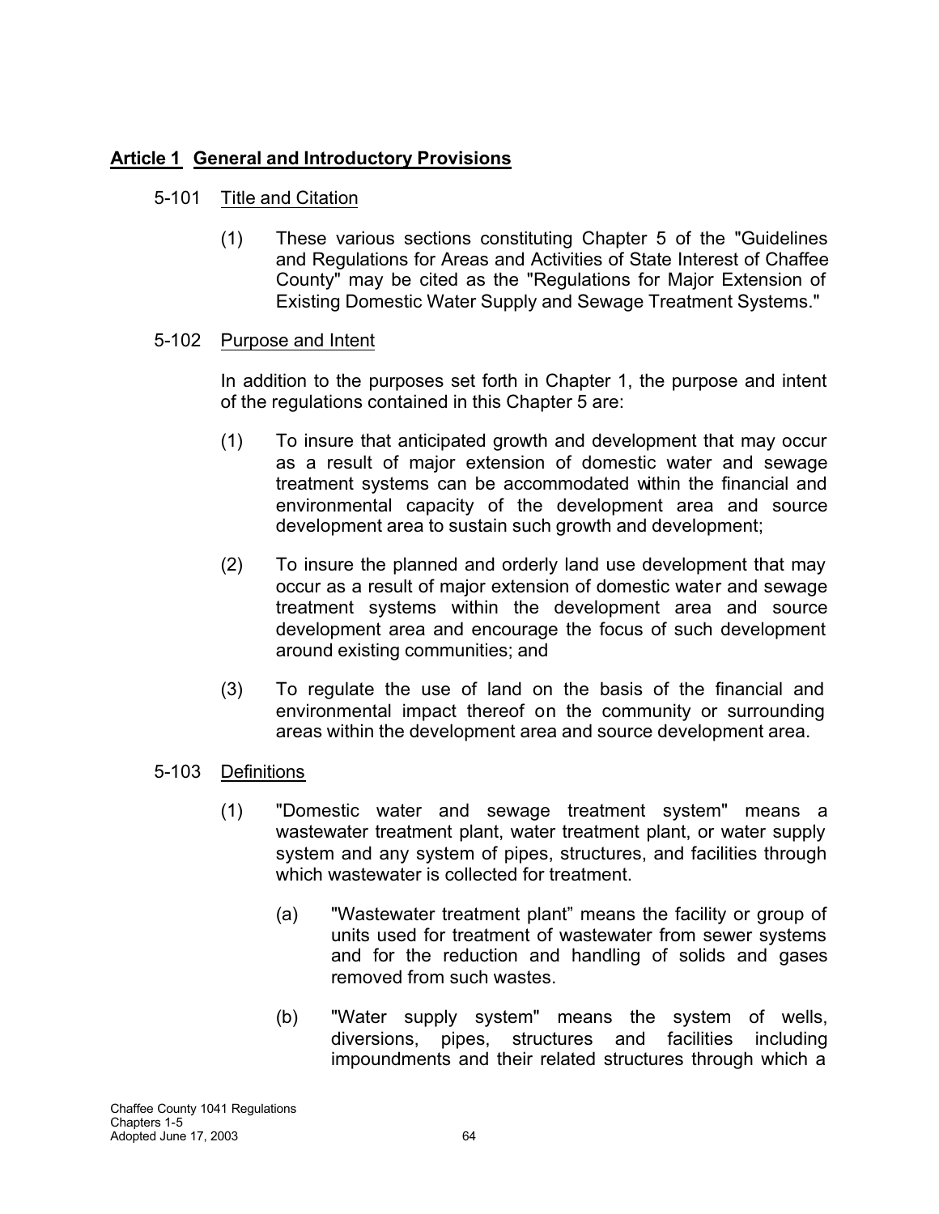## Article 1 General and Introductory Provisions

5-101 Title and Citation

(1) These various sections constituting Chapter 5 of the "Guidelines and Regulations for Areas and Activities of State Interest of Chaffee County" may be cited as the "Regulations for Major Extension of Existing Domestic Water Supply and Sewage Treatment Systems."

5-102 Purpose and Intent

In addition to the purposes set forth in Chapter 1, the purpose and intent of the regulations contained in this Chapter 5 are:

(1) To insure that anticipated growth and development that may occur as a result of major extension of domestic water and sewage treatment systems can be accommodated within the financial and environmental capacity of the development area and source development area to sustain such growth and development;

(2) To insure the planned and orderly land use development that may occur as a result of major extension of domestic water and sewage treatment systems within the development area and source development area and encourage the focus of such development around existing communities; and

(3) To regulate the use of land on the basis of the financial and environmental impact thereof on the community or surrounding areas within the development area and source development area.

5-103 Definitions

(1) "Domestic water and sewage treatment system" means a wastewater treatment plant, water treatment plant, or water supply system and any system of pipes, structures, and facilities through which wastewater is collected for treatment.

(a) "Wastewater treatment plant" means the facility or group of units used for treatment of wastewater from sewer systems and for the reduction and handling of solids and gases removed from such wastes.

(b) "Water supply system" means the system of wells, diversions, pipes, structures and facilities including impoundments and their related structures through which a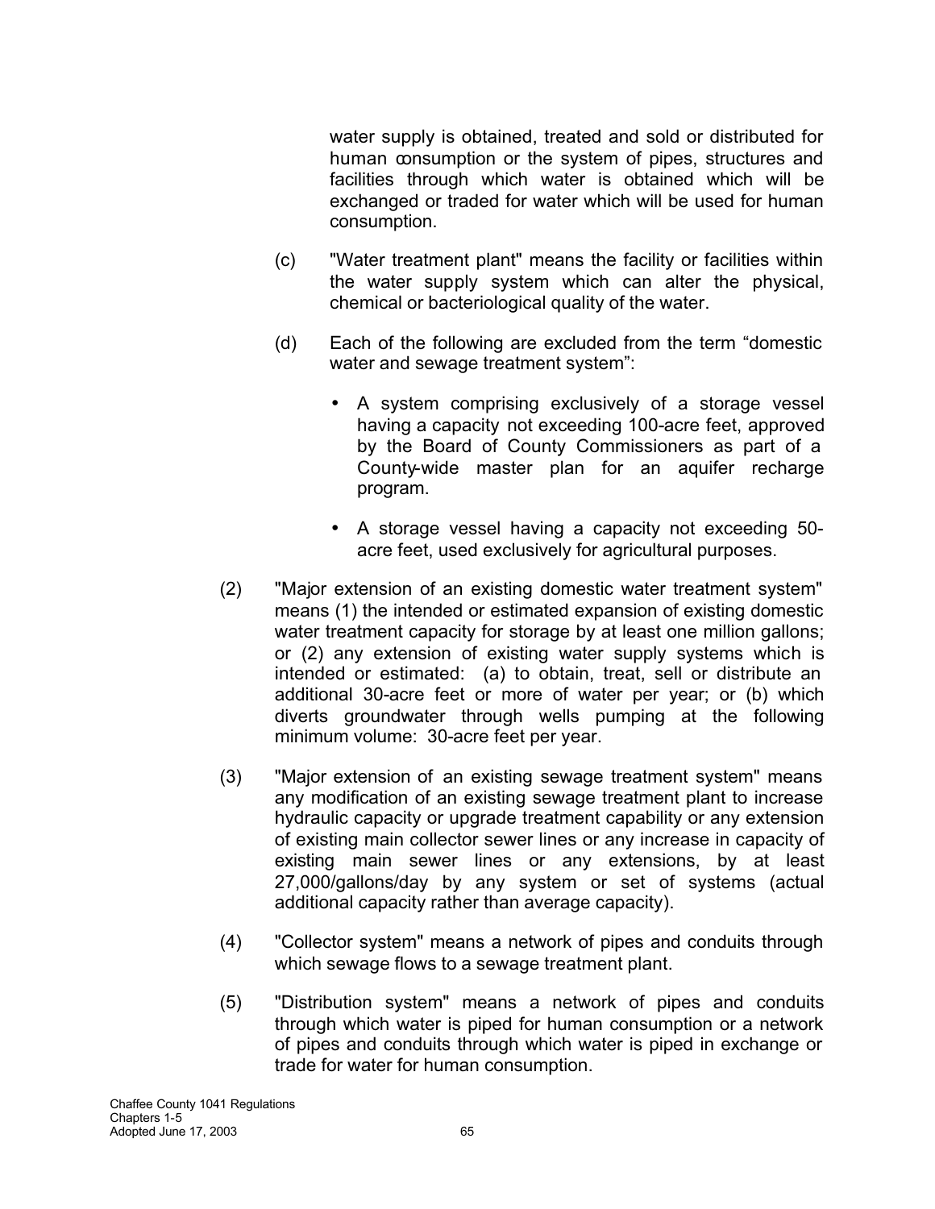water supply is obtained, treated and sold or distributed for human consumption or the system of pipes, structures and facilities through which water is obtained which will be exchanged or traded for water which will be used for human consumption.

(c) "Water treatment plant" means the facility or facilities within the water supply system which can alter the physical, chemical or bacteriological quality of the water.

(d) Each of the following are excluded from the term "domestic water and sewage treatment system":

- A system comprising exclusively of a storage vessel having a capacity not exceeding 100-acre feet, approved by the Board of County Commissioners as part of a County-wide master plan for an aquifer recharge program.

- A storage vessel having a capacity not exceeding 50-acre feet, used exclusively for agricultural purposes.

(2) "Major extension of an existing domestic water treatment system" means (1) the intended or estimated expansion of existing domestic water treatment capacity for storage by at least one million gallons; or (2) any extension of existing water supply systems which is intended or estimated: (a) to obtain, treat, sell or distribute an additional 30-acre feet or more of water per year; or (b) which diverts groundwater through wells pumping at the following minimum volume: 30-acre feet per year.

(3) "Major extension of an existing sewage treatment system" means any modification of an existing sewage treatment plant to increase hydraulic capacity or upgrade treatment capability or any extension of existing main collector sewer lines or any increase in capacity of existing main sewer lines or any extensions, by at least 27,000/gallons/day by any system or set of systems (actual additional capacity rather than average capacity).

(4) "Collector system" means a network of pipes and conduits through which sewage flows to a sewage treatment plant.

(5) "Distribution system" means a network of pipes and conduits through which water is piped for human consumption or a network of pipes and conduits through which water is piped in exchange or trade for water for human consumption.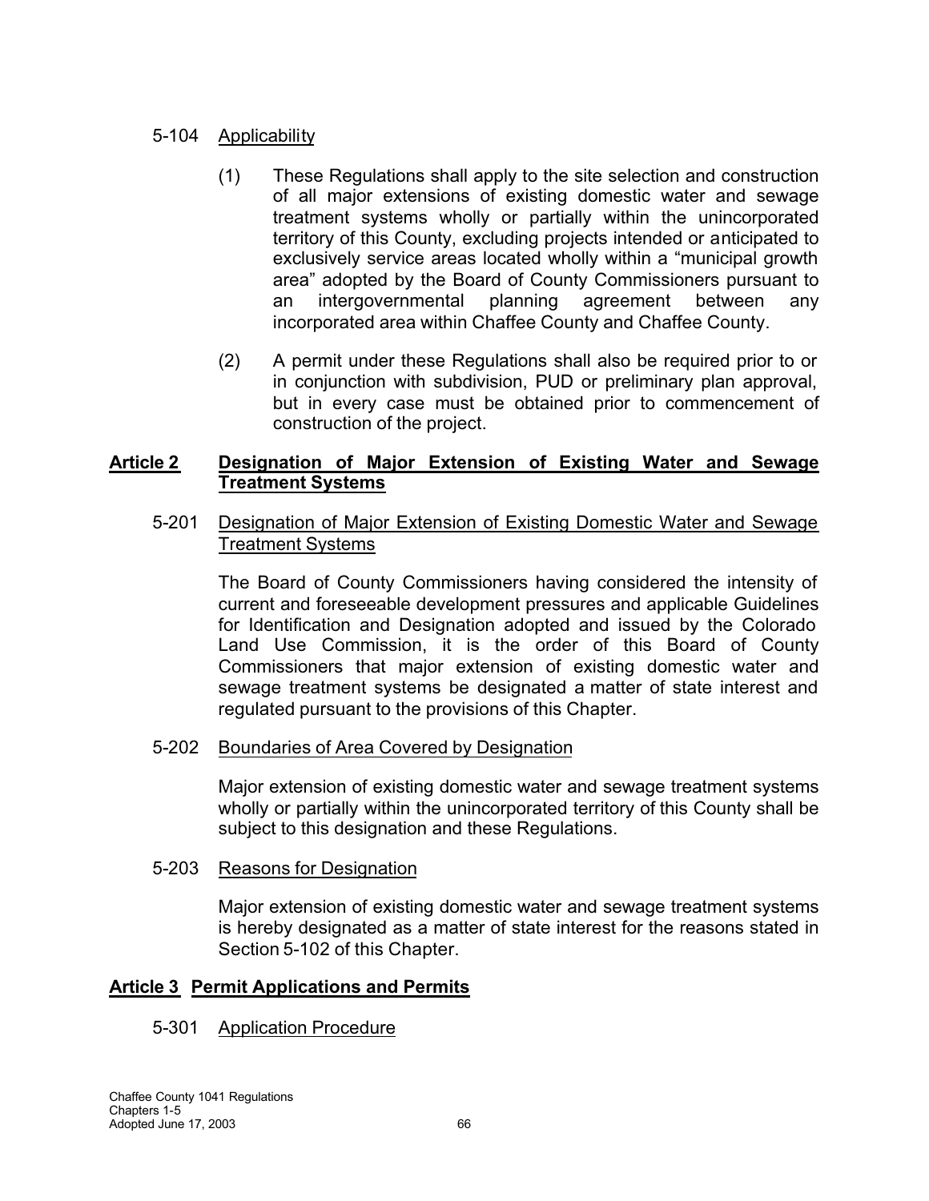5-104 Applicability

(1) These Regulations shall apply to the site selection and construction of all major extensions of existing domestic water and sewage treatment systems wholly or partially within the unincorporated territory of this County, excluding projects intended or anticipated to exclusively service areas located wholly within a "municipal growth area" adopted by the Board of County Commissioners pursuant to an intergovernmental planning agreement between any incorporated area within Chaffee County and Chaffee County.

(2) A permit under these Regulations shall also be required prior to or in conjunction with subdivision, PUD or preliminary plan approval, but in every case must be obtained prior to commencement of construction of the project.

## Article 2 Designation of Major Extension of Existing Water and Sewage Treatment Systems

5-201 Designation of Major Extension of Existing Domestic Water and Sewage Treatment Systems

The Board of County Commissioners having considered the intensity of current and foreseeable development pressures and applicable Guidelines for Identification and Designation adopted and issued by the Colorado Land Use Commission, it is the order of this Board of County Commissioners that major extension of existing domestic water and sewage treatment systems be designated a matter of state interest and regulated pursuant to the provisions of this Chapter.

5-202 Boundaries of Area Covered by Designation

Major extension of existing domestic water and sewage treatment systems wholly or partially within the unincorporated territory of this County shall be subject to this designation and these Regulations.

5-203 Reasons for Designation

Major extension of existing domestic water and sewage treatment systems is hereby designated as a matter of state interest for the reasons stated in Section 5-102 of this Chapter.

## Article 3 Permit Applications and Permits

5-301 Application Procedure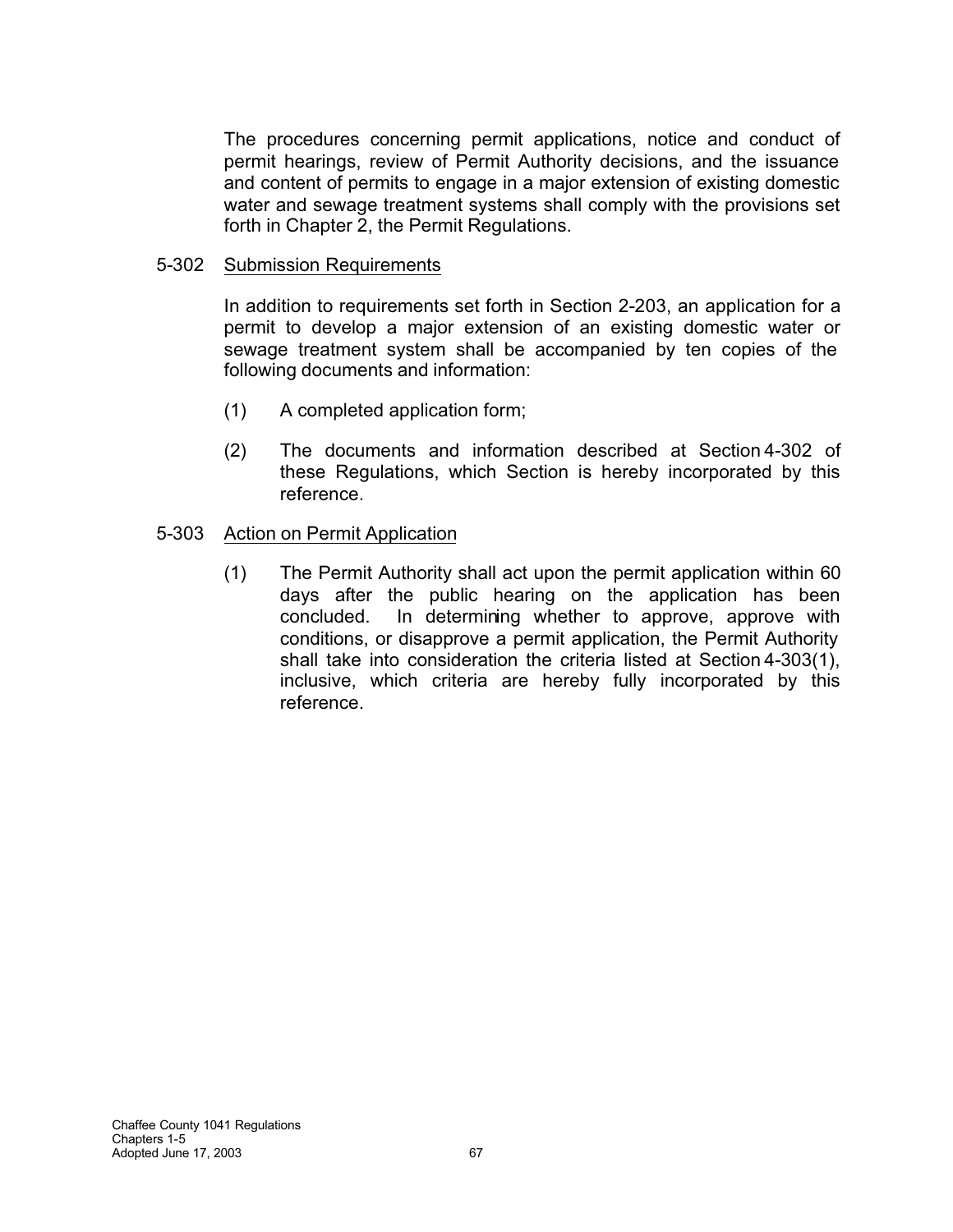The procedures concerning permit applications, notice and conduct of permit hearings, review of Permit Authority decisions, and the issuance and content of permits to engage in a major extension of existing domestic water and sewage treatment systems shall comply with the provisions set forth in Chapter 2, the Permit Regulations.

5-302 Submission Requirements

In addition to requirements set forth in Section 2-203, an application for a permit to develop a major extension of an existing domestic water or sewage treatment system shall be accompanied by ten copies of the following documents and information:

(1) A completed application form;

(2) The documents and information described at Section 4-302 of these Regulations, which Section is hereby incorporated by this reference.

5-303 Action on Permit Application

(1) The Permit Authority shall act upon the permit application within 60 days after the public hearing on the application has been concluded. In determining whether to approve, approve with conditions, or disapprove a permit application, the Permit Authority shall take into consideration the criteria listed at Section 4-303(1), inclusive, which criteria are hereby fully incorporated by this reference.